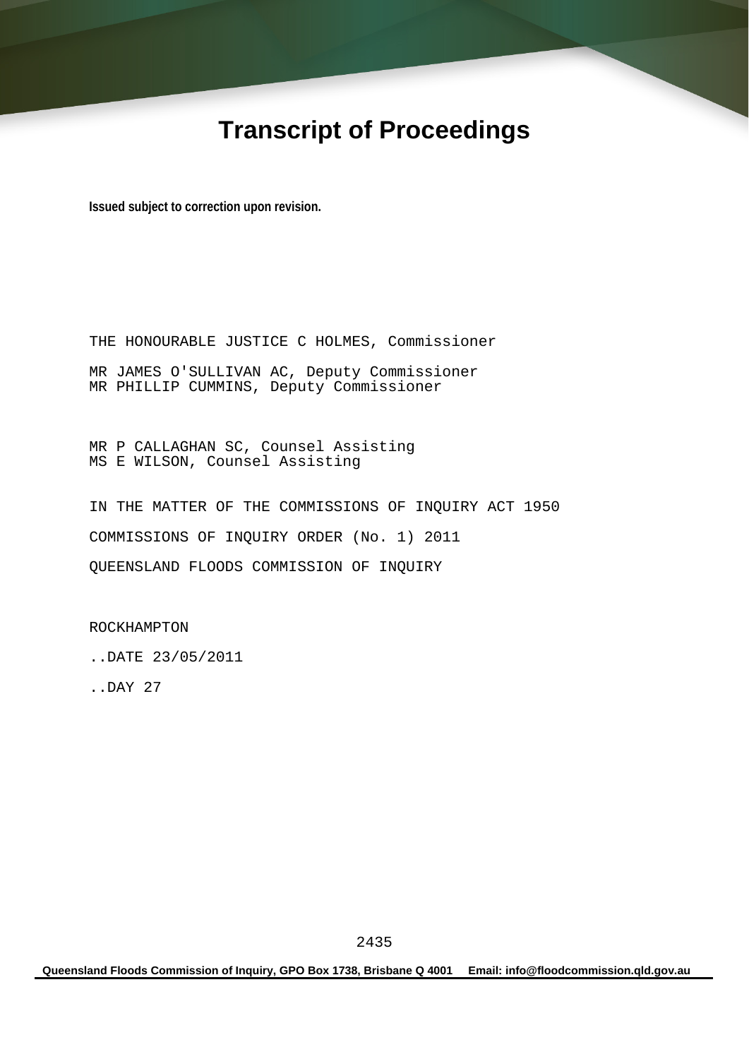# Transcript of Proceedings

**Issued subject to correction upon revision.**

THE HONOURABLE JUSTICE C HOLMES, Commissioner

MR JAMES O'SULLIVAN AC, Deputy Commissioner
MR PHILLIP CUMMINS, Deputy Commissioner

MR P CALLAGHAN SC, Counsel Assisting
MS E WILSON, Counsel Assisting

IN THE MATTER OF THE COMMISSIONS OF INQUIRY ACT 1950

COMMISSIONS OF INQUIRY ORDER (No. 1) 2011

QUEENSLAND FLOODS COMMISSION OF INQUIRY

ROCKHAMPTON

..DATE 23/05/2011

..DAY 27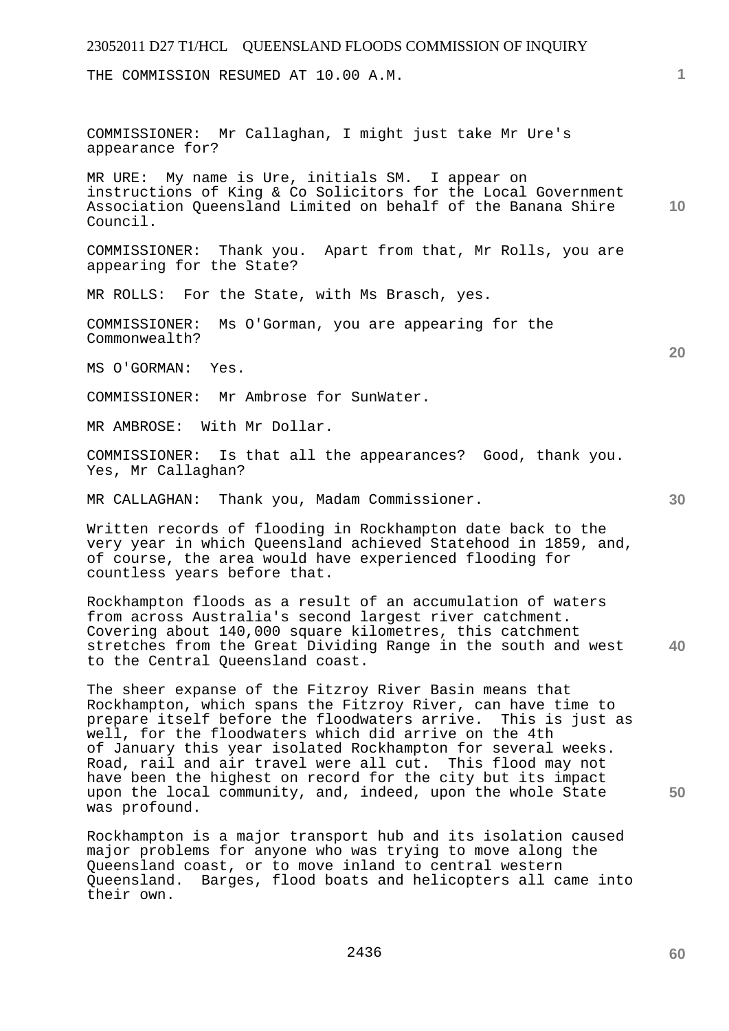THE COMMISSION RESUMED AT 10.00 A.M.

COMMISSIONER: Mr Callaghan, I might just take Mr Ure's appearance for?

MR URE: My name is Ure, initials SM. I appear on instructions of King & Co Solicitors for the Local Government Association Queensland Limited on behalf of the Banana Shire Council.

COMMISSIONER: Thank you. Apart from that, Mr Rolls, you are appearing for the State?

MR ROLLS: For the State, with Ms Brasch, yes.

COMMISSIONER: Ms O'Gorman, you are appearing for the Commonwealth?

MS O'GORMAN: Yes.

COMMISSIONER: Mr Ambrose for SunWater.

MR AMBROSE: With Mr Dollar.

COMMISSIONER: Is that all the appearances? Good, thank you. Yes, Mr Callaghan?

MR CALLAGHAN: Thank you, Madam Commissioner.

Written records of flooding in Rockhampton date back to the very year in which Queensland achieved Statehood in 1859, and, of course, the area would have experienced flooding for countless years before that.

Rockhampton floods as a result of an accumulation of waters from across Australia's second largest river catchment. Covering about 140,000 square kilometres, this catchment stretches from the Great Dividing Range in the south and west to the Central Queensland coast.

The sheer expanse of the Fitzroy River Basin means that Rockhampton, which spans the Fitzroy River, can have time to prepare itself before the floodwaters arrive. This is just as well, for the floodwaters which did arrive on the 4th of January this year isolated Rockhampton for several weeks. Road, rail and air travel were all cut. This flood may not have been the highest on record for the city but its impact upon the local community, and, indeed, upon the whole State was profound.

Rockhampton is a major transport hub and its isolation caused major problems for anyone who was trying to move along the Queensland coast, or to move inland to central western Queensland. Barges, flood boats and helicopters all came into their own.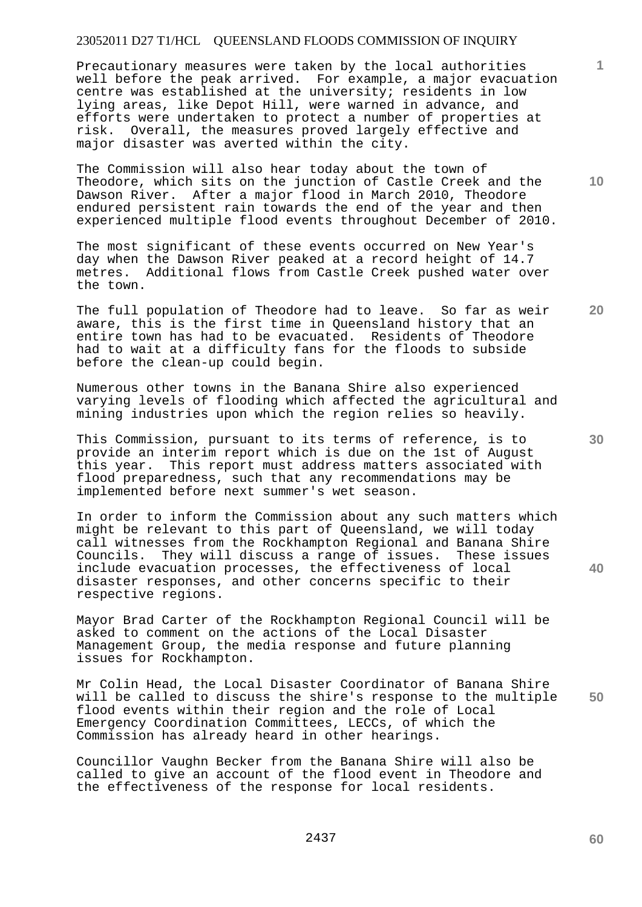Precautionary measures were taken by the local authorities well before the peak arrived. For example, a major evacuation centre was established at the university; residents in low lying areas, like Depot Hill, were warned in advance, and efforts were undertaken to protect a number of properties at risk. Overall, the measures proved largely effective and major disaster was averted within the city.

The Commission will also hear today about the town of Theodore, which sits on the junction of Castle Creek and the Dawson River. After a major flood in March 2010, Theodore endured persistent rain towards the end of the year and then experienced multiple flood events throughout December of 2010.

The most significant of these events occurred on New Year's day when the Dawson River peaked at a record height of 14.7 metres. Additional flows from Castle Creek pushed water over the town.

The full population of Theodore had to leave. So far as weir aware, this is the first time in Queensland history that an entire town has had to be evacuated. Residents of Theodore had to wait at a difficulty fans for the floods to subside before the clean-up could begin.

Numerous other towns in the Banana Shire also experienced varying levels of flooding which affected the agricultural and mining industries upon which the region relies so heavily.

This Commission, pursuant to its terms of reference, is to provide an interim report which is due on the 1st of August this year. This report must address matters associated with flood preparedness, such that any recommendations may be implemented before next summer's wet season.

In order to inform the Commission about any such matters which might be relevant to this part of Queensland, we will today call witnesses from the Rockhampton Regional and Banana Shire Councils. They will discuss a range of issues. These issues include evacuation processes, the effectiveness of local disaster responses, and other concerns specific to their respective regions.

Mayor Brad Carter of the Rockhampton Regional Council will be asked to comment on the actions of the Local Disaster Management Group, the media response and future planning issues for Rockhampton.

Mr Colin Head, the Local Disaster Coordinator of Banana Shire will be called to discuss the shire's response to the multiple flood events within their region and the role of Local Emergency Coordination Committees, LECCs, of which the Commission has already heard in other hearings.

Councillor Vaughn Becker from the Banana Shire will also be called to give an account of the flood event in Theodore and the effectiveness of the response for local residents.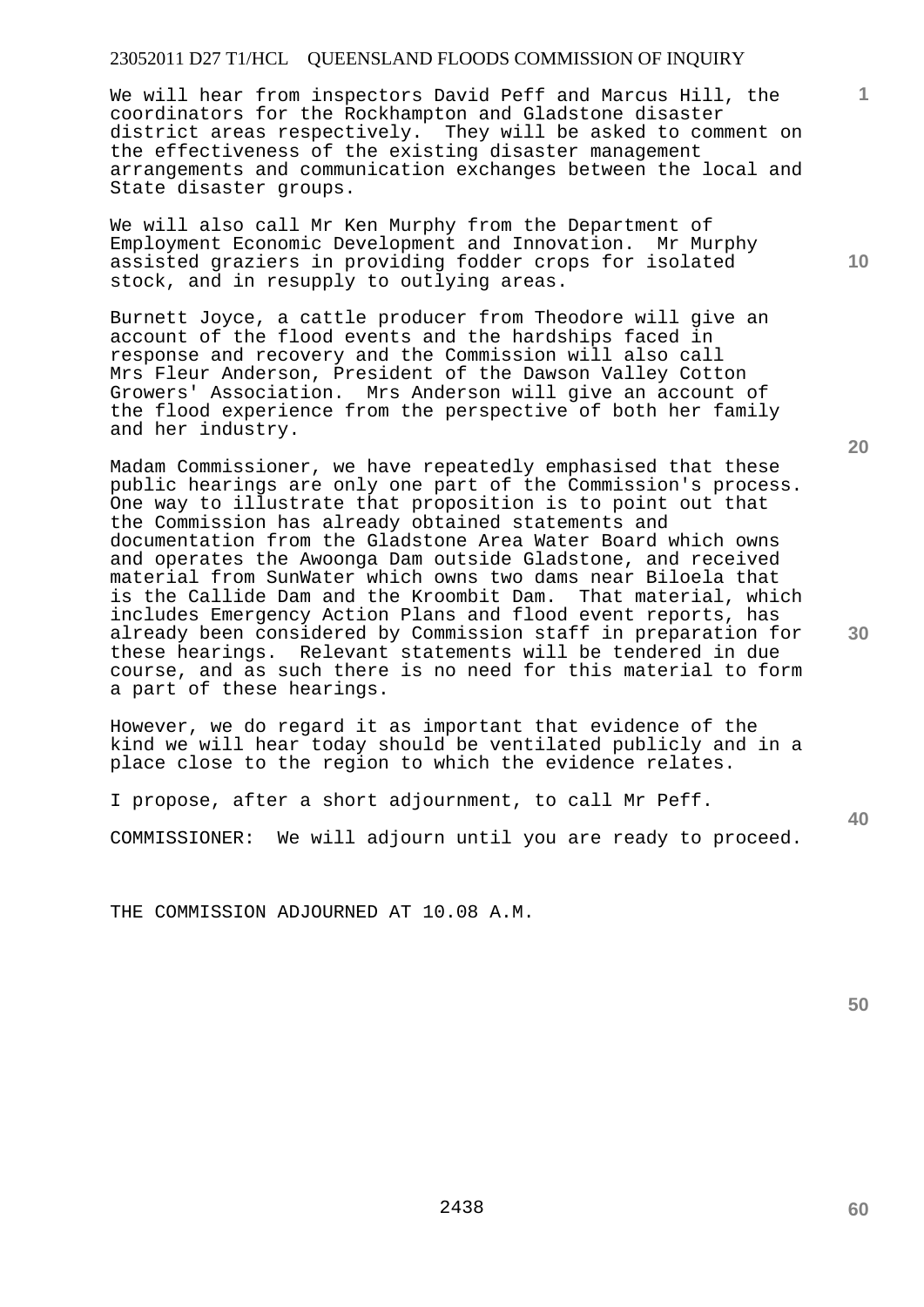We will hear from inspectors David Peff and Marcus Hill, the coordinators for the Rockhampton and Gladstone disaster district areas respectively. They will be asked to comment on the effectiveness of the existing disaster management arrangements and communication exchanges between the local and State disaster groups.

We will also call Mr Ken Murphy from the Department of Employment Economic Development and Innovation. Mr Murphy assisted graziers in providing fodder crops for isolated stock, and in resupply to outlying areas.

Burnett Joyce, a cattle producer from Theodore will give an account of the flood events and the hardships faced in response and recovery and the Commission will also call Mrs Fleur Anderson, President of the Dawson Valley Cotton Growers' Association. Mrs Anderson will give an account of the flood experience from the perspective of both her family and her industry.

Madam Commissioner, we have repeatedly emphasised that these public hearings are only one part of the Commission's process. One way to illustrate that proposition is to point out that the Commission has already obtained statements and documentation from the Gladstone Area Water Board which owns and operates the Awoonga Dam outside Gladstone, and received material from SunWater which owns two dams near Biloela that is the Callide Dam and the Kroombit Dam. That material, which includes Emergency Action Plans and flood event reports, has already been considered by Commission staff in preparation for these hearings. Relevant statements will be tendered in due course, and as such there is no need for this material to form a part of these hearings.

However, we do regard it as important that evidence of the kind we will hear today should be ventilated publicly and in a place close to the region to which the evidence relates.

I propose, after a short adjournment, to call Mr Peff.

COMMISSIONER: We will adjourn until you are ready to proceed.

THE COMMISSION ADJOURNED AT 10.08 A.M.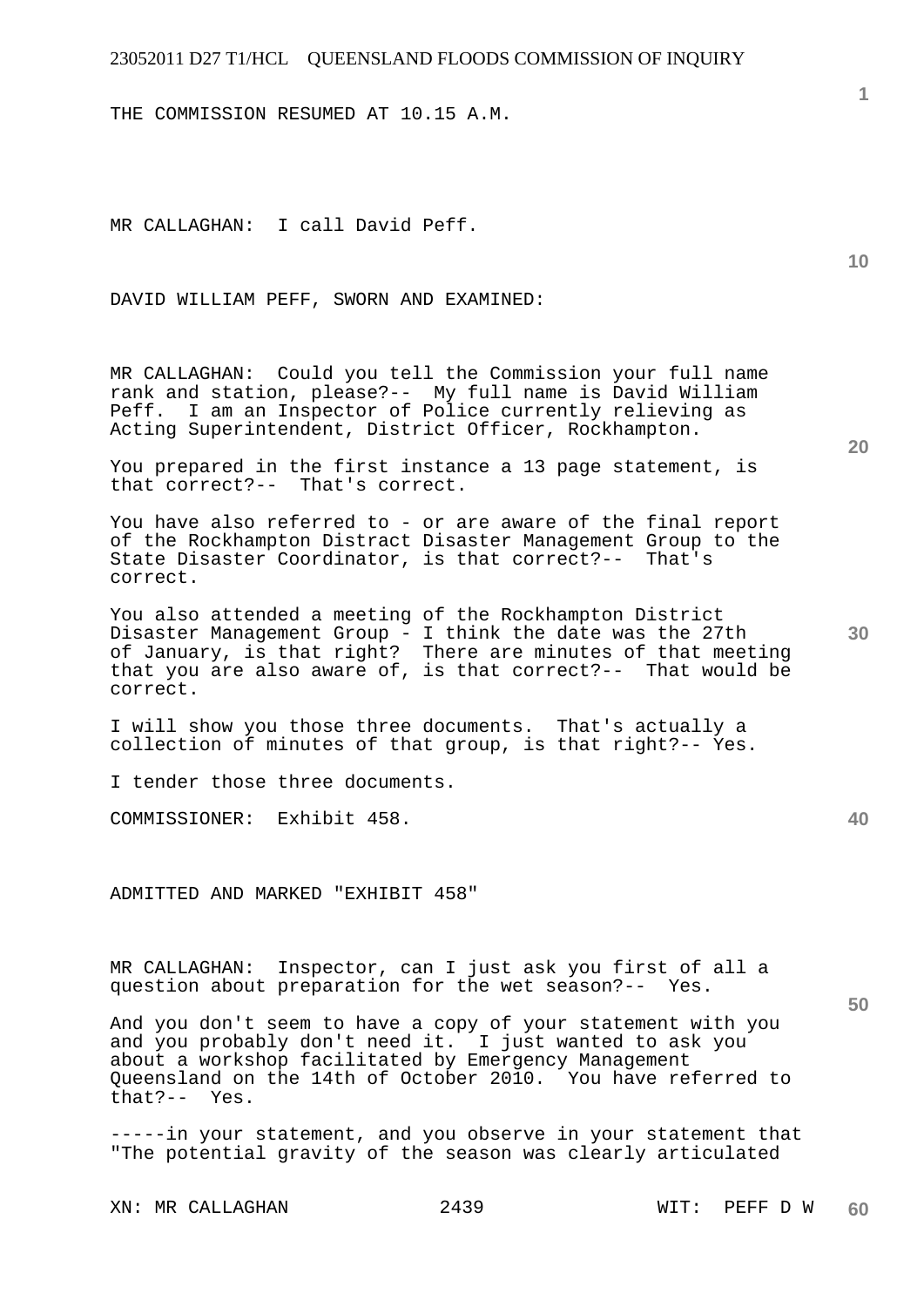THE COMMISSION RESUMED AT 10.15 A.M.

MR CALLAGHAN: I call David Peff.

DAVID WILLIAM PEFF, SWORN AND EXAMINED:

MR CALLAGHAN: Could you tell the Commission your full name rank and station, please?-- My full name is David William Peff. I am an Inspector of Police currently relieving as Acting Superintendent, District Officer, Rockhampton.

You prepared in the first instance a 13 page statement, is that correct?-- That's correct.

You have also referred to - or are aware of the final report of the Rockhampton Distract Disaster Management Group to the State Disaster Coordinator, is that correct?-- That's correct.

You also attended a meeting of the Rockhampton District Disaster Management Group - I think the date was the 27th of January, is that right? There are minutes of that meeting that you are also aware of, is that correct?-- That would be correct.

I will show you those three documents. That's actually a collection of minutes of that group, is that right?-- Yes.

I tender those three documents.

COMMISSIONER: Exhibit 458.

ADMITTED AND MARKED "EXHIBIT 458"

MR CALLAGHAN: Inspector, can I just ask you first of all a question about preparation for the wet season?-- Yes.

And you don't seem to have a copy of your statement with you and you probably don't need it. I just wanted to ask you about a workshop facilitated by Emergency Management Queensland on the 14th of October 2010. You have referred to that?-- Yes.

-----in your statement, and you observe in your statement that "The potential gravity of the season was clearly articulated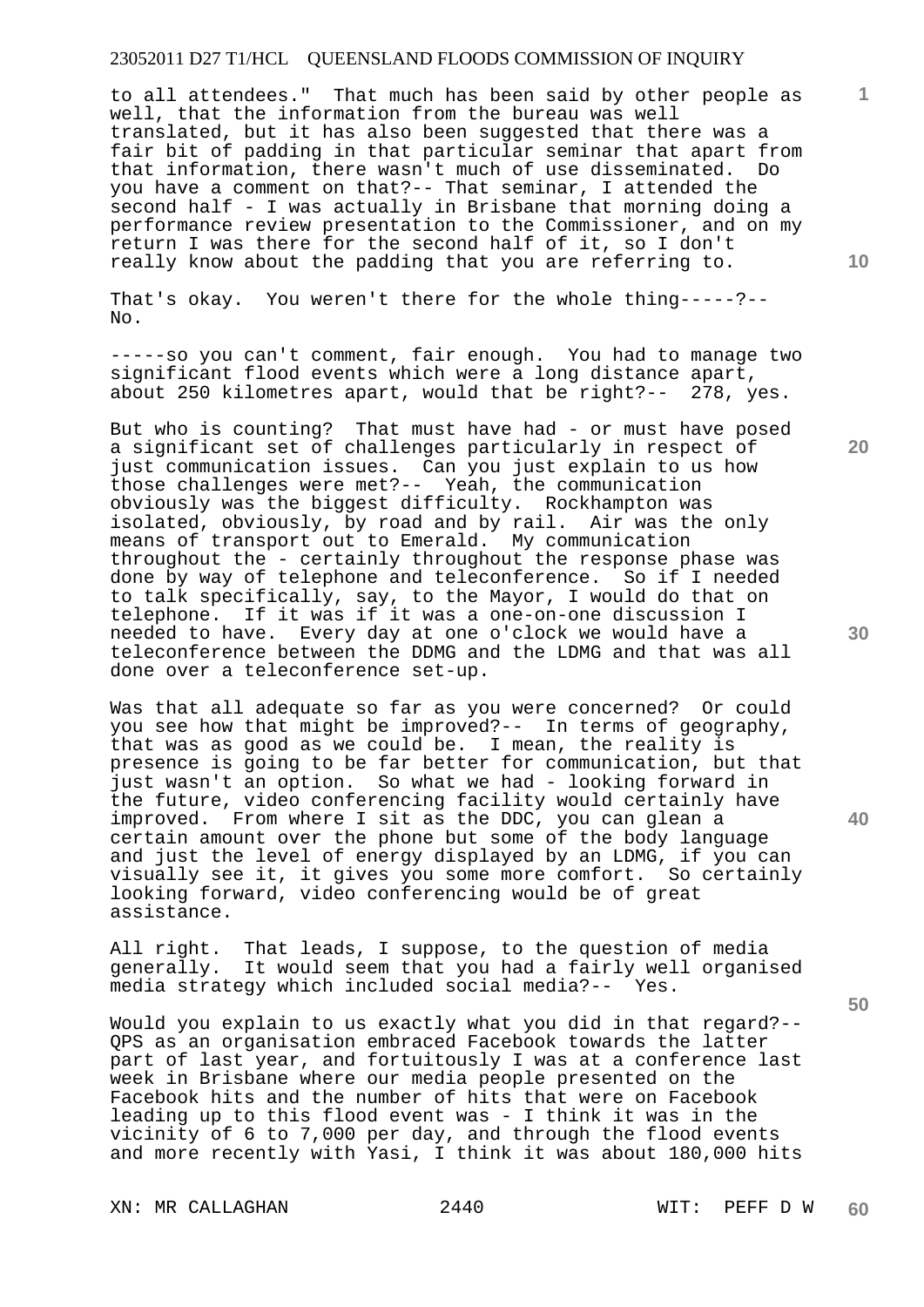to all attendees." That much has been said by other people as well, that the information from the bureau was well translated, but it has also been suggested that there was a fair bit of padding in that particular seminar that apart from that information, there wasn't much of use disseminated. Do you have a comment on that?-- That seminar, I attended the second half - I was actually in Brisbane that morning doing a performance review presentation to the Commissioner, and on my return I was there for the second half of it, so I don't really know about the padding that you are referring to.

That's okay. You weren't there for the whole thing-----?-- No.

-----so you can't comment, fair enough. You had to manage two significant flood events which were a long distance apart, about 250 kilometres apart, would that be right?-- 278, yes.

But who is counting? That must have had - or must have posed a significant set of challenges particularly in respect of just communication issues. Can you just explain to us how those challenges were met?-- Yeah, the communication obviously was the biggest difficulty. Rockhampton was isolated, obviously, by road and by rail. Air was the only means of transport out to Emerald. My communication throughout the - certainly throughout the response phase was done by way of telephone and teleconference. So if I needed to talk specifically, say, to the Mayor, I would do that on telephone. If it was if it was a one-on-one discussion I needed to have. Every day at one o'clock we would have a teleconference between the DDMG and the LDMG and that was all done over a teleconference set-up.

Was that all adequate so far as you were concerned? Or could you see how that might be improved?-- In terms of geography, that was as good as we could be. I mean, the reality is presence is going to be far better for communication, but that just wasn't an option. So what we had - looking forward in the future, video conferencing facility would certainly have improved. From where I sit as the DDC, you can glean a certain amount over the phone but some of the body language and just the level of energy displayed by an LDMG, if you can visually see it, it gives you some more comfort. So certainly looking forward, video conferencing would be of great assistance.

All right. That leads, I suppose, to the question of media generally. It would seem that you had a fairly well organised media strategy which included social media?-- Yes.

Would you explain to us exactly what you did in that regard?-- QPS as an organisation embraced Facebook towards the latter part of last year, and fortuitously I was at a conference last week in Brisbane where our media people presented on the Facebook hits and the number of hits that were on Facebook leading up to this flood event was - I think it was in the vicinity of 6 to 7,000 per day, and through the flood events and more recently with Yasi, I think it was about 180,000 hits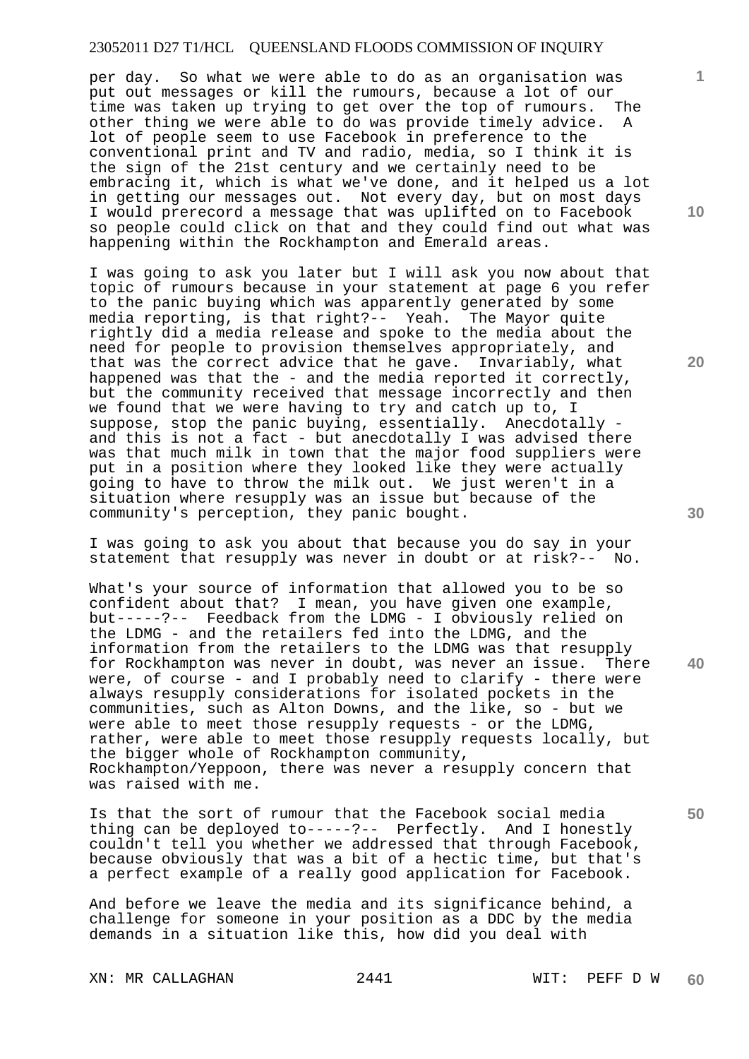per day. So what we were able to do as an organisation was put out messages or kill the rumours, because a lot of our time was taken up trying to get over the top of rumours. The other thing we were able to do was provide timely advice. A lot of people seem to use Facebook in preference to the conventional print and TV and radio, media, so I think it is the sign of the 21st century and we certainly need to be embracing it, which is what we've done, and it helped us a lot in getting our messages out. Not every day, but on most days I would prerecord a message that was uplifted on to Facebook so people could click on that and they could find out what was happening within the Rockhampton and Emerald areas.

I was going to ask you later but I will ask you now about that topic of rumours because in your statement at page 6 you refer to the panic buying which was apparently generated by some media reporting, is that right?-- Yeah. The Mayor quite rightly did a media release and spoke to the media about the need for people to provision themselves appropriately, and that was the correct advice that he gave. Invariably, what happened was that the - and the media reported it correctly, but the community received that message incorrectly and then we found that we were having to try and catch up to, I suppose, stop the panic buying, essentially. Anecdotally - and this is not a fact - but anecdotally I was advised there was that much milk in town that the major food suppliers were put in a position where they looked like they were actually going to have to throw the milk out. We just weren't in a situation where resupply was an issue but because of the community's perception, they panic bought.

I was going to ask you about that because you do say in your statement that resupply was never in doubt or at risk?-- No.

What's your source of information that allowed you to be so confident about that? I mean, you have given one example, but-----?-- Feedback from the LDMG - I obviously relied on the LDMG - and the retailers fed into the LDMG, and the information from the retailers to the LDMG was that resupply for Rockhampton was never in doubt, was never an issue. There were, of course - and I probably need to clarify - there were always resupply considerations for isolated pockets in the communities, such as Alton Downs, and the like, so - but we were able to meet those resupply requests - or the LDMG, rather, were able to meet those resupply requests locally, but the bigger whole of Rockhampton community, Rockhampton/Yeppoon, there was never a resupply concern that was raised with me.

Is that the sort of rumour that the Facebook social media thing can be deployed to-----?-- Perfectly. And I honestly couldn't tell you whether we addressed that through Facebook, because obviously that was a bit of a hectic time, but that's a perfect example of a really good application for Facebook.

And before we leave the media and its significance behind, a challenge for someone in your position as a DDC by the media demands in a situation like this, how did you deal with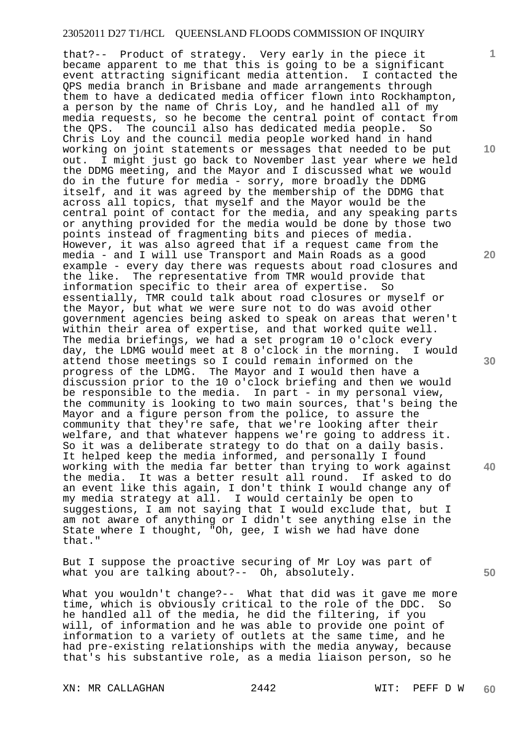that?-- Product of strategy. Very early in the piece it became apparent to me that this is going to be a significant event attracting significant media attention. I contacted the QPS media branch in Brisbane and made arrangements through them to have a dedicated media officer flown into Rockhampton, a person by the name of Chris Loy, and he handled all of my media requests, so he become the central point of contact from the QPS. The council also has dedicated media people. So Chris Loy and the council media people worked hand in hand working on joint statements or messages that needed to be put out. I might just go back to November last year where we held the DDMG meeting, and the Mayor and I discussed what we would do in the future for media - sorry, more broadly the DDMG itself, and it was agreed by the membership of the DDMG that across all topics, that myself and the Mayor would be the central point of contact for the media, and any speaking parts or anything provided for the media would be done by those two points instead of fragmenting bits and pieces of media. However, it was also agreed that if a request came from the media - and I will use Transport and Main Roads as a good example - every day there was requests about road closures and the like. The representative from TMR would provide that information specific to their area of expertise. So essentially, TMR could talk about road closures or myself or the Mayor, but what we were sure not to do was avoid other government agencies being asked to speak on areas that weren't within their area of expertise, and that worked quite well. The media briefings, we had a set program 10 o'clock every day, the LDMG would meet at 8 o'clock in the morning. I would attend those meetings so I could remain informed on the progress of the LDMG. The Mayor and I would then have a discussion prior to the 10 o'clock briefing and then we would be responsible to the media. In part - in my personal view, the community is looking to two main sources, that's being the Mayor and a figure person from the police, to assure the community that they're safe, that we're looking after their welfare, and that whatever happens we're going to address it. So it was a deliberate strategy to do that on a daily basis. It helped keep the media informed, and personally I found working with the media far better than trying to work against the media. It was a better result all round. If asked to do an event like this again, I don't think I would change any of my media strategy at all. I would certainly be open to suggestions, I am not saying that I would exclude that, but I am not aware of anything or I didn't see anything else in the State where I thought, "Oh, gee, I wish we had have done that."

But I suppose the proactive securing of Mr Loy was part of what you are talking about?-- Oh, absolutely.

What you wouldn't change?-- What that did was it gave me more time, which is obviously critical to the role of the DDC. So he handled all of the media, he did the filtering, if you will, of information and he was able to provide one point of information to a variety of outlets at the same time, and he had pre-existing relationships with the media anyway, because that's his substantive role, as a media liaison person, so he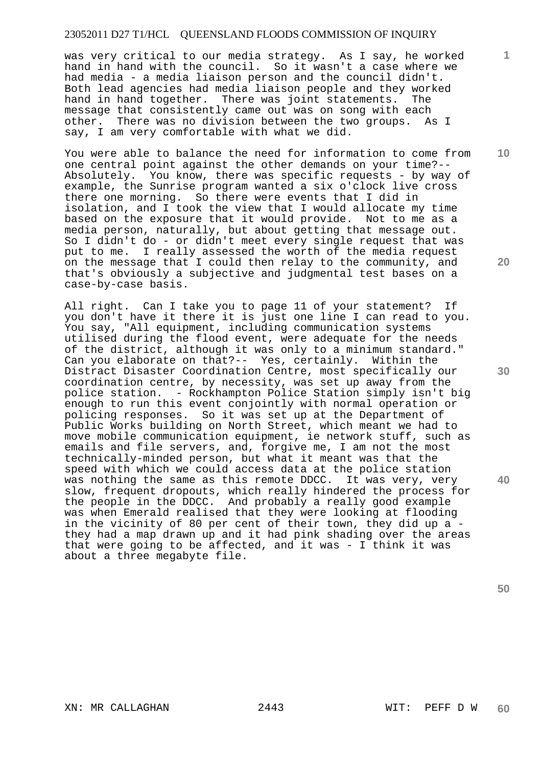was very critical to our media strategy. As I say, he worked hand in hand with the council. So it wasn't a case where we had media - a media liaison person and the council didn't. Both lead agencies had media liaison people and they worked hand in hand together. There was joint statements. The message that consistently came out was on song with each other. There was no division between the two groups. As I say, I am very comfortable with what we did.

You were able to balance the need for information to come from one central point against the other demands on your time?-- Absolutely. You know, there was specific requests - by way of example, the Sunrise program wanted a six o'clock live cross there one morning. So there were events that I did in isolation, and I took the view that I would allocate my time based on the exposure that it would provide. Not to me as a media person, naturally, but about getting that message out. So I didn't do - or didn't meet every single request that was put to me. I really assessed the worth of the media request on the message that I could then relay to the community, and that's obviously a subjective and judgmental test bases on a case-by-case basis.

All right. Can I take you to page 11 of your statement? If you don't have it there it is just one line I can read to you. You say, "All equipment, including communication systems utilised during the flood event, were adequate for the needs of the district, although it was only to a minimum standard." Can you elaborate on that?-- Yes, certainly. Within the Distract Disaster Coordination Centre, most specifically our coordination centre, by necessity, was set up away from the police station. - Rockhampton Police Station simply isn't big enough to run this event conjointly with normal operation or policing responses. So it was set up at the Department of Public Works building on North Street, which meant we had to move mobile communication equipment, ie network stuff, such as emails and file servers, and, forgive me, I am not the most technically-minded person, but what it meant was that the speed with which we could access data at the police station was nothing the same as this remote DDCC. It was very, very slow, frequent dropouts, which really hindered the process for the people in the DDCC. And probably a really good example was when Emerald realised that they were looking at flooding in the vicinity of 80 per cent of their town, they did up a - they had a map drawn up and it had pink shading over the areas that were going to be affected, and it was - I think it was about a three megabyte file.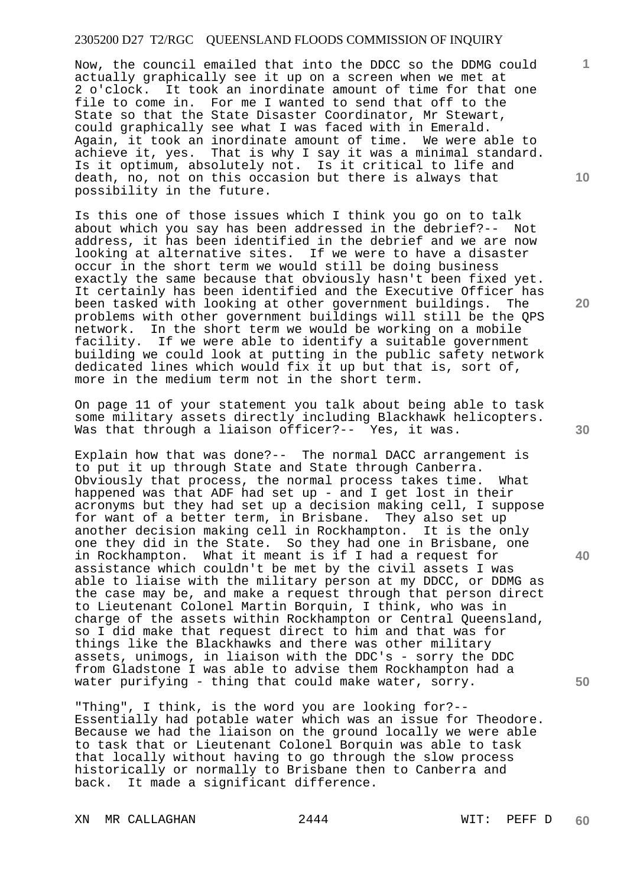Now, the council emailed that into the DDCC so the DDMG could actually graphically see it up on a screen when we met at 2 o'clock. It took an inordinate amount of time for that one file to come in. For me I wanted to send that off to the State so that the State Disaster Coordinator, Mr Stewart, could graphically see what I was faced with in Emerald. Again, it took an inordinate amount of time. We were able to achieve it, yes. That is why I say it was a minimal standard. Is it optimum, absolutely not. Is it critical to life and death, no, not on this occasion but there is always that possibility in the future.

Is this one of those issues which I think you go on to talk about which you say has been addressed in the debrief?-- Not address, it has been identified in the debrief and we are now looking at alternative sites. If we were to have a disaster occur in the short term we would still be doing business exactly the same because that obviously hasn't been fixed yet. It certainly has been identified and the Executive Officer has been tasked with looking at other government buildings. The problems with other government buildings will still be the QPS network. In the short term we would be working on a mobile facility. If we were able to identify a suitable government building we could look at putting in the public safety network dedicated lines which would fix it up but that is, sort of, more in the medium term not in the short term.

On page 11 of your statement you talk about being able to task some military assets directly including Blackhawk helicopters. Was that through a liaison officer?-- Yes, it was.

Explain how that was done?-- The normal DACC arrangement is to put it up through State and State through Canberra. Obviously that process, the normal process takes time. What happened was that ADF had set up - and I get lost in their acronyms but they had set up a decision making cell, I suppose for want of a better term, in Brisbane. They also set up another decision making cell in Rockhampton. It is the only one they did in the State. So they had one in Brisbane, one in Rockhampton. What it meant is if I had a request for assistance which couldn't be met by the civil assets I was able to liaise with the military person at my DDCC, or DDMG as the case may be, and make a request through that person direct to Lieutenant Colonel Martin Borquin, I think, who was in charge of the assets within Rockhampton or Central Queensland, so I did make that request direct to him and that was for things like the Blackhawks and there was other military assets, unimogs, in liaison with the DDC's - sorry the DDC from Gladstone I was able to advise them Rockhampton had a water purifying - thing that could make water, sorry.

"Thing", I think, is the word you are looking for?-- Essentially had potable water which was an issue for Theodore. Because we had the liaison on the ground locally we were able to task that or Lieutenant Colonel Borquin was able to task that locally without having to go through the slow process historically or normally to Brisbane then to Canberra and back. It made a significant difference.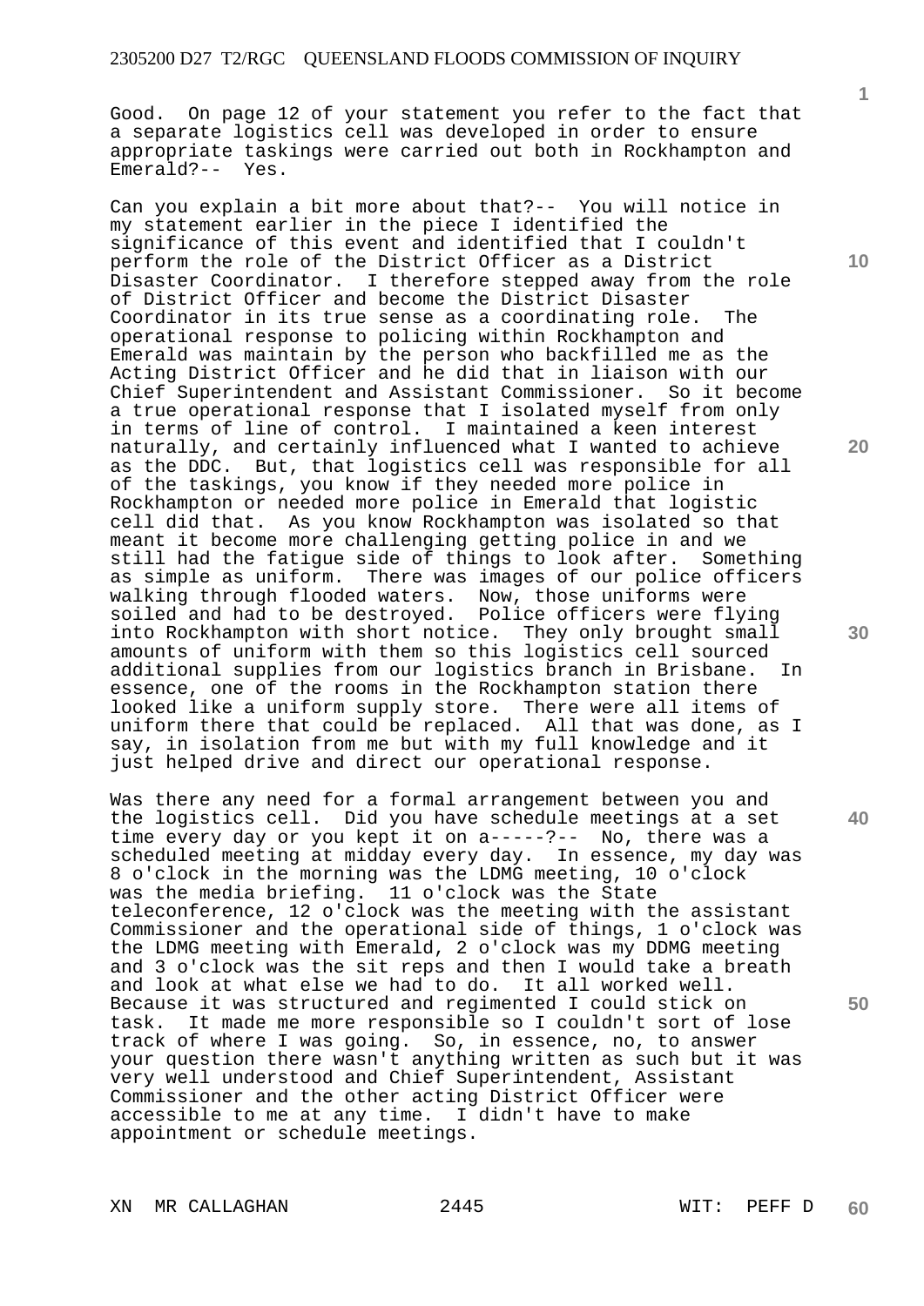Good. On page 12 of your statement you refer to the fact that a separate logistics cell was developed in order to ensure appropriate taskings were carried out both in Rockhampton and Emerald?-- Yes.

Can you explain a bit more about that?-- You will notice in my statement earlier in the piece I identified the significance of this event and identified that I couldn't perform the role of the District Officer as a District Disaster Coordinator. I therefore stepped away from the role of District Officer and become the District Disaster Coordinator in its true sense as a coordinating role. The operational response to policing within Rockhampton and Emerald was maintain by the person who backfilled me as the Acting District Officer and he did that in liaison with our Chief Superintendent and Assistant Commissioner. So it become a true operational response that I isolated myself from only in terms of line of control. I maintained a keen interest naturally, and certainly influenced what I wanted to achieve as the DDC. But, that logistics cell was responsible for all of the taskings, you know if they needed more police in Rockhampton or needed more police in Emerald that logistic cell did that. As you know Rockhampton was isolated so that meant it become more challenging getting police in and we still had the fatigue side of things to look after. Something as simple as uniform. There was images of our police officers walking through flooded waters. Now, those uniforms were soiled and had to be destroyed. Police officers were flying into Rockhampton with short notice. They only brought small amounts of uniform with them so this logistics cell sourced additional supplies from our logistics branch in Brisbane. In essence, one of the rooms in the Rockhampton station there looked like a uniform supply store. There were all items of uniform there that could be replaced. All that was done, as I say, in isolation from me but with my full knowledge and it just helped drive and direct our operational response.

Was there any need for a formal arrangement between you and the logistics cell. Did you have schedule meetings at a set time every day or you kept it on a-----?-- No, there was a scheduled meeting at midday every day. In essence, my day was 8 o'clock in the morning was the LDMG meeting, 10 o'clock was the media briefing. 11 o'clock was the State teleconference, 12 o'clock was the meeting with the assistant Commissioner and the operational side of things, 1 o'clock was the LDMG meeting with Emerald, 2 o'clock was my DDMG meeting and 3 o'clock was the sit reps and then I would take a breath and look at what else we had to do. It all worked well. Because it was structured and regimented I could stick on task. It made me more responsible so I couldn't sort of lose track of where I was going. So, in essence, no, to answer your question there wasn't anything written as such but it was very well understood and Chief Superintendent, Assistant Commissioner and the other acting District Officer were accessible to me at any time. I didn't have to make appointment or schedule meetings.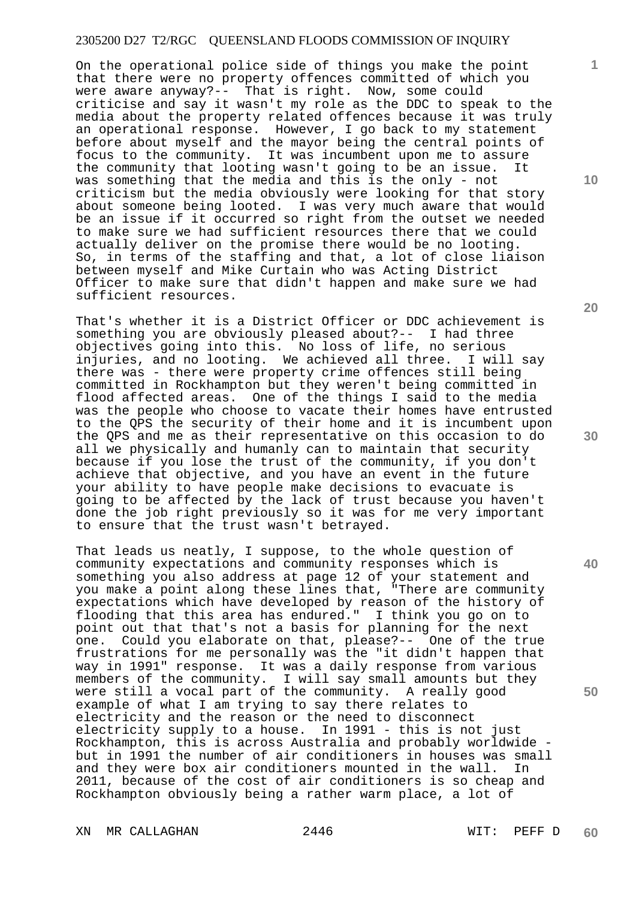On the operational police side of things you make the point that there were no property offences committed of which you were aware anyway?-- That is right. Now, some could criticise and say it wasn't my role as the DDC to speak to the media about the property related offences because it was truly an operational response. However, I go back to my statement before about myself and the mayor being the central points of focus to the community. It was incumbent upon me to assure the community that looting wasn't going to be an issue. It was something that the media and this is the only - not criticism but the media obviously were looking for that story about someone being looted. I was very much aware that would be an issue if it occurred so right from the outset we needed to make sure we had sufficient resources there that we could actually deliver on the promise there would be no looting. So, in terms of the staffing and that, a lot of close liaison between myself and Mike Curtain who was Acting District Officer to make sure that didn't happen and make sure we had sufficient resources.

That's whether it is a District Officer or DDC achievement is something you are obviously pleased about?-- I had three objectives going into this. No loss of life, no serious injuries, and no looting. We achieved all three. I will say there was - there were property crime offences still being committed in Rockhampton but they weren't being committed in flood affected areas. One of the things I said to the media was the people who choose to vacate their homes have entrusted to the QPS the security of their home and it is incumbent upon the QPS and me as their representative on this occasion to do all we physically and humanly can to maintain that security because if you lose the trust of the community, if you don't achieve that objective, and you have an event in the future your ability to have people make decisions to evacuate is going to be affected by the lack of trust because you haven't done the job right previously so it was for me very important to ensure that the trust wasn't betrayed.

That leads us neatly, I suppose, to the whole question of community expectations and community responses which is something you also address at page 12 of your statement and you make a point along these lines that, "There are community expectations which have developed by reason of the history of flooding that this area has endured." I think you go on to point out that that's not a basis for planning for the next one. Could you elaborate on that, please?-- One of the true frustrations for me personally was the "it didn't happen that way in 1991" response. It was a daily response from various members of the community. I will say small amounts but they were still a vocal part of the community. A really good example of what I am trying to say there relates to electricity and the reason or the need to disconnect electricity supply to a house. In 1991 - this is not just Rockhampton, this is across Australia and probably worldwide - but in 1991 the number of air conditioners in houses was small and they were box air conditioners mounted in the wall. In 2011, because of the cost of air conditioners is so cheap and Rockhampton obviously being a rather warm place, a lot of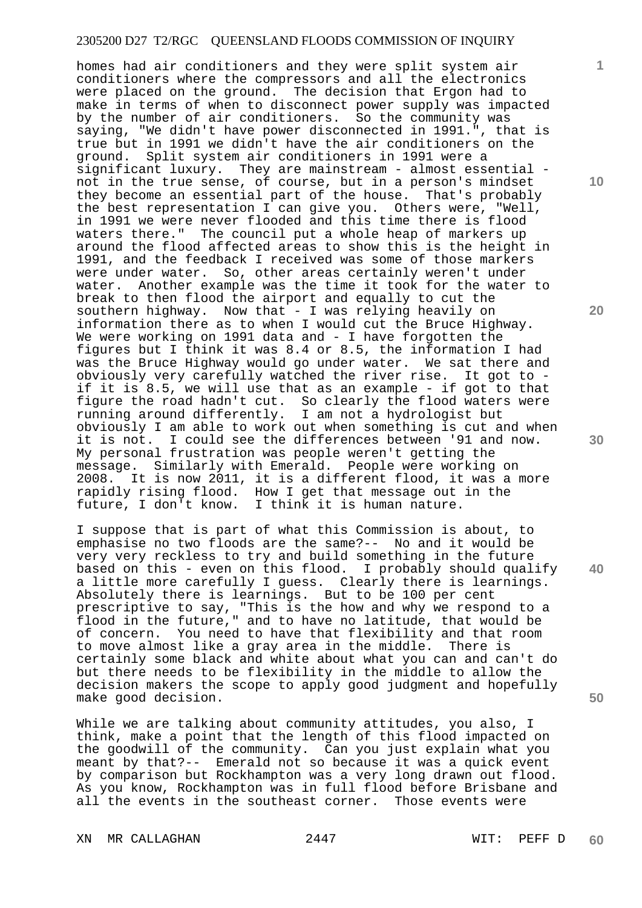homes had air conditioners and they were split system air conditioners where the compressors and all the electronics were placed on the ground. The decision that Ergon had to make in terms of when to disconnect power supply was impacted by the number of air conditioners. So the community was saying, "We didn't have power disconnected in 1991.", that is true but in 1991 we didn't have the air conditioners on the ground. Split system air conditioners in 1991 were a significant luxury. They are mainstream - almost essential - not in the true sense, of course, but in a person's mindset they become an essential part of the house. That's probably the best representation I can give you. Others were, "Well, in 1991 we were never flooded and this time there is flood waters there." The council put a whole heap of markers up around the flood affected areas to show this is the height in 1991, and the feedback I received was some of those markers were under water. So, other areas certainly weren't under water. Another example was the time it took for the water to break to then flood the airport and equally to cut the southern highway. Now that - I was relying heavily on information there as to when I would cut the Bruce Highway. We were working on 1991 data and - I have forgotten the figures but I think it was 8.4 or 8.5, the information I had was the Bruce Highway would go under water. We sat there and obviously very carefully watched the river rise. It got to - if it is 8.5, we will use that as an example - if got to that figure the road hadn't cut. So clearly the flood waters were running around differently. I am not a hydrologist but obviously I am able to work out when something is cut and when it is not. I could see the differences between '91 and now. My personal frustration was people weren't getting the message. Similarly with Emerald. People were working on 2008. It is now 2011, it is a different flood, it was a more rapidly rising flood. How I get that message out in the future, I don't know. I think it is human nature.

I suppose that is part of what this Commission is about, to emphasise no two floods are the same?-- No and it would be very very reckless to try and build something in the future based on this - even on this flood. I probably should qualify a little more carefully I guess. Clearly there is learnings. Absolutely there is learnings. But to be 100 per cent prescriptive to say, "This is the how and why we respond to a flood in the future," and to have no latitude, that would be of concern. You need to have that flexibility and that room to move almost like a gray area in the middle. There is certainly some black and white about what you can and can't do but there needs to be flexibility in the middle to allow the decision makers the scope to apply good judgment and hopefully make good decision.

While we are talking about community attitudes, you also, I think, make a point that the length of this flood impacted on the goodwill of the community. Can you just explain what you meant by that?-- Emerald not so because it was a quick event by comparison but Rockhampton was a very long drawn out flood. As you know, Rockhampton was in full flood before Brisbane and all the events in the southeast corner. Those events were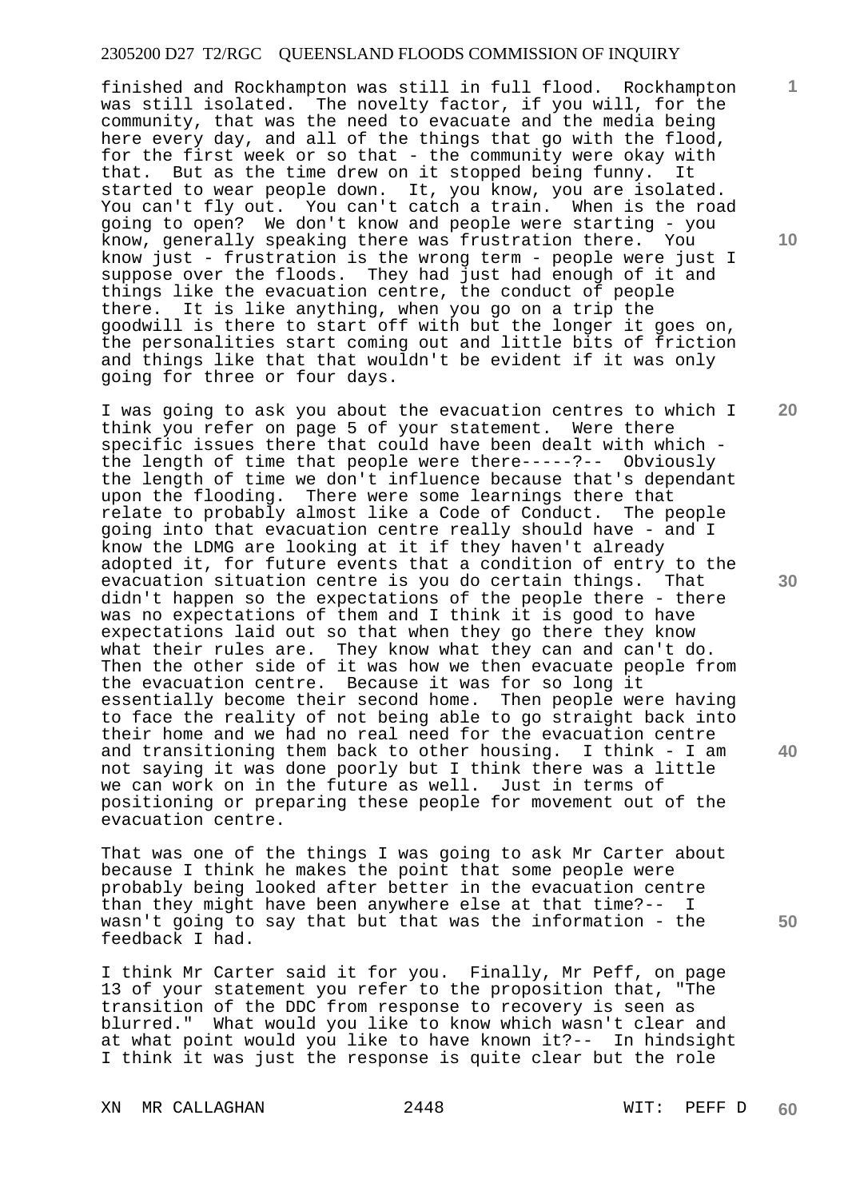finished and Rockhampton was still in full flood. Rockhampton was still isolated. The novelty factor, if you will, for the community, that was the need to evacuate and the media being here every day, and all of the things that go with the flood, for the first week or so that - the community were okay with that. But as the time drew on it stopped being funny. It started to wear people down. It, you know, you are isolated. You can't fly out. You can't catch a train. When is the road going to open? We don't know and people were starting - you know, generally speaking there was frustration there. You know just - frustration is the wrong term - people were just I suppose over the floods. They had just had enough of it and things like the evacuation centre, the conduct of people there. It is like anything, when you go on a trip the goodwill is there to start off with but the longer it goes on, the personalities start coming out and little bits of friction and things like that that wouldn't be evident if it was only going for three or four days.

I was going to ask you about the evacuation centres to which I think you refer on page 5 of your statement. Were there specific issues there that could have been dealt with which - the length of time that people were there-----?-- Obviously the length of time we don't influence because that's dependant upon the flooding. There were some learnings there that relate to probably almost like a Code of Conduct. The people going into that evacuation centre really should have - and I know the LDMG are looking at it if they haven't already adopted it, for future events that a condition of entry to the evacuation situation centre is you do certain things. That didn't happen so the expectations of the people there - there was no expectations of them and I think it is good to have expectations laid out so that when they go there they know what their rules are. They know what they can and can't do. Then the other side of it was how we then evacuate people from the evacuation centre. Because it was for so long it essentially become their second home. Then people were having to face the reality of not being able to go straight back into their home and we had no real need for the evacuation centre and transitioning them back to other housing. I think - I am not saying it was done poorly but I think there was a little we can work on in the future as well. Just in terms of positioning or preparing these people for movement out of the evacuation centre.

That was one of the things I was going to ask Mr Carter about because I think he makes the point that some people were probably being looked after better in the evacuation centre than they might have been anywhere else at that time?-- I wasn't going to say that but that was the information - the feedback I had.

I think Mr Carter said it for you. Finally, Mr Peff, on page 13 of your statement you refer to the proposition that, "The transition of the DDC from response to recovery is seen as blurred." What would you like to know which wasn't clear and at what point would you like to have known it?-- In hindsight I think it was just the response is quite clear but the role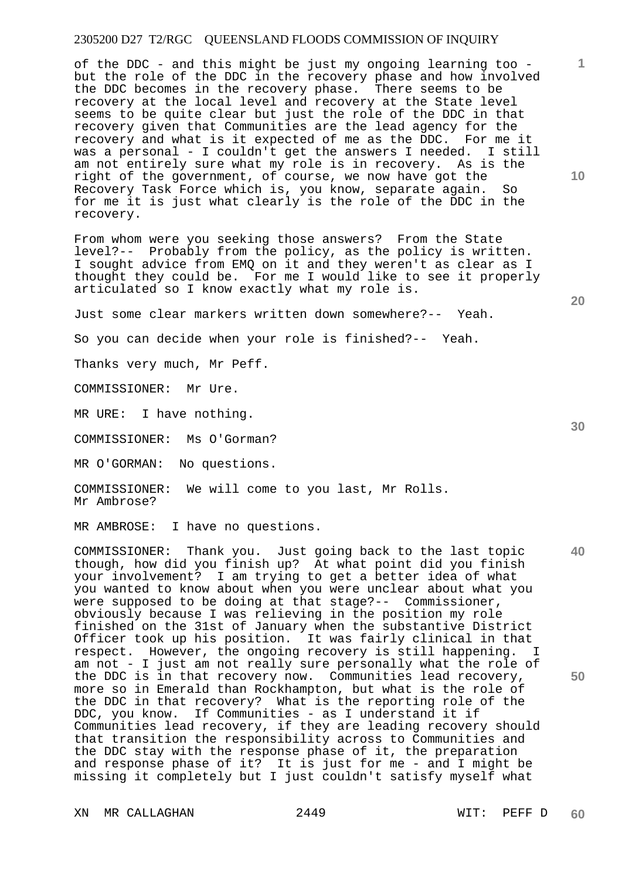of the DDC - and this might be just my ongoing learning too - but the role of the DDC in the recovery phase and how involved the DDC becomes in the recovery phase. There seems to be recovery at the local level and recovery at the State level seems to be quite clear but just the role of the DDC in that recovery given that Communities are the lead agency for the recovery and what is it expected of me as the DDC. For me it was a personal - I couldn't get the answers I needed. I still am not entirely sure what my role is in recovery. As is the right of the government, of course, we now have got the Recovery Task Force which is, you know, separate again. So for me it is just what clearly is the role of the DDC in the recovery.

From whom were you seeking those answers? From the State level?-- Probably from the policy, as the policy is written. I sought advice from EMQ on it and they weren't as clear as I thought they could be. For me I would like to see it properly articulated so I know exactly what my role is.

Just some clear markers written down somewhere?-- Yeah.

So you can decide when your role is finished?-- Yeah.

Thanks very much, Mr Peff.

COMMISSIONER: Mr Ure.

MR URE: I have nothing.

COMMISSIONER: Ms O'Gorman?

MR O'GORMAN: No questions.

COMMISSIONER: We will come to you last, Mr Rolls. Mr Ambrose?

MR AMBROSE: I have no questions.

COMMISSIONER: Thank you. Just going back to the last topic though, how did you finish up? At what point did you finish your involvement? I am trying to get a better idea of what you wanted to know about when you were unclear about what you were supposed to be doing at that stage?-- Commissioner, obviously because I was relieving in the position my role finished on the 31st of January when the substantive District Officer took up his position. It was fairly clinical in that respect. However, the ongoing recovery is still happening. I am not - I just am not really sure personally what the role of the DDC is in that recovery now. Communities lead recovery, more so in Emerald than Rockhampton, but what is the role of the DDC in that recovery? What is the reporting role of the DDC, you know. If Communities - as I understand it if Communities lead recovery, if they are leading recovery should that transition the responsibility across to Communities and the DDC stay with the response phase of it, the preparation and response phase of it? It is just for me - and I might be missing it completely but I just couldn't satisfy myself what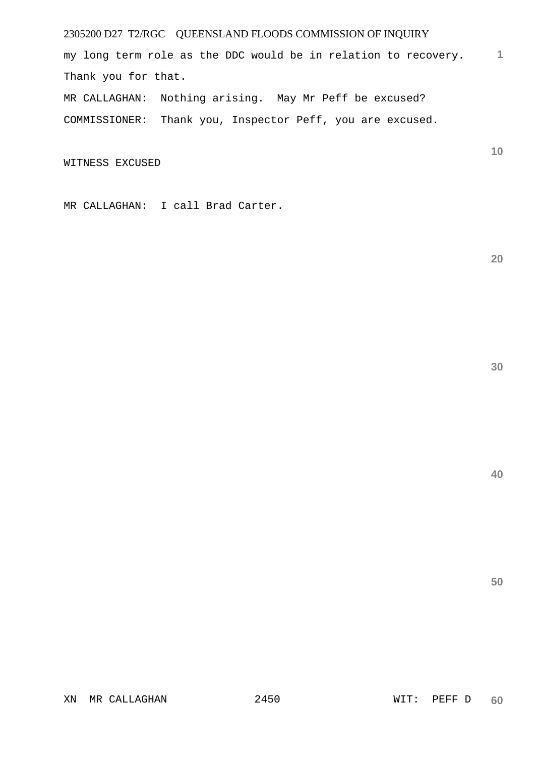my long term role as the DDC would be in relation to recovery. Thank you for that.

MR CALLAGHAN: Nothing arising. May Mr Peff be excused?

COMMISSIONER: Thank you, Inspector Peff, you are excused.

WITNESS EXCUSED

MR CALLAGHAN: I call Brad Carter.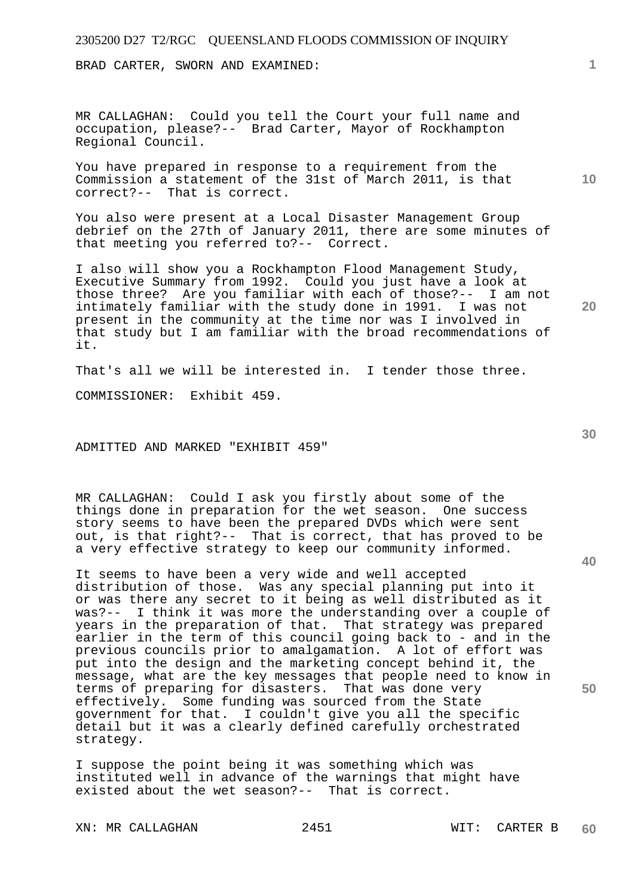BRAD CARTER, SWORN AND EXAMINED:

MR CALLAGHAN: Could you tell the Court your full name and occupation, please?-- Brad Carter, Mayor of Rockhampton Regional Council.

You have prepared in response to a requirement from the Commission a statement of the 31st of March 2011, is that correct?-- That is correct.

You also were present at a Local Disaster Management Group debrief on the 27th of January 2011, there are some minutes of that meeting you referred to?-- Correct.

I also will show you a Rockhampton Flood Management Study, Executive Summary from 1992. Could you just have a look at those three? Are you familiar with each of those?-- I am not intimately familiar with the study done in 1991. I was not present in the community at the time nor was I involved in that study but I am familiar with the broad recommendations of it.

That's all we will be interested in. I tender those three.

COMMISSIONER: Exhibit 459.

ADMITTED AND MARKED "EXHIBIT 459"

MR CALLAGHAN: Could I ask you firstly about some of the things done in preparation for the wet season. One success story seems to have been the prepared DVDs which were sent out, is that right?-- That is correct, that has proved to be a very effective strategy to keep our community informed.

It seems to have been a very wide and well accepted distribution of those. Was any special planning put into it or was there any secret to it being as well distributed as it was?-- I think it was more the understanding over a couple of years in the preparation of that. That strategy was prepared earlier in the term of this council going back to - and in the previous councils prior to amalgamation. A lot of effort was put into the design and the marketing concept behind it, the message, what are the key messages that people need to know in terms of preparing for disasters. That was done very effectively. Some funding was sourced from the State government for that. I couldn't give you all the specific detail but it was a clearly defined carefully orchestrated strategy.

I suppose the point being it was something which was instituted well in advance of the warnings that might have existed about the wet season?-- That is correct.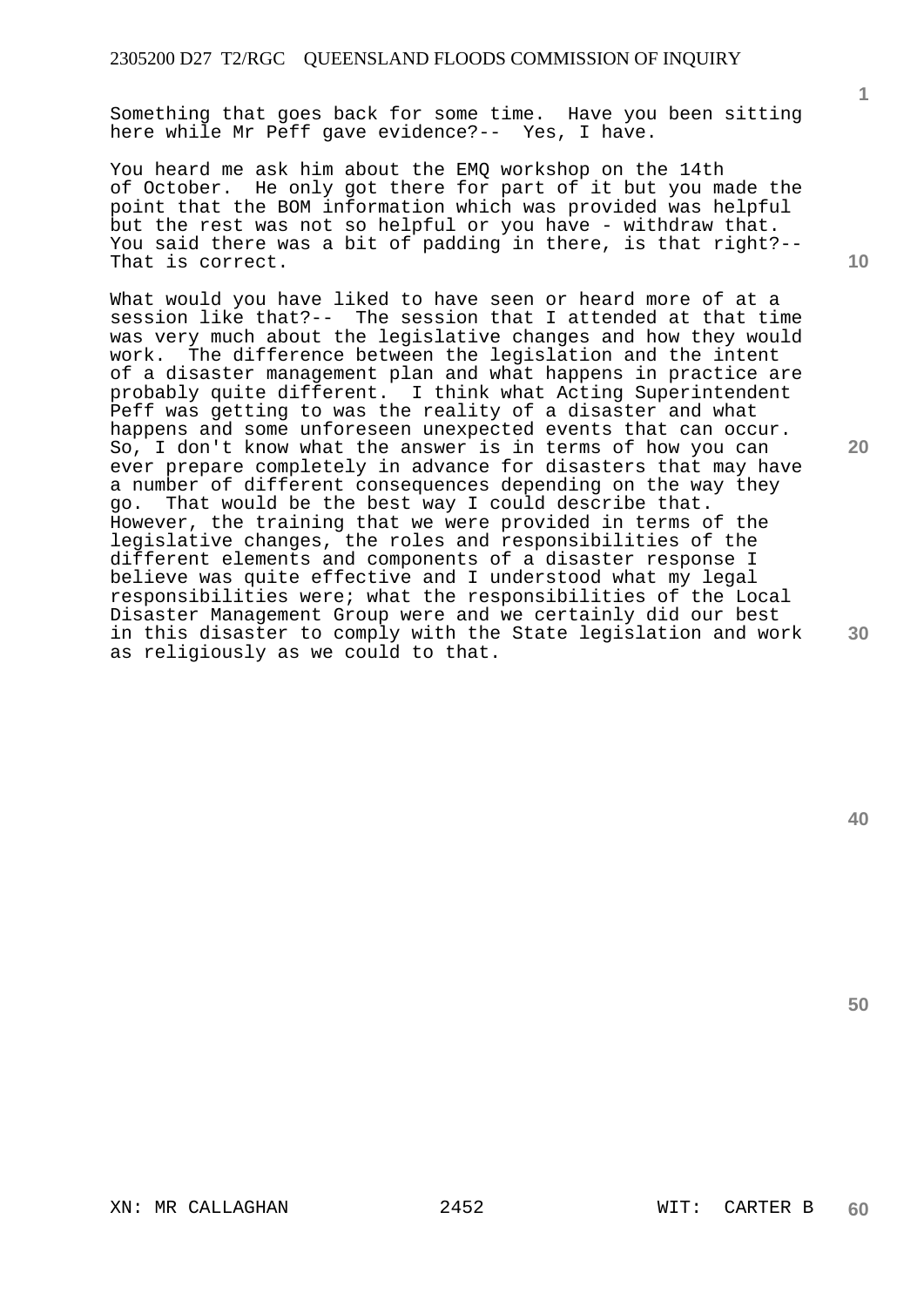Something that goes back for some time. Have you been sitting here while Mr Peff gave evidence?-- Yes, I have.

You heard me ask him about the EMQ workshop on the 14th of October. He only got there for part of it but you made the point that the BOM information which was provided was helpful but the rest was not so helpful or you have - withdraw that. You said there was a bit of padding in there, is that right?-- That is correct.

What would you have liked to have seen or heard more of at a session like that?-- The session that I attended at that time was very much about the legislative changes and how they would work. The difference between the legislation and the intent of a disaster management plan and what happens in practice are probably quite different. I think what Acting Superintendent Peff was getting to was the reality of a disaster and what happens and some unforeseen unexpected events that can occur. So, I don't know what the answer is in terms of how you can ever prepare completely in advance for disasters that may have a number of different consequences depending on the way they go. That would be the best way I could describe that. However, the training that we were provided in terms of the legislative changes, the roles and responsibilities of the different elements and components of a disaster response I believe was quite effective and I understood what my legal responsibilities were; what the responsibilities of the Local Disaster Management Group were and we certainly did our best in this disaster to comply with the State legislation and work as religiously as we could to that.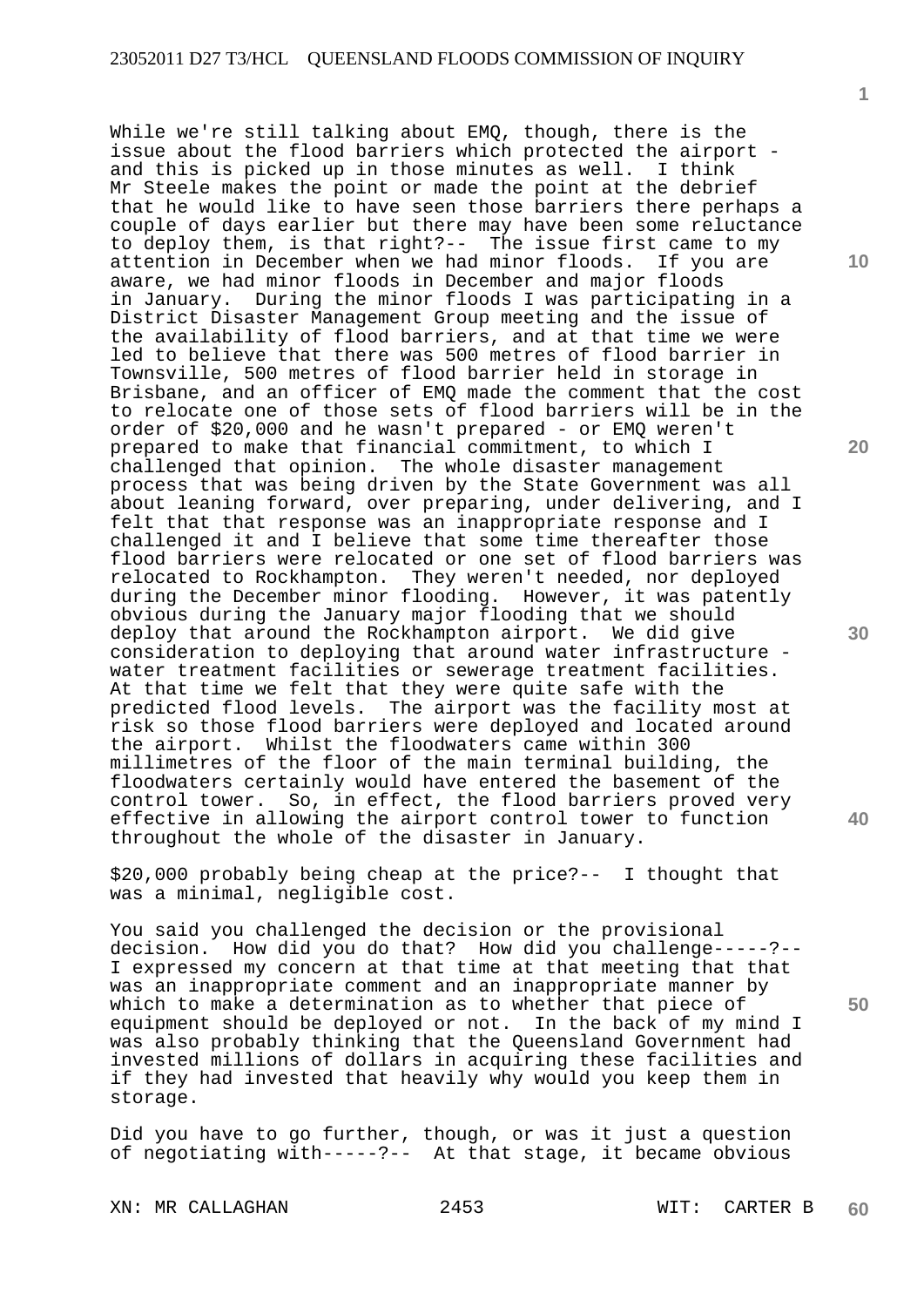While we're still talking about EMQ, though, there is the issue about the flood barriers which protected the airport - and this is picked up in those minutes as well. I think Mr Steele makes the point or made the point at the debrief that he would like to have seen those barriers there perhaps a couple of days earlier but there may have been some reluctance to deploy them, is that right?-- The issue first came to my attention in December when we had minor floods. If you are aware, we had minor floods in December and major floods in January. During the minor floods I was participating in a District Disaster Management Group meeting and the issue of the availability of flood barriers, and at that time we were led to believe that there was 500 metres of flood barrier in Townsville, 500 metres of flood barrier held in storage in Brisbane, and an officer of EMQ made the comment that the cost to relocate one of those sets of flood barriers will be in the order of $20,000 and he wasn't prepared - or EMQ weren't prepared to make that financial commitment, to which I challenged that opinion. The whole disaster management process that was being driven by the State Government was all about leaning forward, over preparing, under delivering, and I felt that that response was an inappropriate response and I challenged it and I believe that some time thereafter those flood barriers were relocated or one set of flood barriers was relocated to Rockhampton. They weren't needed, nor deployed during the December minor flooding. However, it was patently obvious during the January major flooding that we should deploy that around the Rockhampton airport. We did give consideration to deploying that around water infrastructure - water treatment facilities or sewerage treatment facilities. At that time we felt that they were quite safe with the predicted flood levels. The airport was the facility most at risk so those flood barriers were deployed and located around the airport. Whilst the floodwaters came within 300 millimetres of the floor of the main terminal building, the floodwaters certainly would have entered the basement of the control tower. So, in effect, the flood barriers proved very effective in allowing the airport control tower to function throughout the whole of the disaster in January.

$20,000 probably being cheap at the price?-- I thought that was a minimal, negligible cost.

You said you challenged the decision or the provisional decision. How did you do that? How did you challenge-----?-- I expressed my concern at that time at that meeting that that was an inappropriate comment and an inappropriate manner by which to make a determination as to whether that piece of equipment should be deployed or not. In the back of my mind I was also probably thinking that the Queensland Government had invested millions of dollars in acquiring these facilities and if they had invested that heavily why would you keep them in storage.

Did you have to go further, though, or was it just a question of negotiating with-----?-- At that stage, it became obvious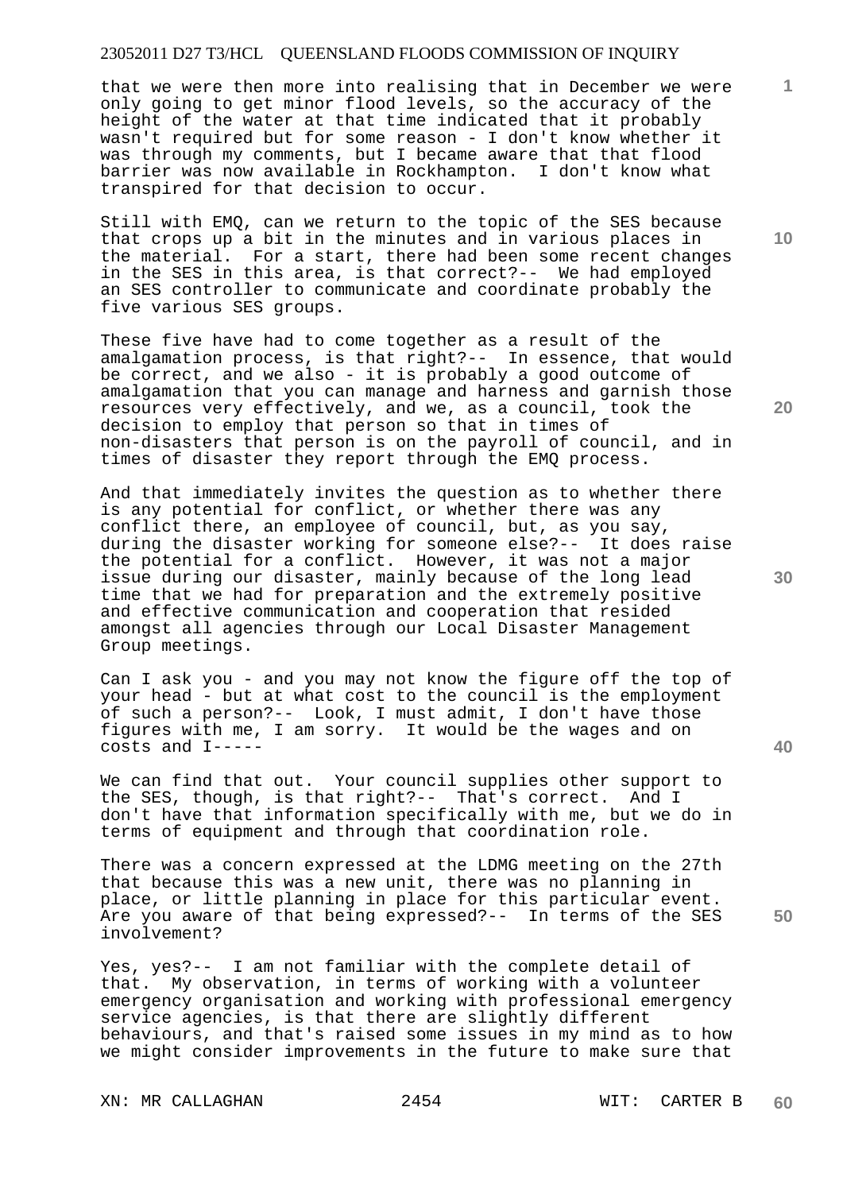that we were then more into realising that in December we were only going to get minor flood levels, so the accuracy of the height of the water at that time indicated that it probably wasn't required but for some reason - I don't know whether it was through my comments, but I became aware that that flood barrier was now available in Rockhampton. I don't know what transpired for that decision to occur.

Still with EMQ, can we return to the topic of the SES because that crops up a bit in the minutes and in various places in the material. For a start, there had been some recent changes in the SES in this area, is that correct?-- We had employed an SES controller to communicate and coordinate probably the five various SES groups.

These five have had to come together as a result of the amalgamation process, is that right?-- In essence, that would be correct, and we also - it is probably a good outcome of amalgamation that you can manage and harness and garnish those resources very effectively, and we, as a council, took the decision to employ that person so that in times of non-disasters that person is on the payroll of council, and in times of disaster they report through the EMQ process.

And that immediately invites the question as to whether there is any potential for conflict, or whether there was any conflict there, an employee of council, but, as you say, during the disaster working for someone else?-- It does raise the potential for a conflict. However, it was not a major issue during our disaster, mainly because of the long lead time that we had for preparation and the extremely positive and effective communication and cooperation that resided amongst all agencies through our Local Disaster Management Group meetings.

Can I ask you - and you may not know the figure off the top of your head - but at what cost to the council is the employment of such a person?-- Look, I must admit, I don't have those figures with me, I am sorry. It would be the wages and on costs and I-----

We can find that out. Your council supplies other support to the SES, though, is that right?-- That's correct. And I don't have that information specifically with me, but we do in terms of equipment and through that coordination role.

There was a concern expressed at the LDMG meeting on the 27th that because this was a new unit, there was no planning in place, or little planning in place for this particular event. Are you aware of that being expressed?-- In terms of the SES involvement?

Yes, yes?-- I am not familiar with the complete detail of that. My observation, in terms of working with a volunteer emergency organisation and working with professional emergency service agencies, is that there are slightly different behaviours, and that's raised some issues in my mind as to how we might consider improvements in the future to make sure that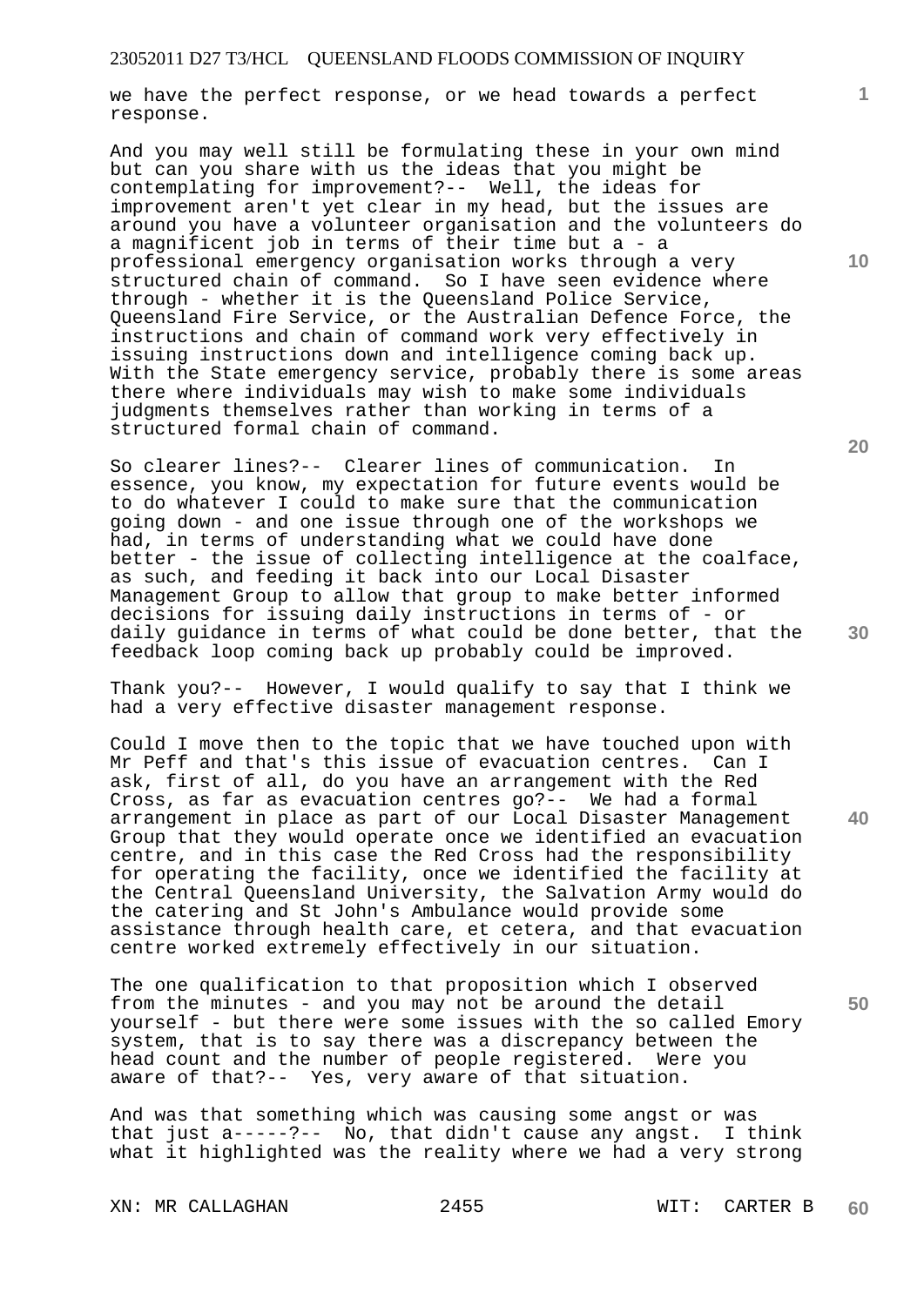we have the perfect response, or we head towards a perfect response.

And you may well still be formulating these in your own mind but can you share with us the ideas that you might be contemplating for improvement?-- Well, the ideas for improvement aren't yet clear in my head, but the issues are around you have a volunteer organisation and the volunteers do a magnificent job in terms of their time but a - a professional emergency organisation works through a very structured chain of command. So I have seen evidence where through - whether it is the Queensland Police Service, Queensland Fire Service, or the Australian Defence Force, the instructions and chain of command work very effectively in issuing instructions down and intelligence coming back up. With the State emergency service, probably there is some areas there where individuals may wish to make some individuals judgments themselves rather than working in terms of a structured formal chain of command.

So clearer lines?-- Clearer lines of communication. In essence, you know, my expectation for future events would be to do whatever I could to make sure that the communication going down - and one issue through one of the workshops we had, in terms of understanding what we could have done better - the issue of collecting intelligence at the coalface, as such, and feeding it back into our Local Disaster Management Group to allow that group to make better informed decisions for issuing daily instructions in terms of - or daily guidance in terms of what could be done better, that the feedback loop coming back up probably could be improved.

Thank you?-- However, I would qualify to say that I think we had a very effective disaster management response.

Could I move then to the topic that we have touched upon with Mr Peff and that's this issue of evacuation centres. Can I ask, first of all, do you have an arrangement with the Red Cross, as far as evacuation centres go?-- We had a formal arrangement in place as part of our Local Disaster Management Group that they would operate once we identified an evacuation centre, and in this case the Red Cross had the responsibility for operating the facility, once we identified the facility at the Central Queensland University, the Salvation Army would do the catering and St John's Ambulance would provide some assistance through health care, et cetera, and that evacuation centre worked extremely effectively in our situation.

The one qualification to that proposition which I observed from the minutes - and you may not be around the detail yourself - but there were some issues with the so called Emory system, that is to say there was a discrepancy between the head count and the number of people registered. Were you aware of that?-- Yes, very aware of that situation.

And was that something which was causing some angst or was that just a-----?-- No, that didn't cause any angst. I think what it highlighted was the reality where we had a very strong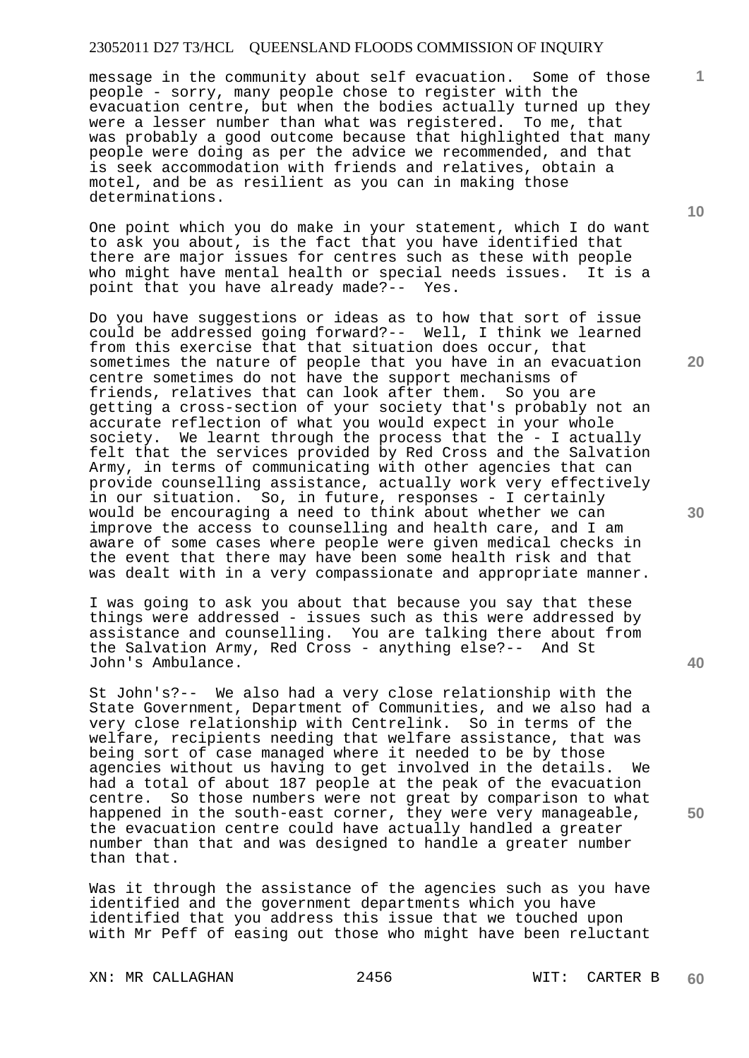message in the community about self evacuation. Some of those people - sorry, many people chose to register with the evacuation centre, but when the bodies actually turned up they were a lesser number than what was registered. To me, that was probably a good outcome because that highlighted that many people were doing as per the advice we recommended, and that is seek accommodation with friends and relatives, obtain a motel, and be as resilient as you can in making those determinations.

One point which you do make in your statement, which I do want to ask you about, is the fact that you have identified that there are major issues for centres such as these with people who might have mental health or special needs issues. It is a point that you have already made?-- Yes.

Do you have suggestions or ideas as to how that sort of issue could be addressed going forward?-- Well, I think we learned from this exercise that that situation does occur, that sometimes the nature of people that you have in an evacuation centre sometimes do not have the support mechanisms of friends, relatives that can look after them. So you are getting a cross-section of your society that's probably not an accurate reflection of what you would expect in your whole society. We learnt through the process that the - I actually felt that the services provided by Red Cross and the Salvation Army, in terms of communicating with other agencies that can provide counselling assistance, actually work very effectively in our situation. So, in future, responses - I certainly would be encouraging a need to think about whether we can improve the access to counselling and health care, and I am aware of some cases where people were given medical checks in the event that there may have been some health risk and that was dealt with in a very compassionate and appropriate manner.

I was going to ask you about that because you say that these things were addressed - issues such as this were addressed by assistance and counselling. You are talking there about from the Salvation Army, Red Cross - anything else?-- And St John's Ambulance.

St John's?-- We also had a very close relationship with the State Government, Department of Communities, and we also had a very close relationship with Centrelink. So in terms of the welfare, recipients needing that welfare assistance, that was being sort of case managed where it needed to be by those agencies without us having to get involved in the details. We had a total of about 187 people at the peak of the evacuation centre. So those numbers were not great by comparison to what happened in the south-east corner, they were very manageable, the evacuation centre could have actually handled a greater number than that and was designed to handle a greater number than that.

Was it through the assistance of the agencies such as you have identified and the government departments which you have identified that you address this issue that we touched upon with Mr Peff of easing out those who might have been reluctant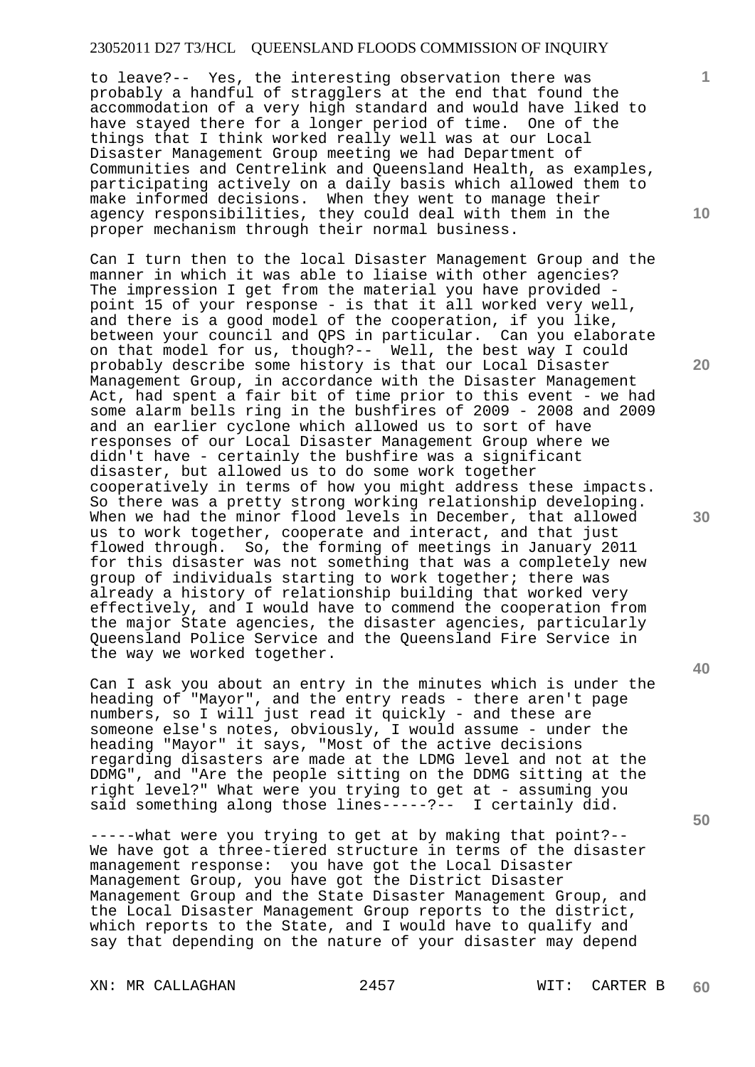to leave?-- Yes, the interesting observation there was probably a handful of stragglers at the end that found the accommodation of a very high standard and would have liked to have stayed there for a longer period of time. One of the things that I think worked really well was at our Local Disaster Management Group meeting we had Department of Communities and Centrelink and Queensland Health, as examples, participating actively on a daily basis which allowed them to make informed decisions. When they went to manage their agency responsibilities, they could deal with them in the proper mechanism through their normal business.

Can I turn then to the local Disaster Management Group and the manner in which it was able to liaise with other agencies? The impression I get from the material you have provided - point 15 of your response - is that it all worked very well, and there is a good model of the cooperation, if you like, between your council and QPS in particular. Can you elaborate on that model for us, though?-- Well, the best way I could probably describe some history is that our Local Disaster Management Group, in accordance with the Disaster Management Act, had spent a fair bit of time prior to this event - we had some alarm bells ring in the bushfires of 2009 - 2008 and 2009 and an earlier cyclone which allowed us to sort of have responses of our Local Disaster Management Group where we didn't have - certainly the bushfire was a significant disaster, but allowed us to do some work together cooperatively in terms of how you might address these impacts. So there was a pretty strong working relationship developing. When we had the minor flood levels in December, that allowed us to work together, cooperate and interact, and that just flowed through. So, the forming of meetings in January 2011 for this disaster was not something that was a completely new group of individuals starting to work together; there was already a history of relationship building that worked very effectively, and I would have to commend the cooperation from the major State agencies, the disaster agencies, particularly Queensland Police Service and the Queensland Fire Service in the way we worked together.

Can I ask you about an entry in the minutes which is under the heading of "Mayor", and the entry reads - there aren't page numbers, so I will just read it quickly - and these are someone else's notes, obviously, I would assume - under the heading "Mayor" it says, "Most of the active decisions regarding disasters are made at the LDMG level and not at the DDMG", and "Are the people sitting on the DDMG sitting at the right level?" What were you trying to get at - assuming you said something along those lines-----?-- I certainly did.

-----what were you trying to get at by making that point?-- We have got a three-tiered structure in terms of the disaster management response: you have got the Local Disaster Management Group, you have got the District Disaster Management Group and the State Disaster Management Group, and the Local Disaster Management Group reports to the district, which reports to the State, and I would have to qualify and say that depending on the nature of your disaster may depend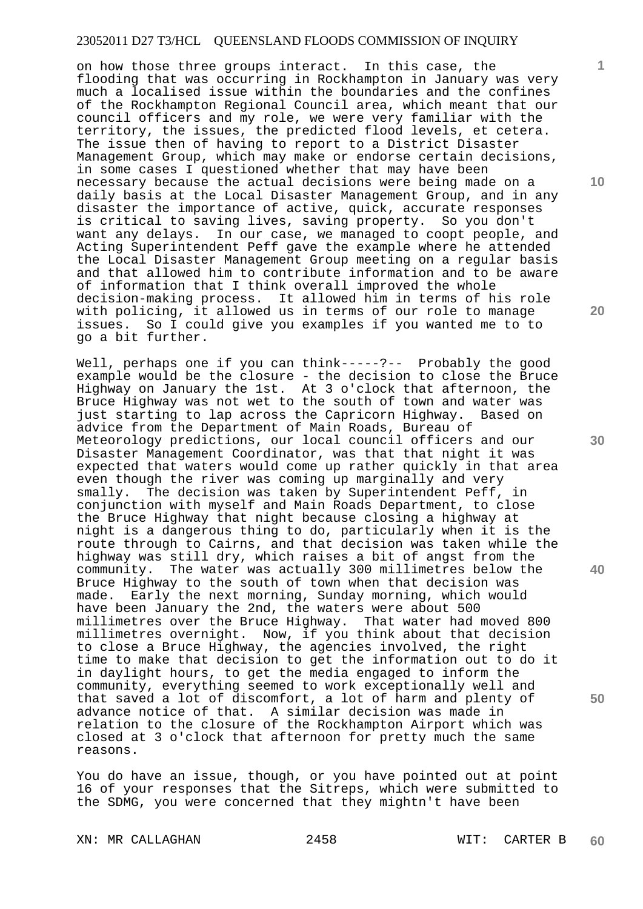on how those three groups interact. In this case, the flooding that was occurring in Rockhampton in January was very much a localised issue within the boundaries and the confines of the Rockhampton Regional Council area, which meant that our council officers and my role, we were very familiar with the territory, the issues, the predicted flood levels, et cetera. The issue then of having to report to a District Disaster Management Group, which may make or endorse certain decisions, in some cases I questioned whether that may have been necessary because the actual decisions were being made on a daily basis at the Local Disaster Management Group, and in any disaster the importance of active, quick, accurate responses is critical to saving lives, saving property. So you don't want any delays. In our case, we managed to coopt people, and Acting Superintendent Peff gave the example where he attended the Local Disaster Management Group meeting on a regular basis and that allowed him to contribute information and to be aware of information that I think overall improved the whole decision-making process. It allowed him in terms of his role with policing, it allowed us in terms of our role to manage issues. So I could give you examples if you wanted me to to go a bit further.

Well, perhaps one if you can think-----?-- Probably the good example would be the closure - the decision to close the Bruce Highway on January the 1st. At 3 o'clock that afternoon, the Bruce Highway was not wet to the south of town and water was just starting to lap across the Capricorn Highway. Based on advice from the Department of Main Roads, Bureau of Meteorology predictions, our local council officers and our Disaster Management Coordinator, was that that night it was expected that waters would come up rather quickly in that area even though the river was coming up marginally and very smally. The decision was taken by Superintendent Peff, in conjunction with myself and Main Roads Department, to close the Bruce Highway that night because closing a highway at night is a dangerous thing to do, particularly when it is the route through to Cairns, and that decision was taken while the highway was still dry, which raises a bit of angst from the community. The water was actually 300 millimetres below the Bruce Highway to the south of town when that decision was made. Early the next morning, Sunday morning, which would have been January the 2nd, the waters were about 500 millimetres over the Bruce Highway. That water had moved 800 millimetres overnight. Now, if you think about that decision to close a Bruce Highway, the agencies involved, the right time to make that decision to get the information out to do it in daylight hours, to get the media engaged to inform the community, everything seemed to work exceptionally well and that saved a lot of discomfort, a lot of harm and plenty of advance notice of that. A similar decision was made in relation to the closure of the Rockhampton Airport which was closed at 3 o'clock that afternoon for pretty much the same reasons.

You do have an issue, though, or you have pointed out at point 16 of your responses that the Sitreps, which were submitted to the SDMG, you were concerned that they mightn't have been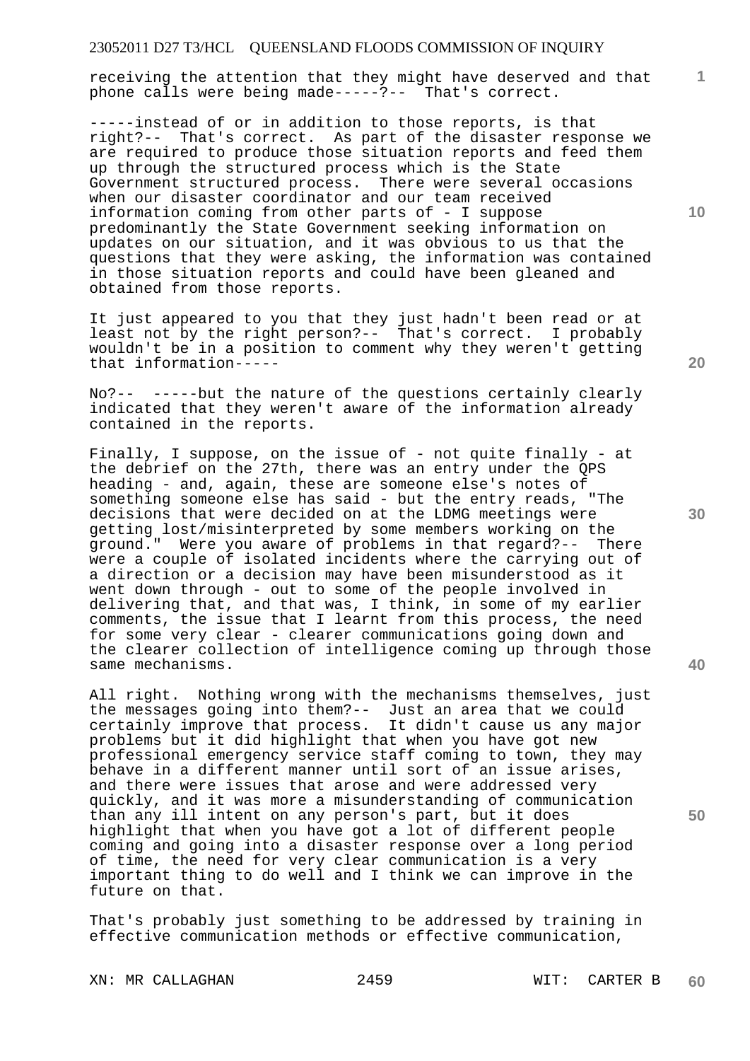receiving the attention that they might have deserved and that phone calls were being made-----?-- That's correct.

-----instead of or in addition to those reports, is that right?-- That's correct. As part of the disaster response we are required to produce those situation reports and feed them up through the structured process which is the State Government structured process. There were several occasions when our disaster coordinator and our team received information coming from other parts of - I suppose predominantly the State Government seeking information on updates on our situation, and it was obvious to us that the questions that they were asking, the information was contained in those situation reports and could have been gleaned and obtained from those reports.

It just appeared to you that they just hadn't been read or at least not by the right person?-- That's correct. I probably wouldn't be in a position to comment why they weren't getting that information-----

No?-- -----but the nature of the questions certainly clearly indicated that they weren't aware of the information already contained in the reports.

Finally, I suppose, on the issue of - not quite finally - at the debrief on the 27th, there was an entry under the QPS heading - and, again, these are someone else's notes of something someone else has said - but the entry reads, "The decisions that were decided on at the LDMG meetings were getting lost/misinterpreted by some members working on the ground." Were you aware of problems in that regard?-- There were a couple of isolated incidents where the carrying out of a direction or a decision may have been misunderstood as it went down through - out to some of the people involved in delivering that, and that was, I think, in some of my earlier comments, the issue that I learnt from this process, the need for some very clear - clearer communications going down and the clearer collection of intelligence coming up through those same mechanisms.

All right. Nothing wrong with the mechanisms themselves, just the messages going into them?-- Just an area that we could certainly improve that process. It didn't cause us any major problems but it did highlight that when you have got new professional emergency service staff coming to town, they may behave in a different manner until sort of an issue arises, and there were issues that arose and were addressed very quickly, and it was more a misunderstanding of communication than any ill intent on any person's part, but it does highlight that when you have got a lot of different people coming and going into a disaster response over a long period of time, the need for very clear communication is a very important thing to do well and I think we can improve in the future on that.

That's probably just something to be addressed by training in effective communication methods or effective communication,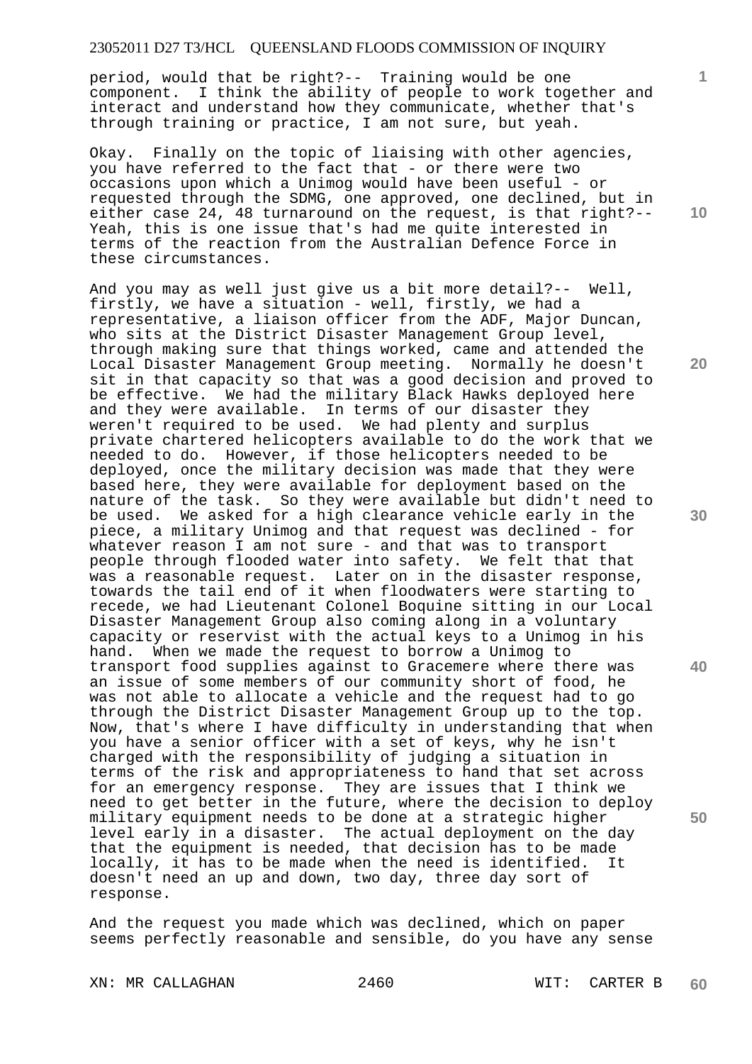period, would that be right?-- Training would be one component. I think the ability of people to work together and interact and understand how they communicate, whether that's through training or practice, I am not sure, but yeah.

Okay. Finally on the topic of liaising with other agencies, you have referred to the fact that - or there were two occasions upon which a Unimog would have been useful - or requested through the SDMG, one approved, one declined, but in either case 24, 48 turnaround on the request, is that right?-- Yeah, this is one issue that's had me quite interested in terms of the reaction from the Australian Defence Force in these circumstances.

And you may as well just give us a bit more detail?-- Well, firstly, we have a situation - well, firstly, we had a representative, a liaison officer from the ADF, Major Duncan, who sits at the District Disaster Management Group level, through making sure that things worked, came and attended the Local Disaster Management Group meeting. Normally he doesn't sit in that capacity so that was a good decision and proved to be effective. We had the military Black Hawks deployed here and they were available. In terms of our disaster they weren't required to be used. We had plenty and surplus private chartered helicopters available to do the work that we needed to do. However, if those helicopters needed to be deployed, once the military decision was made that they were based here, they were available for deployment based on the nature of the task. So they were available but didn't need to be used. We asked for a high clearance vehicle early in the piece, a military Unimog and that request was declined - for whatever reason I am not sure - and that was to transport people through flooded water into safety. We felt that that was a reasonable request. Later on in the disaster response, towards the tail end of it when floodwaters were starting to recede, we had Lieutenant Colonel Boquine sitting in our Local Disaster Management Group also coming along in a voluntary capacity or reservist with the actual keys to a Unimog in his hand. When we made the request to borrow a Unimog to transport food supplies against to Gracemere where there was an issue of some members of our community short of food, he was not able to allocate a vehicle and the request had to go through the District Disaster Management Group up to the top. Now, that's where I have difficulty in understanding that when you have a senior officer with a set of keys, why he isn't charged with the responsibility of judging a situation in terms of the risk and appropriateness to hand that set across for an emergency response. They are issues that I think we need to get better in the future, where the decision to deploy military equipment needs to be done at a strategic higher level early in a disaster. The actual deployment on the day that the equipment is needed, that decision has to be made locally, it has to be made when the need is identified. It doesn't need an up and down, two day, three day sort of response.

And the request you made which was declined, which on paper seems perfectly reasonable and sensible, do you have any sense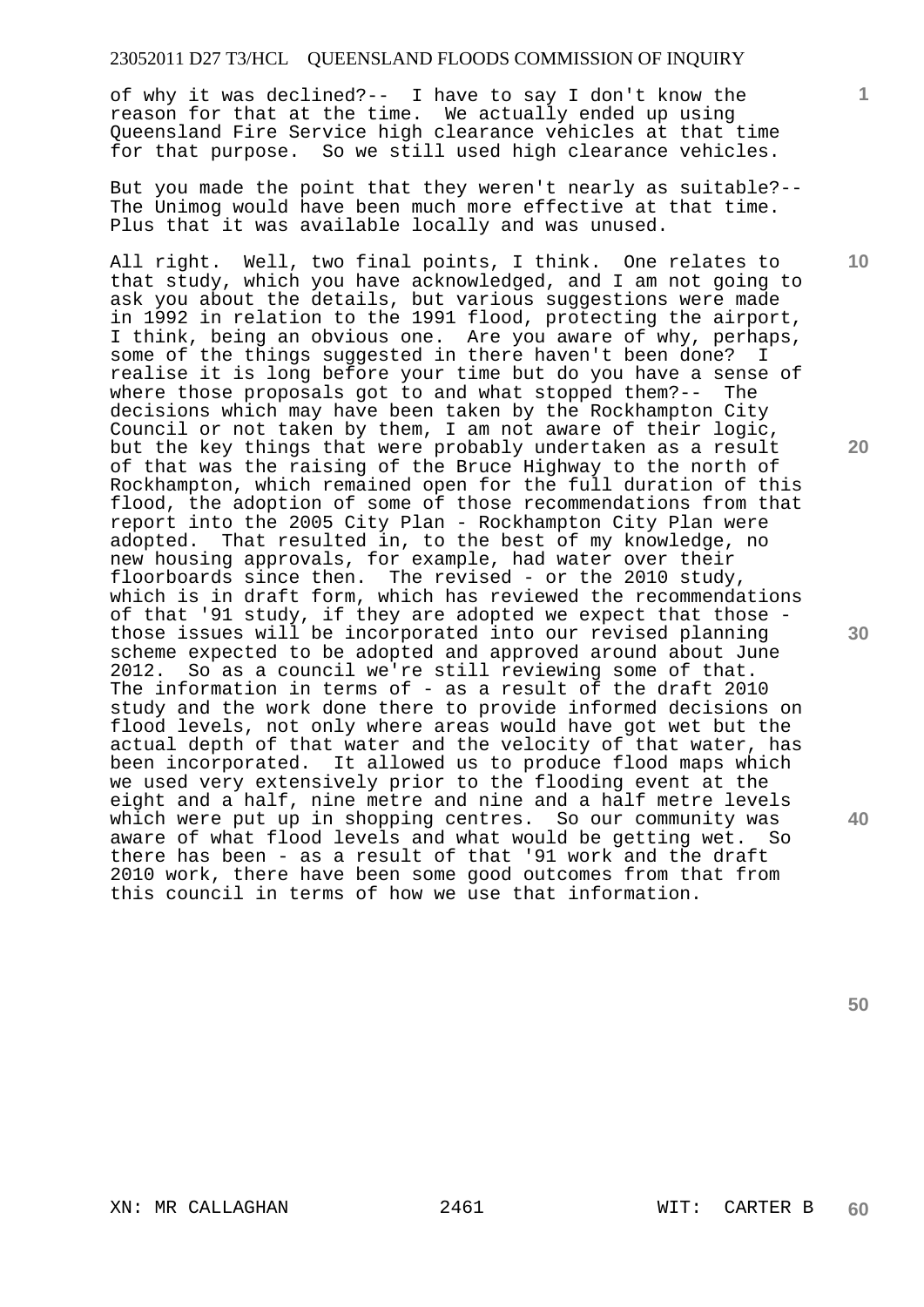of why it was declined?-- I have to say I don't know the reason for that at the time. We actually ended up using Queensland Fire Service high clearance vehicles at that time for that purpose. So we still used high clearance vehicles.

But you made the point that they weren't nearly as suitable?-- The Unimog would have been much more effective at that time. Plus that it was available locally and was unused.

All right. Well, two final points, I think. One relates to that study, which you have acknowledged, and I am not going to ask you about the details, but various suggestions were made in 1992 in relation to the 1991 flood, protecting the airport, I think, being an obvious one. Are you aware of why, perhaps, some of the things suggested in there haven't been done? I realise it is long before your time but do you have a sense of where those proposals got to and what stopped them?-- The decisions which may have been taken by the Rockhampton City Council or not taken by them, I am not aware of their logic, but the key things that were probably undertaken as a result of that was the raising of the Bruce Highway to the north of Rockhampton, which remained open for the full duration of this flood, the adoption of some of those recommendations from that report into the 2005 City Plan - Rockhampton City Plan were adopted. That resulted in, to the best of my knowledge, no new housing approvals, for example, had water over their floorboards since then. The revised - or the 2010 study, which is in draft form, which has reviewed the recommendations of that '91 study, if they are adopted we expect that those - those issues will be incorporated into our revised planning scheme expected to be adopted and approved around about June 2012. So as a council we're still reviewing some of that. The information in terms of - as a result of the draft 2010 study and the work done there to provide informed decisions on flood levels, not only where areas would have got wet but the actual depth of that water and the velocity of that water, has been incorporated. It allowed us to produce flood maps which we used very extensively prior to the flooding event at the eight and a half, nine metre and nine and a half metre levels which were put up in shopping centres. So our community was aware of what flood levels and what would be getting wet. So there has been - as a result of that '91 work and the draft 2010 work, there have been some good outcomes from that from this council in terms of how we use that information.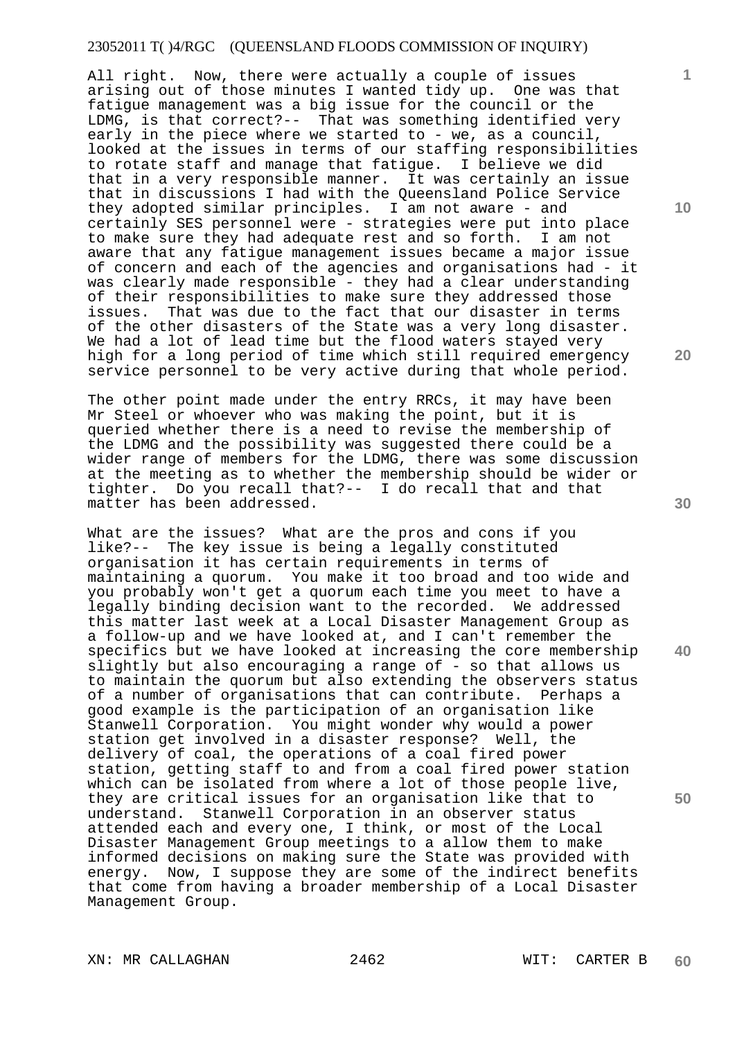All right. Now, there were actually a couple of issues arising out of those minutes I wanted tidy up. One was that fatigue management was a big issue for the council or the LDMG, is that correct?-- That was something identified very early in the piece where we started to - we, as a council, looked at the issues in terms of our staffing responsibilities to rotate staff and manage that fatigue. I believe we did that in a very responsible manner. It was certainly an issue that in discussions I had with the Queensland Police Service they adopted similar principles. I am not aware - and certainly SES personnel were - strategies were put into place to make sure they had adequate rest and so forth. I am not aware that any fatigue management issues became a major issue of concern and each of the agencies and organisations had - it was clearly made responsible - they had a clear understanding of their responsibilities to make sure they addressed those issues. That was due to the fact that our disaster in terms of the other disasters of the State was a very long disaster. We had a lot of lead time but the flood waters stayed very high for a long period of time which still required emergency service personnel to be very active during that whole period.

The other point made under the entry RRCs, it may have been Mr Steel or whoever who was making the point, but it is queried whether there is a need to revise the membership of the LDMG and the possibility was suggested there could be a wider range of members for the LDMG, there was some discussion at the meeting as to whether the membership should be wider or tighter. Do you recall that?-- I do recall that and that matter has been addressed.

What are the issues? What are the pros and cons if you like?-- The key issue is being a legally constituted organisation it has certain requirements in terms of maintaining a quorum. You make it too broad and too wide and you probably won't get a quorum each time you meet to have a legally binding decision want to the recorded. We addressed this matter last week at a Local Disaster Management Group as a follow-up and we have looked at, and I can't remember the specifics but we have looked at increasing the core membership slightly but also encouraging a range of - so that allows us to maintain the quorum but also extending the observers status of a number of organisations that can contribute. Perhaps a good example is the participation of an organisation like Stanwell Corporation. You might wonder why would a power station get involved in a disaster response? Well, the delivery of coal, the operations of a coal fired power station, getting staff to and from a coal fired power station which can be isolated from where a lot of those people live, they are critical issues for an organisation like that to understand. Stanwell Corporation in an observer status attended each and every one, I think, or most of the Local Disaster Management Group meetings to a allow them to make informed decisions on making sure the State was provided with energy. Now, I suppose they are some of the indirect benefits that come from having a broader membership of a Local Disaster Management Group.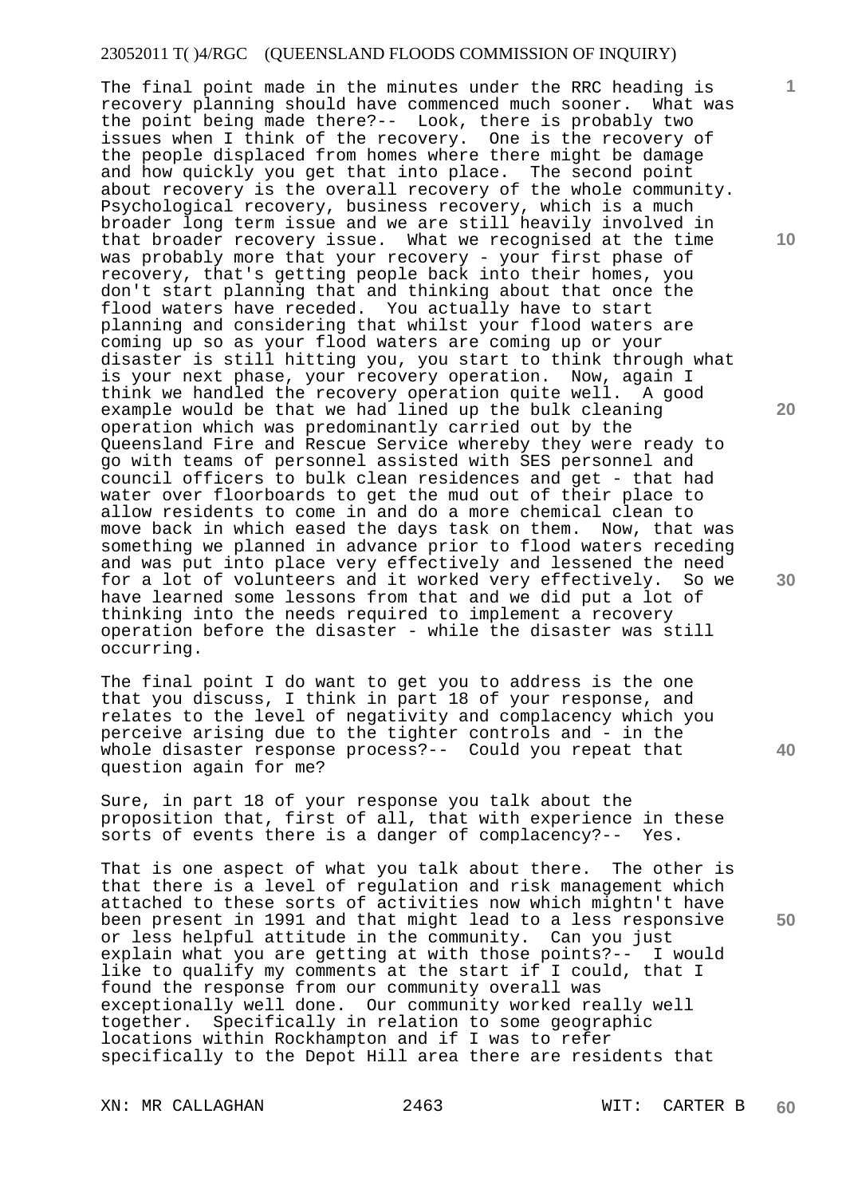The final point made in the minutes under the RRC heading is recovery planning should have commenced much sooner. What was the point being made there?-- Look, there is probably two issues when I think of the recovery. One is the recovery of the people displaced from homes where there might be damage and how quickly you get that into place. The second point about recovery is the overall recovery of the whole community. Psychological recovery, business recovery, which is a much broader long term issue and we are still heavily involved in that broader recovery issue. What we recognised at the time was probably more that your recovery - your first phase of recovery, that's getting people back into their homes, you don't start planning that and thinking about that once the flood waters have receded. You actually have to start planning and considering that whilst your flood waters are coming up so as your flood waters are coming up or your disaster is still hitting you, you start to think through what is your next phase, your recovery operation. Now, again I think we handled the recovery operation quite well. A good example would be that we had lined up the bulk cleaning operation which was predominantly carried out by the Queensland Fire and Rescue Service whereby they were ready to go with teams of personnel assisted with SES personnel and council officers to bulk clean residences and get - that had water over floorboards to get the mud out of their place to allow residents to come in and do a more chemical clean to move back in which eased the days task on them. Now, that was something we planned in advance prior to flood waters receding and was put into place very effectively and lessened the need for a lot of volunteers and it worked very effectively. So we have learned some lessons from that and we did put a lot of thinking into the needs required to implement a recovery operation before the disaster - while the disaster was still occurring.

The final point I do want to get you to address is the one that you discuss, I think in part 18 of your response, and relates to the level of negativity and complacency which you perceive arising due to the tighter controls and - in the whole disaster response process?-- Could you repeat that question again for me?

Sure, in part 18 of your response you talk about the proposition that, first of all, that with experience in these sorts of events there is a danger of complacency?-- Yes.

That is one aspect of what you talk about there. The other is that there is a level of regulation and risk management which attached to these sorts of activities now which mightn't have been present in 1991 and that might lead to a less responsive or less helpful attitude in the community. Can you just explain what you are getting at with those points?-- I would like to qualify my comments at the start if I could, that I found the response from our community overall was exceptionally well done. Our community worked really well together. Specifically in relation to some geographic locations within Rockhampton and if I was to refer specifically to the Depot Hill area there are residents that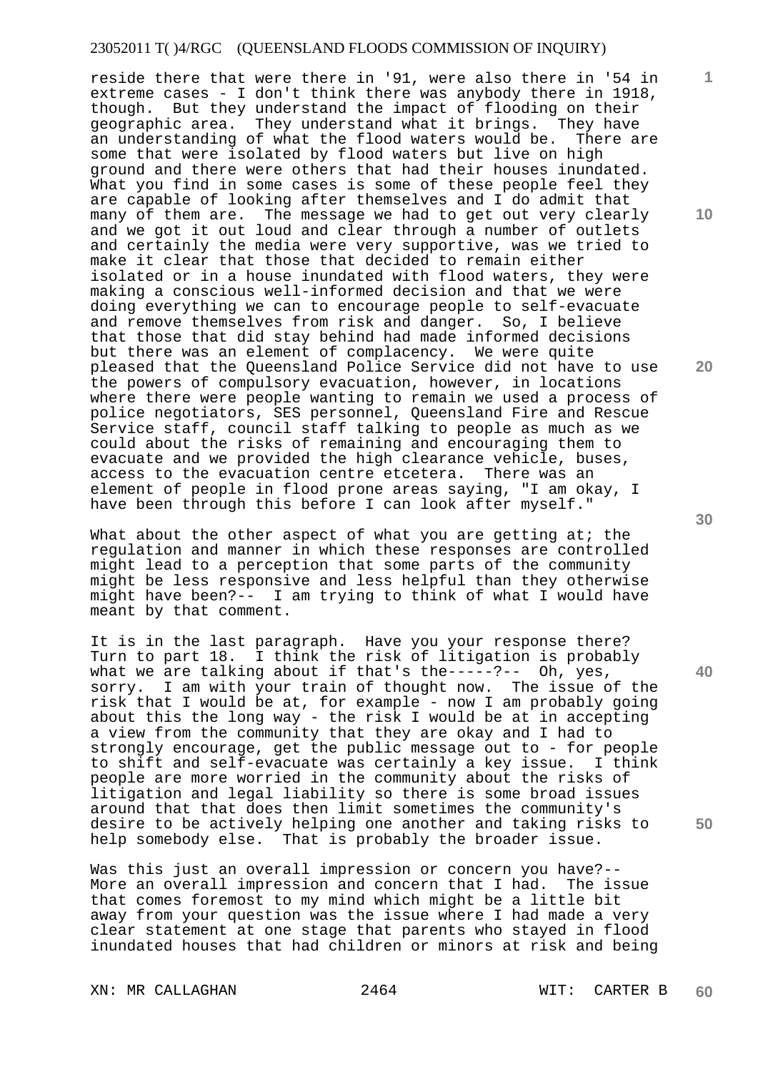reside there that were there in '91, were also there in '54 in extreme cases - I don't think there was anybody there in 1918, though. But they understand the impact of flooding on their geographic area. They understand what it brings. They have an understanding of what the flood waters would be. There are some that were isolated by flood waters but live on high ground and there were others that had their houses inundated. What you find in some cases is some of these people feel they are capable of looking after themselves and I do admit that many of them are. The message we had to get out very clearly and we got it out loud and clear through a number of outlets and certainly the media were very supportive, was we tried to make it clear that those that decided to remain either isolated or in a house inundated with flood waters, they were making a conscious well-informed decision and that we were doing everything we can to encourage people to self-evacuate and remove themselves from risk and danger. So, I believe that those that did stay behind had made informed decisions but there was an element of complacency. We were quite pleased that the Queensland Police Service did not have to use the powers of compulsory evacuation, however, in locations where there were people wanting to remain we used a process of police negotiators, SES personnel, Queensland Fire and Rescue Service staff, council staff talking to people as much as we could about the risks of remaining and encouraging them to evacuate and we provided the high clearance vehicle, buses, access to the evacuation centre etcetera. There was an element of people in flood prone areas saying, "I am okay, I have been through this before I can look after myself."

What about the other aspect of what you are getting at; the regulation and manner in which these responses are controlled might lead to a perception that some parts of the community might be less responsive and less helpful than they otherwise might have been?-- I am trying to think of what I would have meant by that comment.

It is in the last paragraph. Have you your response there? Turn to part 18. I think the risk of litigation is probably what we are talking about if that's the-----?-- Oh, yes, sorry. I am with your train of thought now. The issue of the risk that I would be at, for example - now I am probably going about this the long way - the risk I would be at in accepting a view from the community that they are okay and I had to strongly encourage, get the public message out to - for people to shift and self-evacuate was certainly a key issue. I think people are more worried in the community about the risks of litigation and legal liability so there is some broad issues around that that does then limit sometimes the community's desire to be actively helping one another and taking risks to help somebody else. That is probably the broader issue.

Was this just an overall impression or concern you have?-- More an overall impression and concern that I had. The issue that comes foremost to my mind which might be a little bit away from your question was the issue where I had made a very clear statement at one stage that parents who stayed in flood inundated houses that had children or minors at risk and being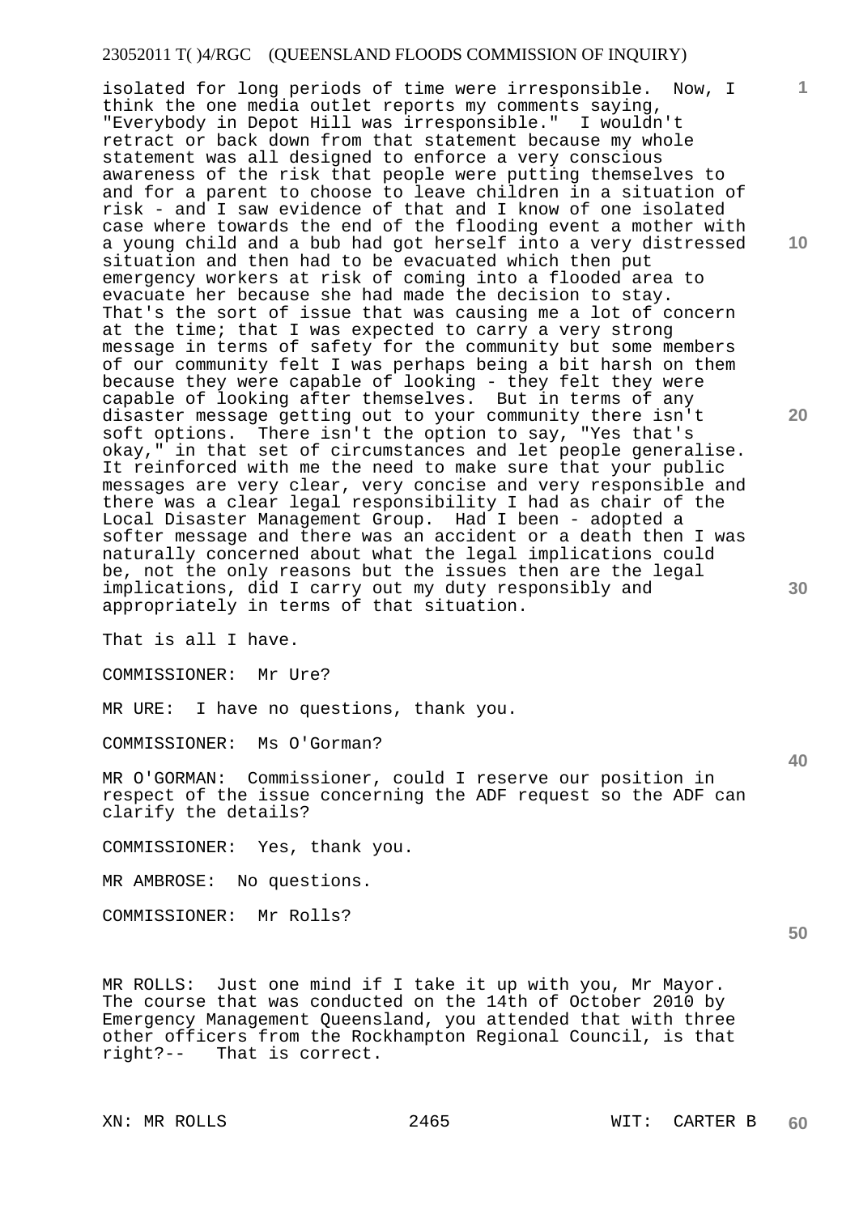isolated for long periods of time were irresponsible. Now, I think the one media outlet reports my comments saying, "Everybody in Depot Hill was irresponsible." I wouldn't retract or back down from that statement because my whole statement was all designed to enforce a very conscious awareness of the risk that people were putting themselves to and for a parent to choose to leave children in a situation of risk - and I saw evidence of that and I know of one isolated case where towards the end of the flooding event a mother with a young child and a bub had got herself into a very distressed situation and then had to be evacuated which then put emergency workers at risk of coming into a flooded area to evacuate her because she had made the decision to stay. That's the sort of issue that was causing me a lot of concern at the time; that I was expected to carry a very strong message in terms of safety for the community but some members of our community felt I was perhaps being a bit harsh on them because they were capable of looking - they felt they were capable of looking after themselves. But in terms of any disaster message getting out to your community there isn't soft options. There isn't the option to say, "Yes that's okay," in that set of circumstances and let people generalise. It reinforced with me the need to make sure that your public messages are very clear, very concise and very responsible and there was a clear legal responsibility I had as chair of the Local Disaster Management Group. Had I been - adopted a softer message and there was an accident or a death then I was naturally concerned about what the legal implications could be, not the only reasons but the issues then are the legal implications, did I carry out my duty responsibly and appropriately in terms of that situation.

That is all I have.

COMMISSIONER: Mr Ure?

MR URE: I have no questions, thank you.

COMMISSIONER: Ms O'Gorman?

MR O'GORMAN: Commissioner, could I reserve our position in respect of the issue concerning the ADF request so the ADF can clarify the details?

COMMISSIONER: Yes, thank you.

MR AMBROSE: No questions.

COMMISSIONER: Mr Rolls?

MR ROLLS: Just one mind if I take it up with you, Mr Mayor. The course that was conducted on the 14th of October 2010 by Emergency Management Queensland, you attended that with three other officers from the Rockhampton Regional Council, is that right?-- That is correct.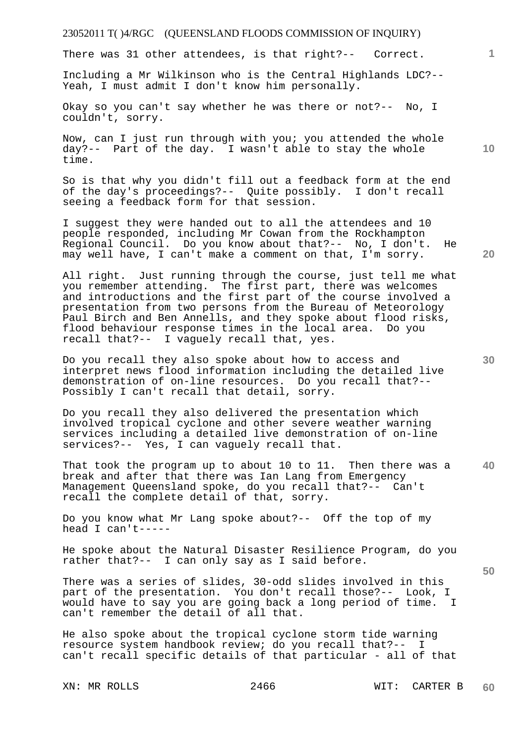There was 31 other attendees, is that right?-- Correct.

Including a Mr Wilkinson who is the Central Highlands LDC?-- Yeah, I must admit I don't know him personally.

Okay so you can't say whether he was there or not?-- No, I couldn't, sorry.

Now, can I just run through with you; you attended the whole day?-- Part of the day. I wasn't able to stay the whole time.

So is that why you didn't fill out a feedback form at the end of the day's proceedings?-- Quite possibly. I don't recall seeing a feedback form for that session.

I suggest they were handed out to all the attendees and 10 people responded, including Mr Cowan from the Rockhampton Regional Council. Do you know about that?-- No, I don't. He may well have, I can't make a comment on that, I'm sorry.

All right. Just running through the course, just tell me what you remember attending. The first part, there was welcomes and introductions and the first part of the course involved a presentation from two persons from the Bureau of Meteorology Paul Birch and Ben Annells, and they spoke about flood risks, flood behaviour response times in the local area. Do you recall that?-- I vaguely recall that, yes.

Do you recall they also spoke about how to access and interpret news flood information including the detailed live demonstration of on-line resources. Do you recall that?-- Possibly I can't recall that detail, sorry.

Do you recall they also delivered the presentation which involved tropical cyclone and other severe weather warning services including a detailed live demonstration of on-line services?-- Yes, I can vaguely recall that.

That took the program up to about 10 to 11. Then there was a break and after that there was Ian Lang from Emergency Management Queensland spoke, do you recall that?-- Can't recall the complete detail of that, sorry.

Do you know what Mr Lang spoke about?-- Off the top of my head I can't-----

He spoke about the Natural Disaster Resilience Program, do you rather that?-- I can only say as I said before.

There was a series of slides, 30-odd slides involved in this part of the presentation. You don't recall those?-- Look, I would have to say you are going back a long period of time. I can't remember the detail of all that.

He also spoke about the tropical cyclone storm tide warning resource system handbook review; do you recall that?-- I can't recall specific details of that particular - all of that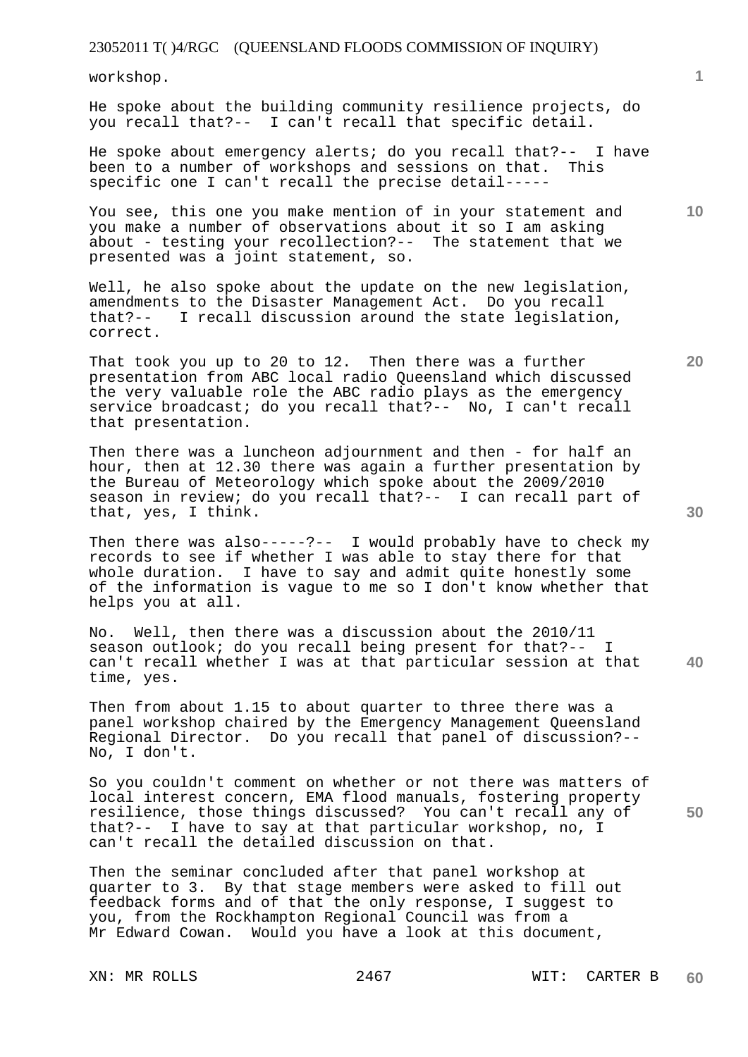workshop.

He spoke about the building community resilience projects, do you recall that?-- I can't recall that specific detail.

He spoke about emergency alerts; do you recall that?-- I have been to a number of workshops and sessions on that. This specific one I can't recall the precise detail-----

You see, this one you make mention of in your statement and you make a number of observations about it so I am asking about - testing your recollection?-- The statement that we presented was a joint statement, so.

Well, he also spoke about the update on the new legislation, amendments to the Disaster Management Act. Do you recall that?-- I recall discussion around the state legislation, correct.

That took you up to 20 to 12. Then there was a further presentation from ABC local radio Queensland which discussed the very valuable role the ABC radio plays as the emergency service broadcast; do you recall that?-- No, I can't recall that presentation.

Then there was a luncheon adjournment and then - for half an hour, then at 12.30 there was again a further presentation by the Bureau of Meteorology which spoke about the 2009/2010 season in review; do you recall that?-- I can recall part of that, yes, I think.

Then there was also-----?-- I would probably have to check my records to see if whether I was able to stay there for that whole duration. I have to say and admit quite honestly some of the information is vague to me so I don't know whether that helps you at all.

No. Well, then there was a discussion about the 2010/11 season outlook; do you recall being present for that?-- I can't recall whether I was at that particular session at that time, yes.

Then from about 1.15 to about quarter to three there was a panel workshop chaired by the Emergency Management Queensland Regional Director. Do you recall that panel of discussion?-- No, I don't.

So you couldn't comment on whether or not there was matters of local interest concern, EMA flood manuals, fostering property resilience, those things discussed? You can't recall any of that?-- I have to say at that particular workshop, no, I can't recall the detailed discussion on that.

Then the seminar concluded after that panel workshop at quarter to 3. By that stage members were asked to fill out feedback forms and of that the only response, I suggest to you, from the Rockhampton Regional Council was from a Mr Edward Cowan. Would you have a look at this document,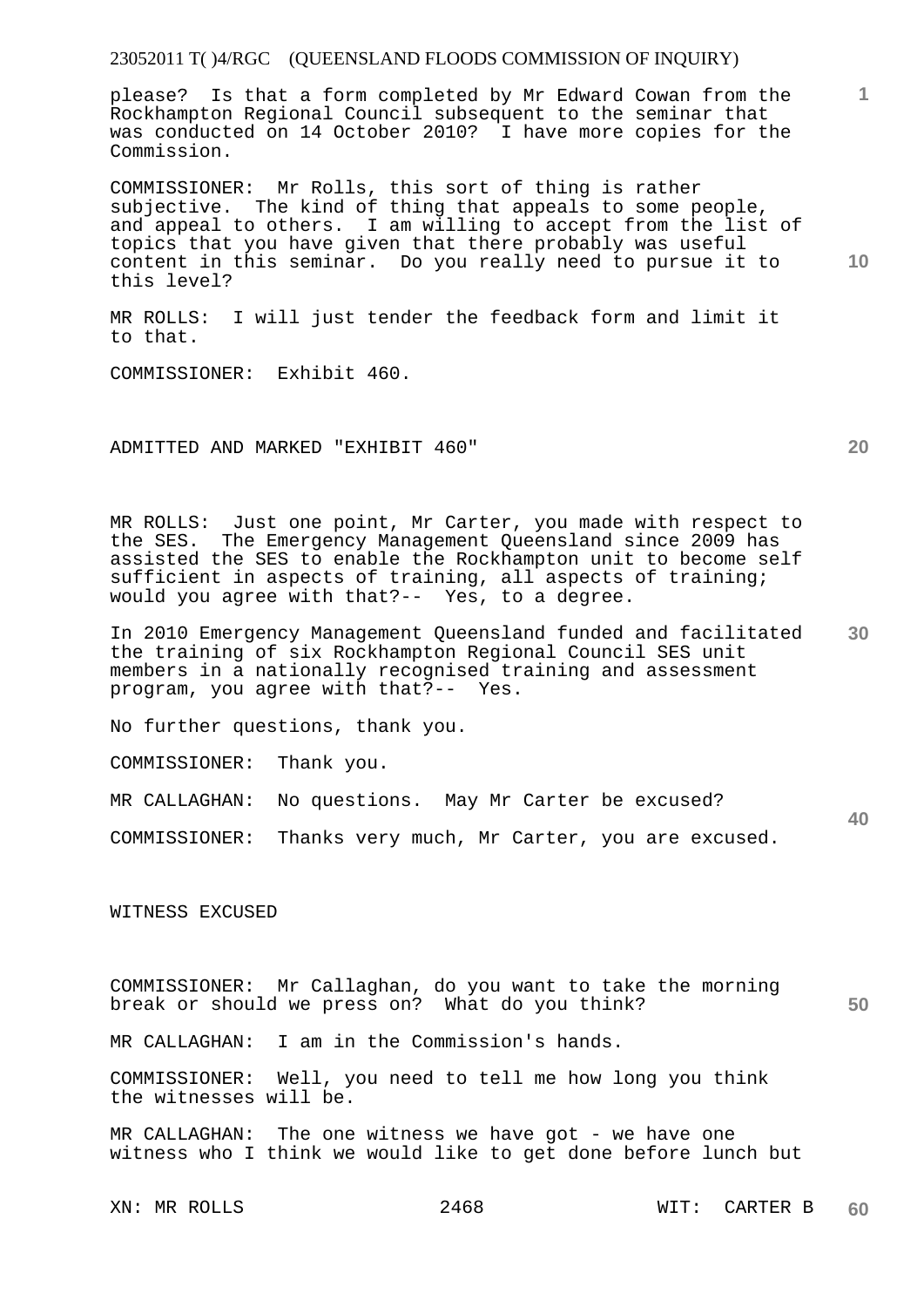please? Is that a form completed by Mr Edward Cowan from the Rockhampton Regional Council subsequent to the seminar that was conducted on 14 October 2010? I have more copies for the Commission.

COMMISSIONER: Mr Rolls, this sort of thing is rather subjective. The kind of thing that appeals to some people, and appeal to others. I am willing to accept from the list of topics that you have given that there probably was useful content in this seminar. Do you really need to pursue it to this level?

MR ROLLS: I will just tender the feedback form and limit it to that.

COMMISSIONER: Exhibit 460.

ADMITTED AND MARKED "EXHIBIT 460"

MR ROLLS: Just one point, Mr Carter, you made with respect to the SES. The Emergency Management Queensland since 2009 has assisted the SES to enable the Rockhampton unit to become self sufficient in aspects of training, all aspects of training; would you agree with that?-- Yes, to a degree.

In 2010 Emergency Management Queensland funded and facilitated the training of six Rockhampton Regional Council SES unit members in a nationally recognised training and assessment program, you agree with that?-- Yes.

No further questions, thank you.

COMMISSIONER: Thank you.

MR CALLAGHAN: No questions. May Mr Carter be excused?

COMMISSIONER: Thanks very much, Mr Carter, you are excused.

WITNESS EXCUSED

COMMISSIONER: Mr Callaghan, do you want to take the morning break or should we press on? What do you think?

MR CALLAGHAN: I am in the Commission's hands.

COMMISSIONER: Well, you need to tell me how long you think the witnesses will be.

MR CALLAGHAN: The one witness we have got - we have one witness who I think we would like to get done before lunch but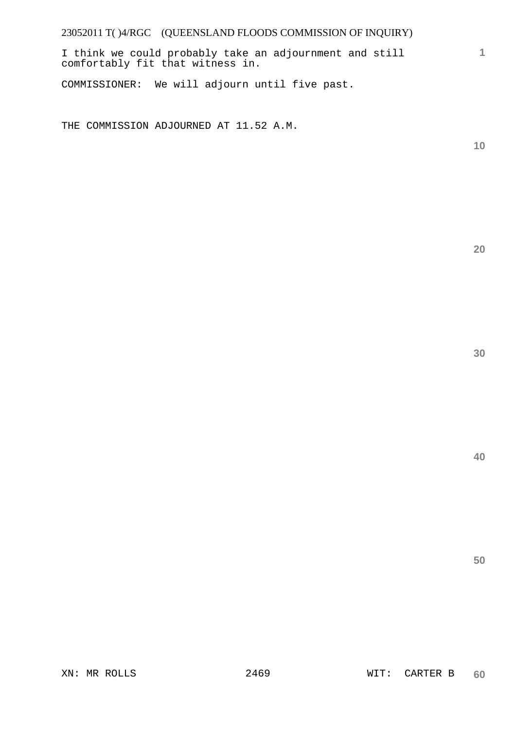I think we could probably take an adjournment and still comfortably fit that witness in.

COMMISSIONER: We will adjourn until five past.

THE COMMISSION ADJOURNED AT 11.52 A.M.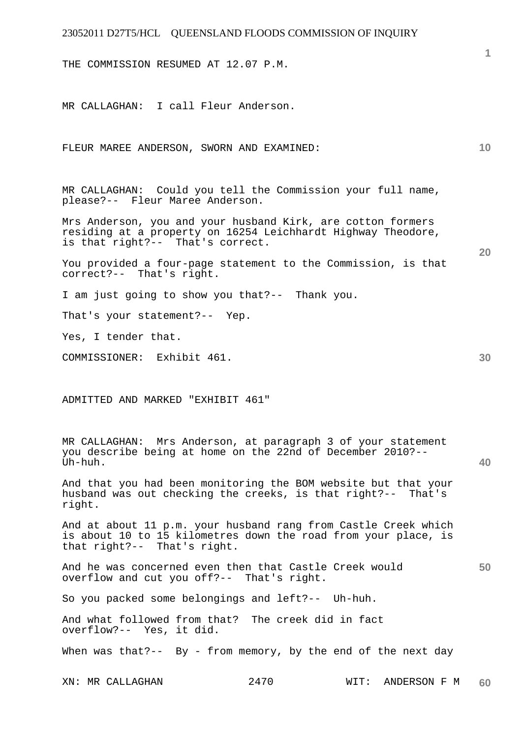THE COMMISSION RESUMED AT 12.07 P.M.

MR CALLAGHAN: I call Fleur Anderson.

FLEUR MAREE ANDERSON, SWORN AND EXAMINED:

MR CALLAGHAN: Could you tell the Commission your full name, please?-- Fleur Maree Anderson.

Mrs Anderson, you and your husband Kirk, are cotton formers residing at a property on 16254 Leichhardt Highway Theodore, is that right?-- That's correct.

You provided a four-page statement to the Commission, is that correct?-- That's right.

I am just going to show you that?-- Thank you.

That's your statement?-- Yep.

Yes, I tender that.

COMMISSIONER: Exhibit 461.

ADMITTED AND MARKED "EXHIBIT 461"

MR CALLAGHAN: Mrs Anderson, at paragraph 3 of your statement you describe being at home on the 22nd of December 2010?-- Uh-huh.

And that you had been monitoring the BOM website but that your husband was out checking the creeks, is that right?-- That's right.

And at about 11 p.m. your husband rang from Castle Creek which is about 10 to 15 kilometres down the road from your place, is that right?-- That's right.

And he was concerned even then that Castle Creek would overflow and cut you off?-- That's right.

So you packed some belongings and left?-- Uh-huh.

And what followed from that? The creek did in fact overflow?-- Yes, it did.

When was that?-- By - from memory, by the end of the next day

XN: MR CALLAGHAN WIT: ANDERSON F M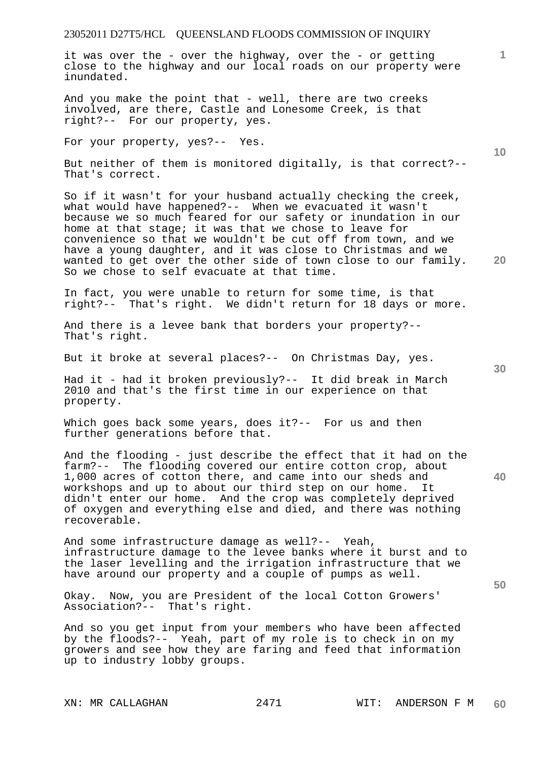it was over the - over the highway, over the - or getting close to the highway and our local roads on our property were inundated.

And you make the point that - well, there are two creeks involved, are there, Castle and Lonesome Creek, is that right?-- For our property, yes.

For your property, yes?-- Yes.

But neither of them is monitored digitally, is that correct?-- That's correct.

So if it wasn't for your husband actually checking the creek, what would have happened?-- When we evacuated it wasn't because we so much feared for our safety or inundation in our home at that stage; it was that we chose to leave for convenience so that we wouldn't be cut off from town, and we have a young daughter, and it was close to Christmas and we wanted to get over the other side of town close to our family. So we chose to self evacuate at that time.

In fact, you were unable to return for some time, is that right?-- That's right. We didn't return for 18 days or more.

And there is a levee bank that borders your property?-- That's right.

But it broke at several places?-- On Christmas Day, yes.

Had it - had it broken previously?-- It did break in March 2010 and that's the first time in our experience on that property.

Which goes back some years, does it?-- For us and then further generations before that.

And the flooding - just describe the effect that it had on the farm?-- The flooding covered our entire cotton crop, about 1,000 acres of cotton there, and came into our sheds and workshops and up to about our third step on our home. It didn't enter our home. And the crop was completely deprived of oxygen and everything else and died, and there was nothing recoverable.

And some infrastructure damage as well?-- Yeah, infrastructure damage to the levee banks where it burst and to the laser levelling and the irrigation infrastructure that we have around our property and a couple of pumps as well.

Okay. Now, you are President of the local Cotton Growers' Association?-- That's right.

And so you get input from your members who have been affected by the floods?-- Yeah, part of my role is to check in on my growers and see how they are faring and feed that information up to industry lobby groups.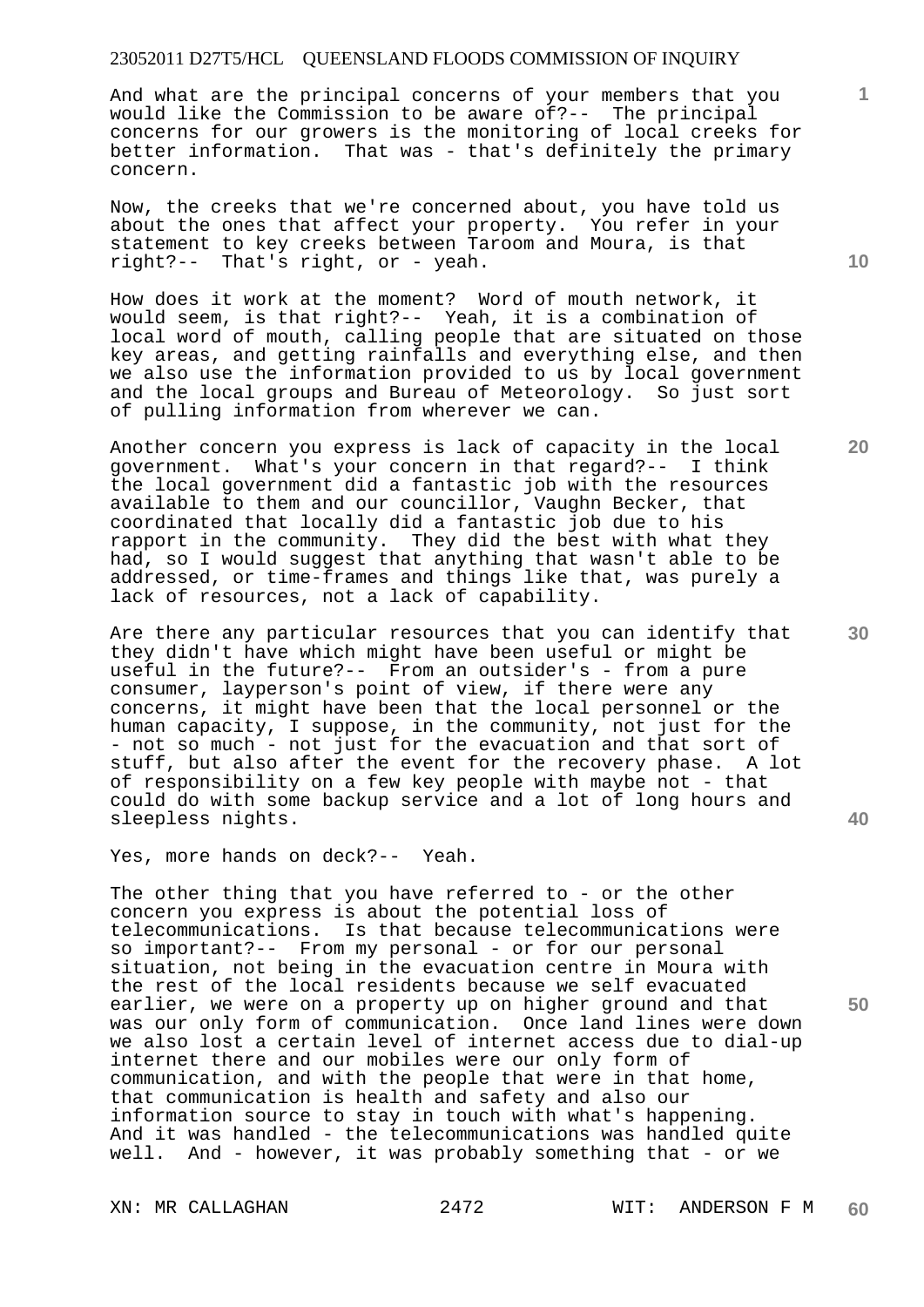And what are the principal concerns of your members that you would like the Commission to be aware of?-- The principal concerns for our growers is the monitoring of local creeks for better information. That was - that's definitely the primary concern.

Now, the creeks that we're concerned about, you have told us about the ones that affect your property. You refer in your statement to key creeks between Taroom and Moura, is that right?-- That's right, or - yeah.

How does it work at the moment? Word of mouth network, it would seem, is that right?-- Yeah, it is a combination of local word of mouth, calling people that are situated on those key areas, and getting rainfalls and everything else, and then we also use the information provided to us by local government and the local groups and Bureau of Meteorology. So just sort of pulling information from wherever we can.

Another concern you express is lack of capacity in the local government. What's your concern in that regard?-- I think the local government did a fantastic job with the resources available to them and our councillor, Vaughn Becker, that coordinated that locally did a fantastic job due to his rapport in the community. They did the best with what they had, so I would suggest that anything that wasn't able to be addressed, or time-frames and things like that, was purely a lack of resources, not a lack of capability.

Are there any particular resources that you can identify that they didn't have which might have been useful or might be useful in the future?-- From an outsider's - from a pure consumer, layperson's point of view, if there were any concerns, it might have been that the local personnel or the human capacity, I suppose, in the community, not just for the - not so much - not just for the evacuation and that sort of stuff, but also after the event for the recovery phase. A lot of responsibility on a few key people with maybe not - that could do with some backup service and a lot of long hours and sleepless nights.

Yes, more hands on deck?-- Yeah.

The other thing that you have referred to - or the other concern you express is about the potential loss of telecommunications. Is that because telecommunications were so important?-- From my personal - or for our personal situation, not being in the evacuation centre in Moura with the rest of the local residents because we self evacuated earlier, we were on a property up on higher ground and that was our only form of communication. Once land lines were down we also lost a certain level of internet access due to dial-up internet there and our mobiles were our only form of communication, and with the people that were in that home, that communication is health and safety and also our information source to stay in touch with what's happening. And it was handled - the telecommunications was handled quite well. And - however, it was probably something that - or we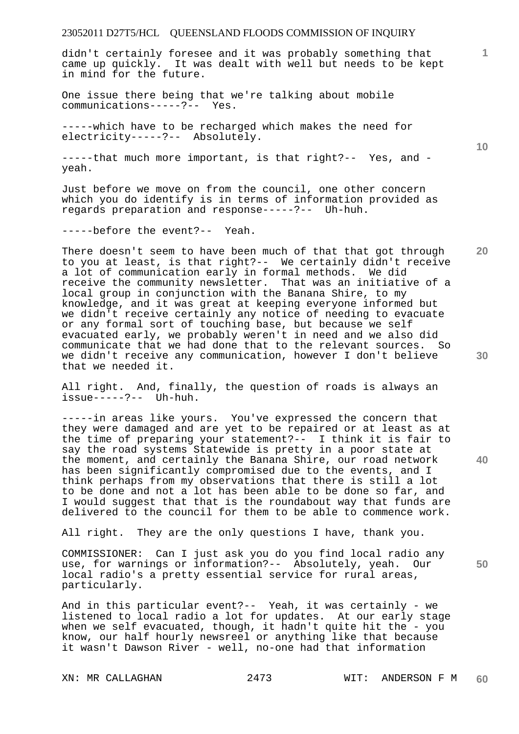didn't certainly foresee and it was probably something that came up quickly. It was dealt with well but needs to be kept in mind for the future.

One issue there being that we're talking about mobile communications-----?-- Yes.

-----which have to be recharged which makes the need for electricity-----?-- Absolutely.

-----that much more important, is that right?-- Yes, and - yeah.

Just before we move on from the council, one other concern which you do identify is in terms of information provided as regards preparation and response-----?-- Uh-huh.

-----before the event?-- Yeah.

There doesn't seem to have been much of that that got through to you at least, is that right?-- We certainly didn't receive a lot of communication early in formal methods. We did receive the community newsletter. That was an initiative of a local group in conjunction with the Banana Shire, to my knowledge, and it was great at keeping everyone informed but we didn't receive certainly any notice of needing to evacuate or any formal sort of touching base, but because we self evacuated early, we probably weren't in need and we also did communicate that we had done that to the relevant sources. So we didn't receive any communication, however I don't believe that we needed it.

All right. And, finally, the question of roads is always an issue-----?-- Uh-huh.

-----in areas like yours. You've expressed the concern that they were damaged and are yet to be repaired or at least as at the time of preparing your statement?-- I think it is fair to say the road systems Statewide is pretty in a poor state at the moment, and certainly the Banana Shire, our road network has been significantly compromised due to the events, and I think perhaps from my observations that there is still a lot to be done and not a lot has been able to be done so far, and I would suggest that that is the roundabout way that funds are delivered to the council for them to be able to commence work.

All right. They are the only questions I have, thank you.

COMMISSIONER: Can I just ask you do you find local radio any use, for warnings or information?-- Absolutely, yeah. Our local radio's a pretty essential service for rural areas, particularly.

And in this particular event?-- Yeah, it was certainly - we listened to local radio a lot for updates. At our early stage when we self evacuated, though, it hadn't quite hit the - you know, our half hourly newsreel or anything like that because it wasn't Dawson River - well, no-one had that information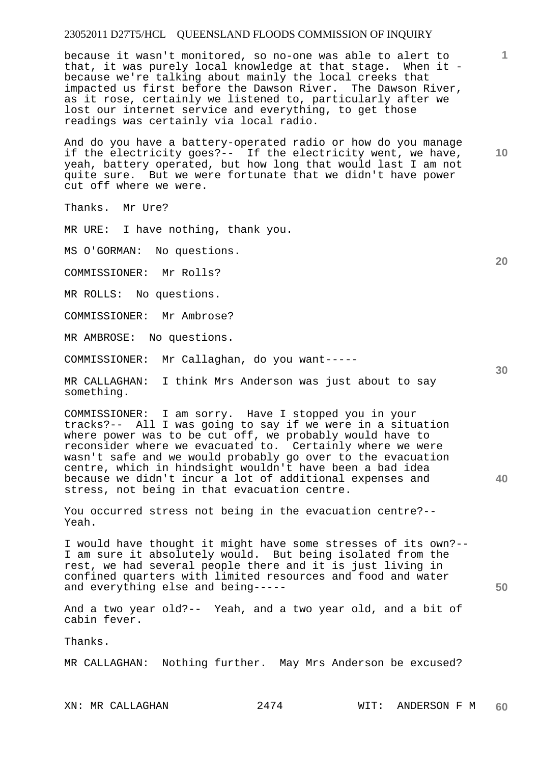because it wasn't monitored, so no-one was able to alert to that, it was purely local knowledge at that stage. When it - because we're talking about mainly the local creeks that impacted us first before the Dawson River. The Dawson River, as it rose, certainly we listened to, particularly after we lost our internet service and everything, to get those readings was certainly via local radio.

And do you have a battery-operated radio or how do you manage if the electricity goes?-- If the electricity went, we have, yeah, battery operated, but how long that would last I am not quite sure. But we were fortunate that we didn't have power cut off where we were.

Thanks. Mr Ure?

MR URE: I have nothing, thank you.

MS O'GORMAN: No questions.

COMMISSIONER: Mr Rolls?

MR ROLLS: No questions.

COMMISSIONER: Mr Ambrose?

MR AMBROSE: No questions.

COMMISSIONER: Mr Callaghan, do you want-----

MR CALLAGHAN: I think Mrs Anderson was just about to say something.

COMMISSIONER: I am sorry. Have I stopped you in your tracks?-- All I was going to say if we were in a situation where power was to be cut off, we probably would have to reconsider where we evacuated to. Certainly where we were wasn't safe and we would probably go over to the evacuation centre, which in hindsight wouldn't have been a bad idea because we didn't incur a lot of additional expenses and stress, not being in that evacuation centre.

You occurred stress not being in the evacuation centre?-- Yeah.

I would have thought it might have some stresses of its own?-- I am sure it absolutely would. But being isolated from the rest, we had several people there and it is just living in confined quarters with limited resources and food and water and everything else and being-----

And a two year old?-- Yeah, and a two year old, and a bit of cabin fever.

Thanks.

MR CALLAGHAN: Nothing further. May Mrs Anderson be excused?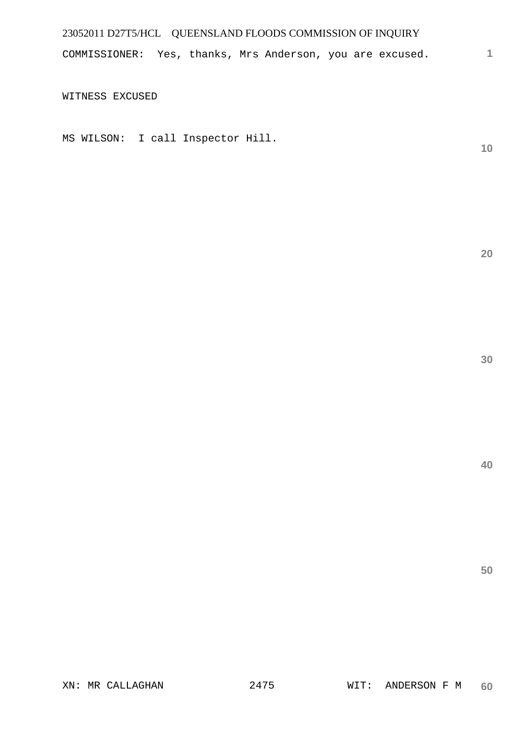COMMISSIONER:  Yes, thanks, Mrs Anderson, you are excused.

WITNESS EXCUSED

MS WILSON:  I call Inspector Hill.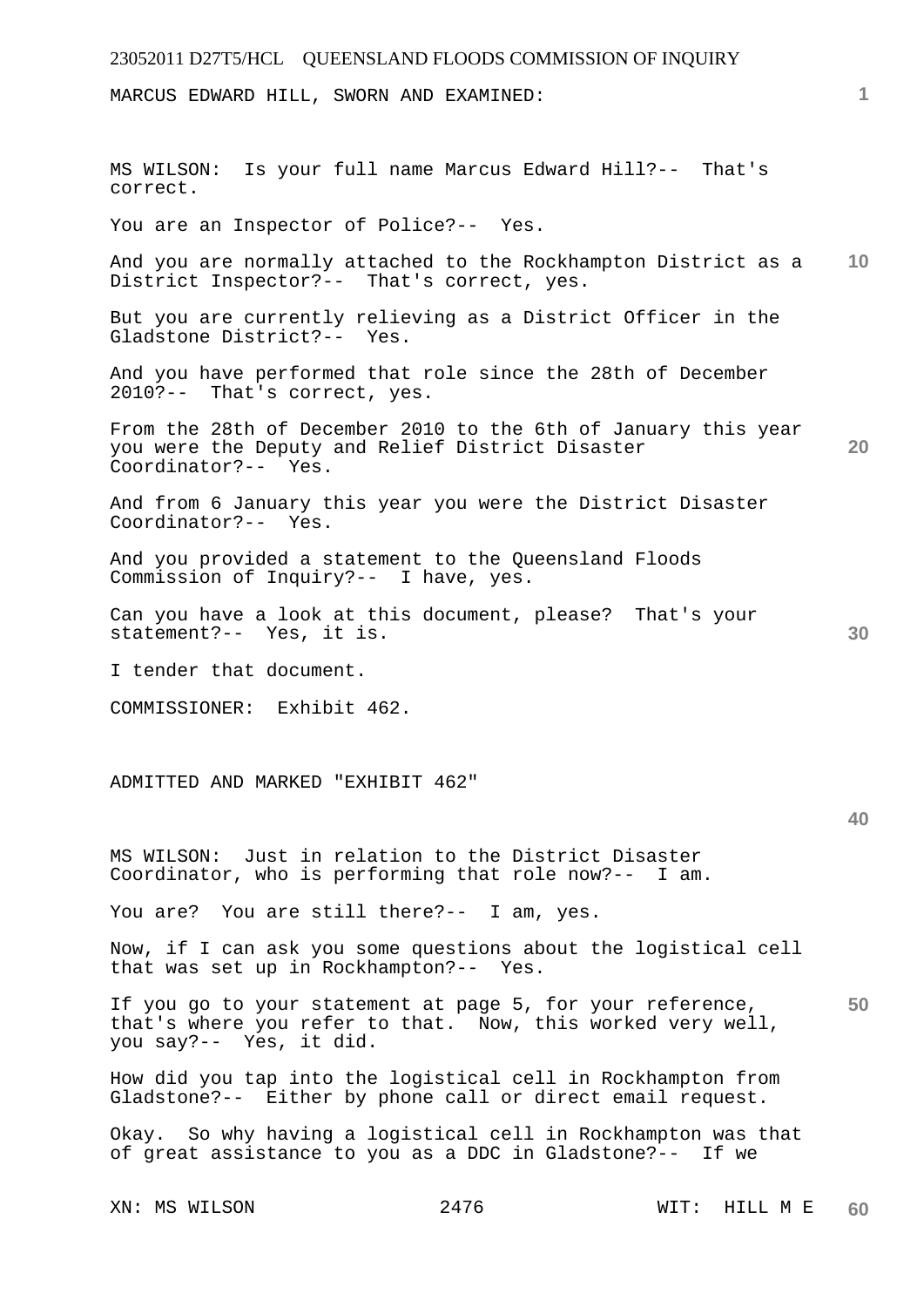MARCUS EDWARD HILL, SWORN AND EXAMINED:

MS WILSON: Is your full name Marcus Edward Hill?-- That's correct.

You are an Inspector of Police?-- Yes.

And you are normally attached to the Rockhampton District as a District Inspector?-- That's correct, yes.

But you are currently relieving as a District Officer in the Gladstone District?-- Yes.

And you have performed that role since the 28th of December 2010?-- That's correct, yes.

From the 28th of December 2010 to the 6th of January this year you were the Deputy and Relief District Disaster Coordinator?-- Yes.

And from 6 January this year you were the District Disaster Coordinator?-- Yes.

And you provided a statement to the Queensland Floods Commission of Inquiry?-- I have, yes.

Can you have a look at this document, please? That's your statement?-- Yes, it is.

I tender that document.

COMMISSIONER: Exhibit 462.

ADMITTED AND MARKED "EXHIBIT 462"

MS WILSON: Just in relation to the District Disaster Coordinator, who is performing that role now?-- I am.

You are? You are still there?-- I am, yes.

Now, if I can ask you some questions about the logistical cell that was set up in Rockhampton?-- Yes.

If you go to your statement at page 5, for your reference, that's where you refer to that. Now, this worked very well, you say?-- Yes, it did.

How did you tap into the logistical cell in Rockhampton from Gladstone?-- Either by phone call or direct email request.

Okay. So why having a logistical cell in Rockhampton was that of great assistance to you as a DDC in Gladstone?-- If we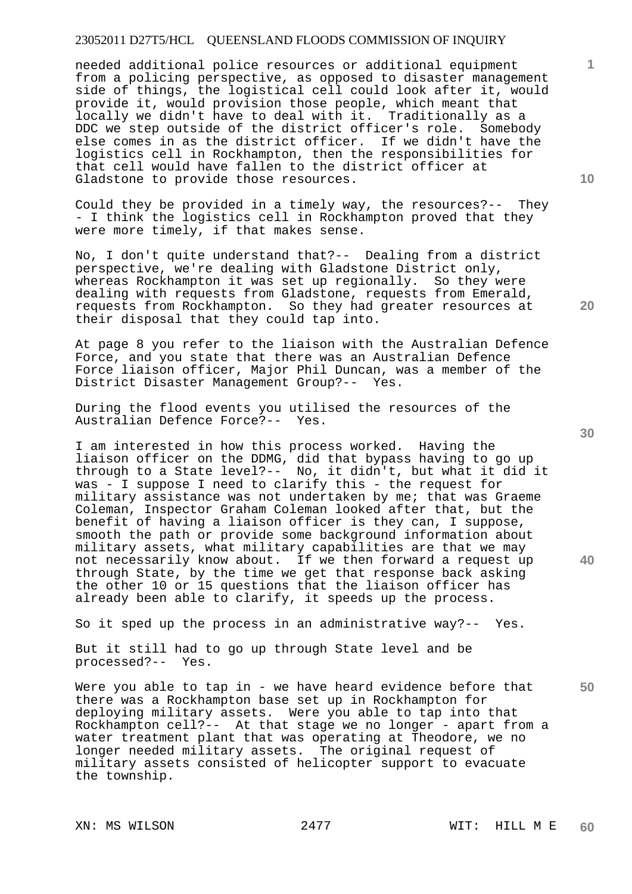needed additional police resources or additional equipment from a policing perspective, as opposed to disaster management side of things, the logistical cell could look after it, would provide it, would provision those people, which meant that locally we didn't have to deal with it. Traditionally as a DDC we step outside of the district officer's role. Somebody else comes in as the district officer. If we didn't have the logistics cell in Rockhampton, then the responsibilities for that cell would have fallen to the district officer at Gladstone to provide those resources.

Could they be provided in a timely way, the resources?-- They - I think the logistics cell in Rockhampton proved that they were more timely, if that makes sense.

No, I don't quite understand that?-- Dealing from a district perspective, we're dealing with Gladstone District only, whereas Rockhampton it was set up regionally. So they were dealing with requests from Gladstone, requests from Emerald, requests from Rockhampton. So they had greater resources at their disposal that they could tap into.

At page 8 you refer to the liaison with the Australian Defence Force, and you state that there was an Australian Defence Force liaison officer, Major Phil Duncan, was a member of the District Disaster Management Group?-- Yes.

During the flood events you utilised the resources of the Australian Defence Force?-- Yes.

I am interested in how this process worked. Having the liaison officer on the DDMG, did that bypass having to go up through to a State level?-- No, it didn't, but what it did it was - I suppose I need to clarify this - the request for military assistance was not undertaken by me; that was Graeme Coleman, Inspector Graham Coleman looked after that, but the benefit of having a liaison officer is they can, I suppose, smooth the path or provide some background information about military assets, what military capabilities are that we may not necessarily know about. If we then forward a request up through State, by the time we get that response back asking the other 10 or 15 questions that the liaison officer has already been able to clarify, it speeds up the process.

So it sped up the process in an administrative way?-- Yes.

But it still had to go up through State level and be processed?-- Yes.

Were you able to tap in - we have heard evidence before that there was a Rockhampton base set up in Rockhampton for deploying military assets. Were you able to tap into that Rockhampton cell?-- At that stage we no longer - apart from a water treatment plant that was operating at Theodore, we no longer needed military assets. The original request of military assets consisted of helicopter support to evacuate the township.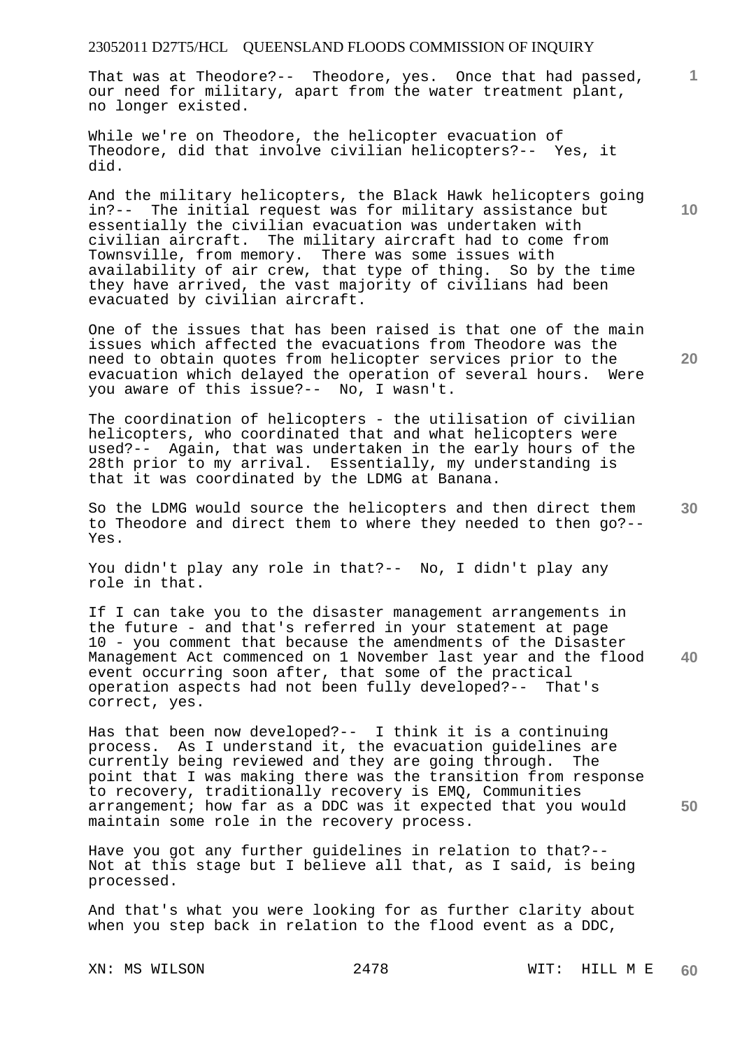That was at Theodore?-- Theodore, yes. Once that had passed, our need for military, apart from the water treatment plant, no longer existed.

While we're on Theodore, the helicopter evacuation of Theodore, did that involve civilian helicopters?-- Yes, it did.

And the military helicopters, the Black Hawk helicopters going in?-- The initial request was for military assistance but essentially the civilian evacuation was undertaken with civilian aircraft. The military aircraft had to come from Townsville, from memory. There was some issues with availability of air crew, that type of thing. So by the time they have arrived, the vast majority of civilians had been evacuated by civilian aircraft.

One of the issues that has been raised is that one of the main issues which affected the evacuations from Theodore was the need to obtain quotes from helicopter services prior to the evacuation which delayed the operation of several hours. Were you aware of this issue?-- No, I wasn't.

The coordination of helicopters - the utilisation of civilian helicopters, who coordinated that and what helicopters were used?-- Again, that was undertaken in the early hours of the 28th prior to my arrival. Essentially, my understanding is that it was coordinated by the LDMG at Banana.

So the LDMG would source the helicopters and then direct them to Theodore and direct them to where they needed to then go?-- Yes.

You didn't play any role in that?-- No, I didn't play any role in that.

If I can take you to the disaster management arrangements in the future - and that's referred in your statement at page 10 - you comment that because the amendments of the Disaster Management Act commenced on 1 November last year and the flood event occurring soon after, that some of the practical operation aspects had not been fully developed?-- That's correct, yes.

Has that been now developed?-- I think it is a continuing process. As I understand it, the evacuation guidelines are currently being reviewed and they are going through. The point that I was making there was the transition from response to recovery, traditionally recovery is EMQ, Communities arrangement; how far as a DDC was it expected that you would maintain some role in the recovery process.

Have you got any further guidelines in relation to that?-- Not at this stage but I believe all that, as I said, is being processed.

And that's what you were looking for as further clarity about when you step back in relation to the flood event as a DDC,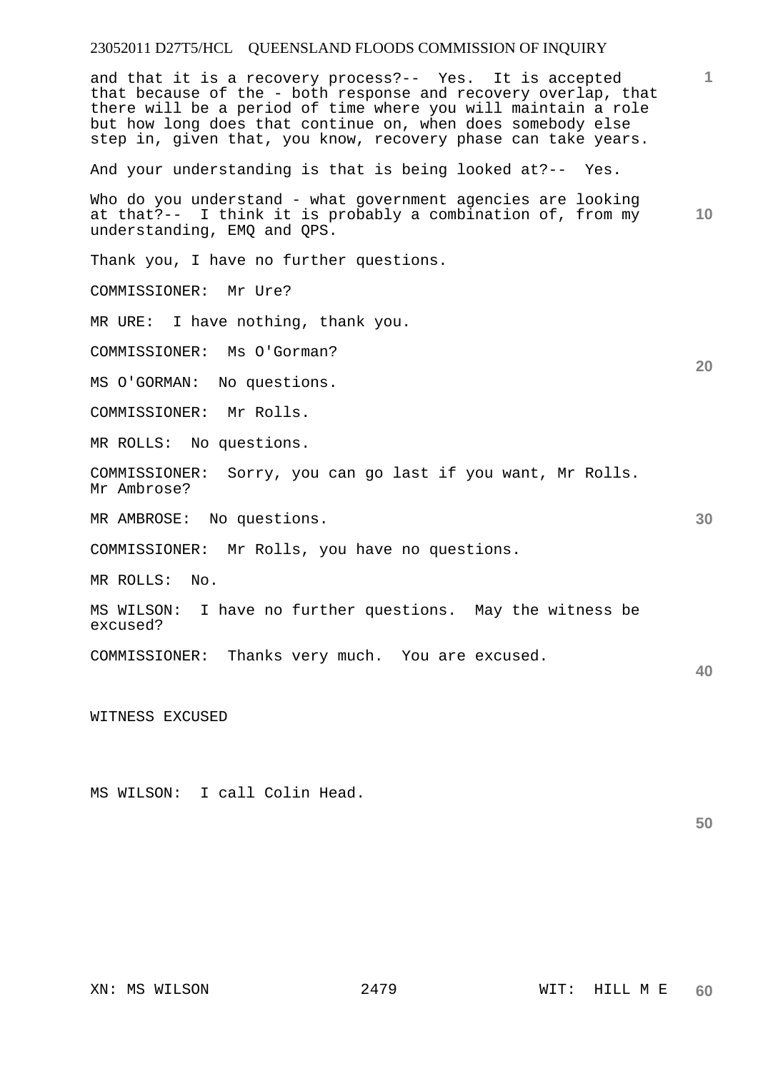and that it is a recovery process?-- Yes. It is accepted that because of the - both response and recovery overlap, that there will be a period of time where you will maintain a role but how long does that continue on, when does somebody else step in, given that, you know, recovery phase can take years.

And your understanding is that is being looked at?-- Yes.

Who do you understand - what government agencies are looking at that?-- I think it is probably a combination of, from my understanding, EMQ and QPS.

Thank you, I have no further questions.

COMMISSIONER: Mr Ure?

MR URE: I have nothing, thank you.

COMMISSIONER: Ms O'Gorman?

MS O'GORMAN: No questions.

COMMISSIONER: Mr Rolls.

MR ROLLS: No questions.

COMMISSIONER: Sorry, you can go last if you want, Mr Rolls. Mr Ambrose?

MR AMBROSE: No questions.

COMMISSIONER: Mr Rolls, you have no questions.

MR ROLLS: No.

MS WILSON: I have no further questions. May the witness be excused?

COMMISSIONER: Thanks very much. You are excused.

WITNESS EXCUSED

MS WILSON: I call Colin Head.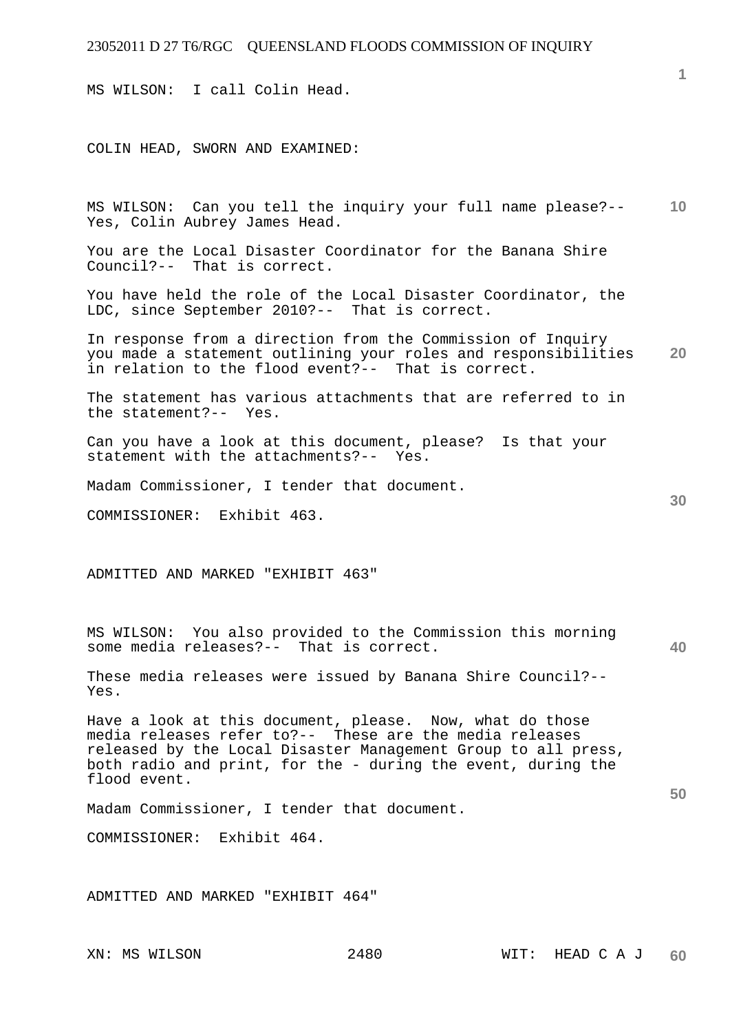MS WILSON: I call Colin Head.

COLIN HEAD, SWORN AND EXAMINED:

MS WILSON: Can you tell the inquiry your full name please?-- Yes, Colin Aubrey James Head.

You are the Local Disaster Coordinator for the Banana Shire Council?-- That is correct.

You have held the role of the Local Disaster Coordinator, the LDC, since September 2010?-- That is correct.

In response from a direction from the Commission of Inquiry you made a statement outlining your roles and responsibilities in relation to the flood event?-- That is correct.

The statement has various attachments that are referred to in the statement?-- Yes.

Can you have a look at this document, please? Is that your statement with the attachments?-- Yes.

Madam Commissioner, I tender that document.

COMMISSIONER: Exhibit 463.

ADMITTED AND MARKED "EXHIBIT 463"

MS WILSON: You also provided to the Commission this morning some media releases?-- That is correct.

These media releases were issued by Banana Shire Council?-- Yes.

Have a look at this document, please. Now, what do those media releases refer to?-- These are the media releases released by the Local Disaster Management Group to all press, both radio and print, for the - during the event, during the flood event.

Madam Commissioner, I tender that document.

COMMISSIONER: Exhibit 464.

ADMITTED AND MARKED "EXHIBIT 464"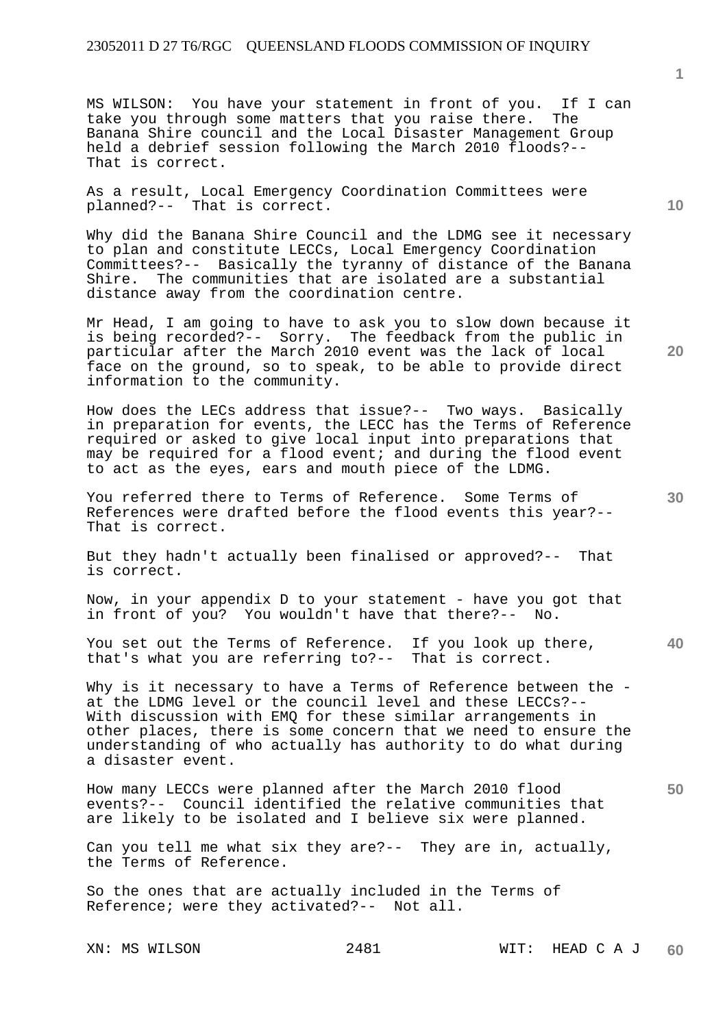MS WILSON: You have your statement in front of you. If I can take you through some matters that you raise there. The Banana Shire council and the Local Disaster Management Group held a debrief session following the March 2010 floods?-- That is correct.

As a result, Local Emergency Coordination Committees were planned?-- That is correct.

Why did the Banana Shire Council and the LDMG see it necessary to plan and constitute LECCs, Local Emergency Coordination Committees?-- Basically the tyranny of distance of the Banana Shire. The communities that are isolated are a substantial distance away from the coordination centre.

Mr Head, I am going to have to ask you to slow down because it is being recorded?-- Sorry. The feedback from the public in particular after the March 2010 event was the lack of local face on the ground, so to speak, to be able to provide direct information to the community.

How does the LECs address that issue?-- Two ways. Basically in preparation for events, the LECC has the Terms of Reference required or asked to give local input into preparations that may be required for a flood event; and during the flood event to act as the eyes, ears and mouth piece of the LDMG.

You referred there to Terms of Reference. Some Terms of References were drafted before the flood events this year?-- That is correct.

But they hadn't actually been finalised or approved?-- That is correct.

Now, in your appendix D to your statement - have you got that in front of you? You wouldn't have that there?-- No.

You set out the Terms of Reference. If you look up there, that's what you are referring to?-- That is correct.

Why is it necessary to have a Terms of Reference between the - at the LDMG level or the council level and these LECCs?-- With discussion with EMQ for these similar arrangements in other places, there is some concern that we need to ensure the understanding of who actually has authority to do what during a disaster event.

How many LECCs were planned after the March 2010 flood events?-- Council identified the relative communities that are likely to be isolated and I believe six were planned.

Can you tell me what six they are?-- They are in, actually, the Terms of Reference.

So the ones that are actually included in the Terms of Reference; were they activated?-- Not all.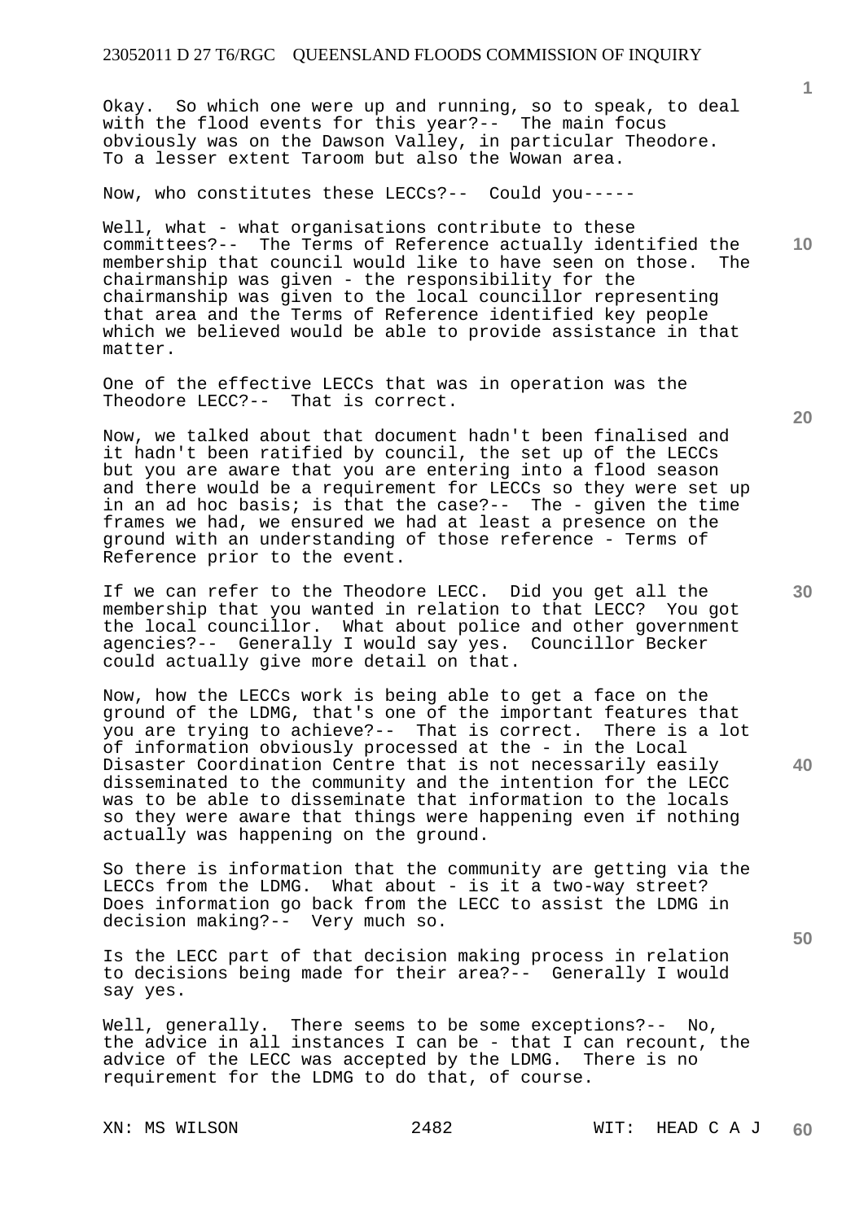Okay. So which one were up and running, so to speak, to deal with the flood events for this year?-- The main focus obviously was on the Dawson Valley, in particular Theodore. To a lesser extent Taroom but also the Wowan area.

Now, who constitutes these LECCs?-- Could you-----

Well, what - what organisations contribute to these committees?-- The Terms of Reference actually identified the membership that council would like to have seen on those. The chairmanship was given - the responsibility for the chairmanship was given to the local councillor representing that area and the Terms of Reference identified key people which we believed would be able to provide assistance in that matter.

One of the effective LECCs that was in operation was the Theodore LECC?-- That is correct.

Now, we talked about that document hadn't been finalised and it hadn't been ratified by council, the set up of the LECCs but you are aware that you are entering into a flood season and there would be a requirement for LECCs so they were set up in an ad hoc basis; is that the case?-- The - given the time frames we had, we ensured we had at least a presence on the ground with an understanding of those reference - Terms of Reference prior to the event.

If we can refer to the Theodore LECC. Did you get all the membership that you wanted in relation to that LECC? You got the local councillor. What about police and other government agencies?-- Generally I would say yes. Councillor Becker could actually give more detail on that.

Now, how the LECCs work is being able to get a face on the ground of the LDMG, that's one of the important features that you are trying to achieve?-- That is correct. There is a lot of information obviously processed at the - in the Local Disaster Coordination Centre that is not necessarily easily disseminated to the community and the intention for the LECC was to be able to disseminate that information to the locals so they were aware that things were happening even if nothing actually was happening on the ground.

So there is information that the community are getting via the LECCs from the LDMG. What about - is it a two-way street? Does information go back from the LECC to assist the LDMG in decision making?-- Very much so.

Is the LECC part of that decision making process in relation to decisions being made for their area?-- Generally I would say yes.

Well, generally. There seems to be some exceptions?-- No, the advice in all instances I can be - that I can recount, the advice of the LECC was accepted by the LDMG. There is no requirement for the LDMG to do that, of course.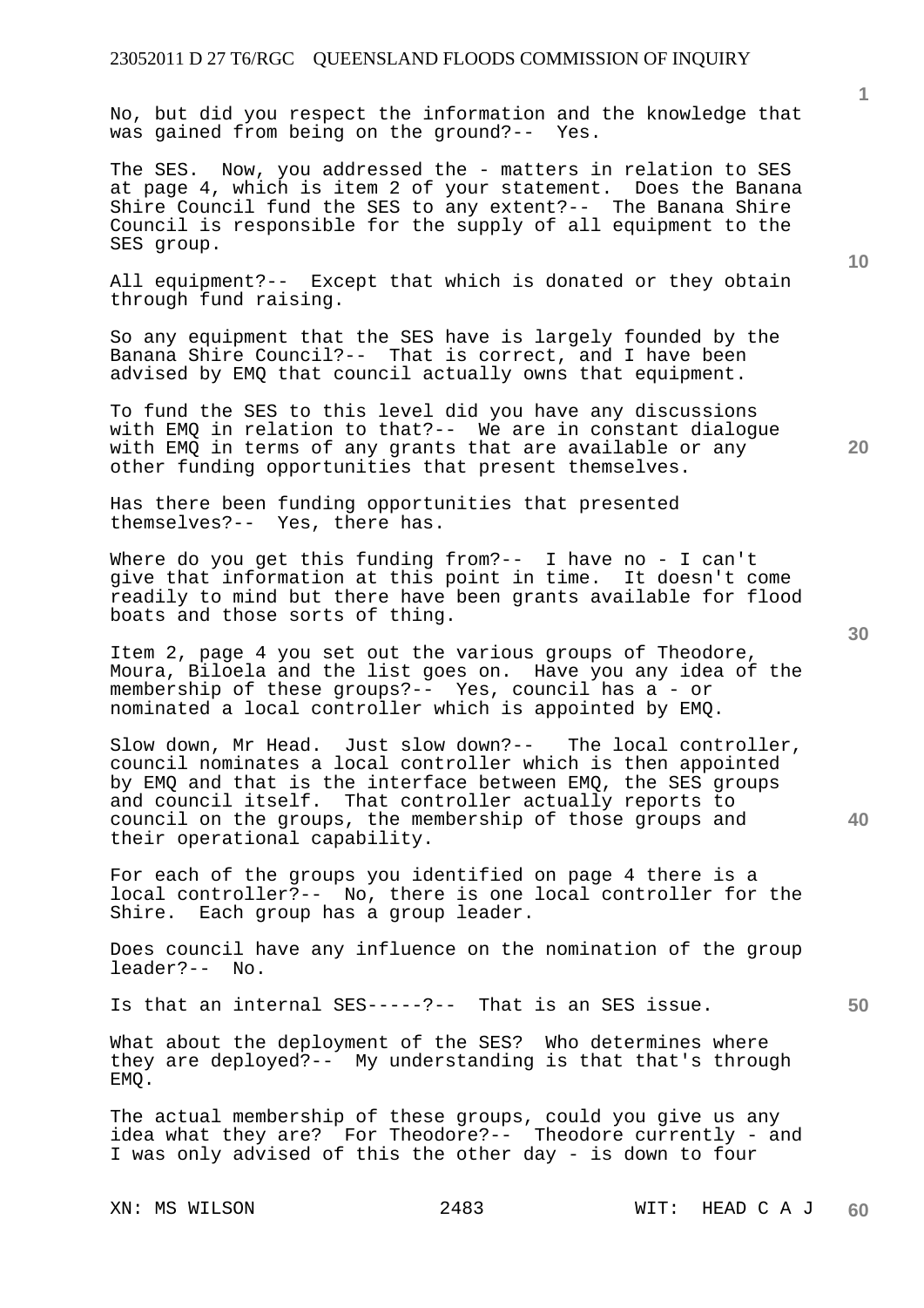No, but did you respect the information and the knowledge that was gained from being on the ground?-- Yes.

The SES. Now, you addressed the - matters in relation to SES at page 4, which is item 2 of your statement. Does the Banana Shire Council fund the SES to any extent?-- The Banana Shire Council is responsible for the supply of all equipment to the SES group.

All equipment?-- Except that which is donated or they obtain through fund raising.

So any equipment that the SES have is largely founded by the Banana Shire Council?-- That is correct, and I have been advised by EMQ that council actually owns that equipment.

To fund the SES to this level did you have any discussions with EMQ in relation to that?-- We are in constant dialogue with EMQ in terms of any grants that are available or any other funding opportunities that present themselves.

Has there been funding opportunities that presented themselves?-- Yes, there has.

Where do you get this funding from?-- I have no - I can't give that information at this point in time. It doesn't come readily to mind but there have been grants available for flood boats and those sorts of thing.

Item 2, page 4 you set out the various groups of Theodore, Moura, Biloela and the list goes on. Have you any idea of the membership of these groups?-- Yes, council has a - or nominated a local controller which is appointed by EMQ.

Slow down, Mr Head. Just slow down?-- The local controller, council nominates a local controller which is then appointed by EMQ and that is the interface between EMQ, the SES groups and council itself. That controller actually reports to council on the groups, the membership of those groups and their operational capability.

For each of the groups you identified on page 4 there is a local controller?-- No, there is one local controller for the Shire. Each group has a group leader.

Does council have any influence on the nomination of the group leader?-- No.

Is that an internal SES-----?-- That is an SES issue.

What about the deployment of the SES? Who determines where they are deployed?-- My understanding is that that's through EMQ.

The actual membership of these groups, could you give us any idea what they are? For Theodore?-- Theodore currently - and I was only advised of this the other day - is down to four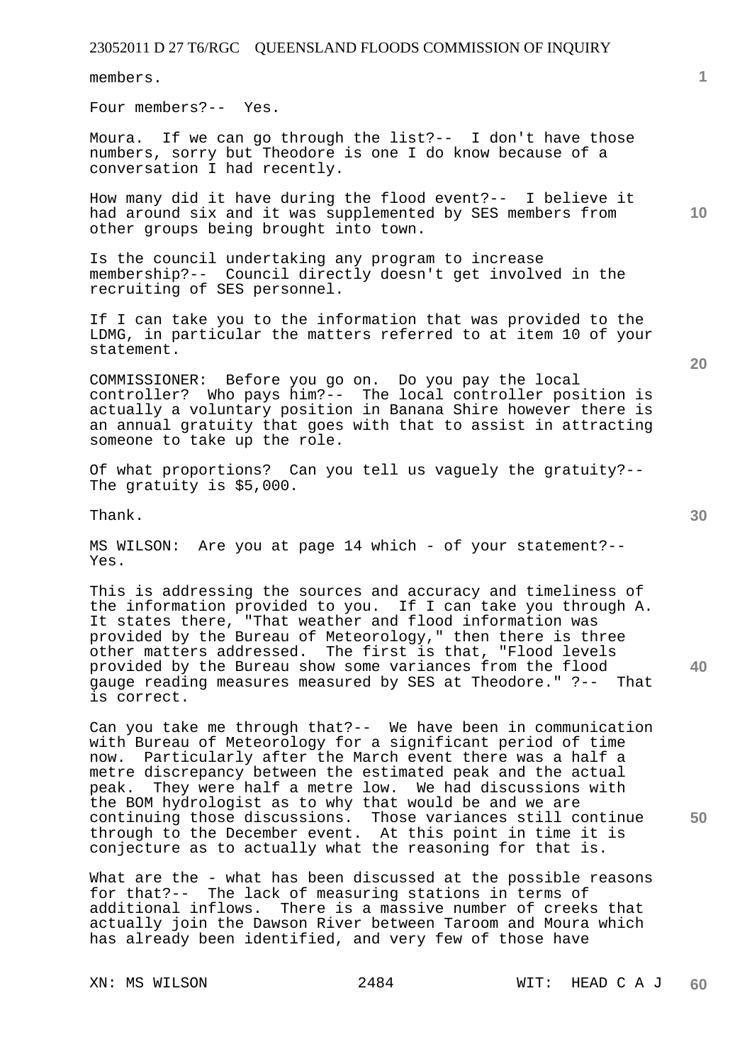members.

Four members?-- Yes.

Moura. If we can go through the list?-- I don't have those numbers, sorry but Theodore is one I do know because of a conversation I had recently.

How many did it have during the flood event?-- I believe it had around six and it was supplemented by SES members from other groups being brought into town.

Is the council undertaking any program to increase membership?-- Council directly doesn't get involved in the recruiting of SES personnel.

If I can take you to the information that was provided to the LDMG, in particular the matters referred to at item 10 of your statement.

COMMISSIONER: Before you go on. Do you pay the local controller? Who pays him?-- The local controller position is actually a voluntary position in Banana Shire however there is an annual gratuity that goes with that to assist in attracting someone to take up the role.

Of what proportions? Can you tell us vaguely the gratuity?-- The gratuity is $5,000.

Thank.

MS WILSON: Are you at page 14 which - of your statement?-- Yes.

This is addressing the sources and accuracy and timeliness of the information provided to you. If I can take you through A. It states there, "That weather and flood information was provided by the Bureau of Meteorology," then there is three other matters addressed. The first is that, "Flood levels provided by the Bureau show some variances from the flood gauge reading measures measured by SES at Theodore." ?-- That is correct.

Can you take me through that?-- We have been in communication with Bureau of Meteorology for a significant period of time now. Particularly after the March event there was a half a metre discrepancy between the estimated peak and the actual peak. They were half a metre low. We had discussions with the BOM hydrologist as to why that would be and we are continuing those discussions. Those variances still continue through to the December event. At this point in time it is conjecture as to actually what the reasoning for that is.

What are the - what has been discussed at the possible reasons for that?-- The lack of measuring stations in terms of additional inflows. There is a massive number of creeks that actually join the Dawson River between Taroom and Moura which has already been identified, and very few of those have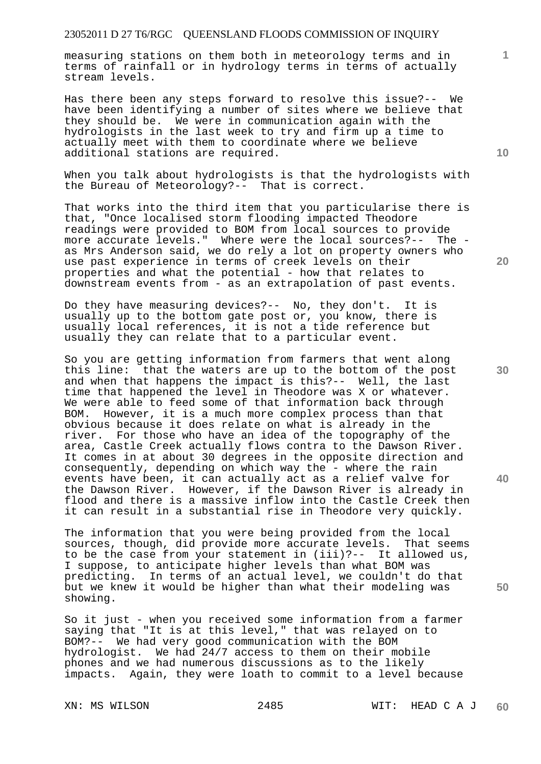measuring stations on them both in meteorology terms and in terms of rainfall or in hydrology terms in terms of actually stream levels.

Has there been any steps forward to resolve this issue?-- We have been identifying a number of sites where we believe that they should be. We were in communication again with the hydrologists in the last week to try and firm up a time to actually meet with them to coordinate where we believe additional stations are required.

When you talk about hydrologists is that the hydrologists with the Bureau of Meteorology?-- That is correct.

That works into the third item that you particularise there is that, "Once localised storm flooding impacted Theodore readings were provided to BOM from local sources to provide more accurate levels." Where were the local sources?-- The - as Mrs Anderson said, we do rely a lot on property owners who use past experience in terms of creek levels on their properties and what the potential - how that relates to downstream events from - as an extrapolation of past events.

Do they have measuring devices?-- No, they don't. It is usually up to the bottom gate post or, you know, there is usually local references, it is not a tide reference but usually they can relate that to a particular event.

So you are getting information from farmers that went along this line: that the waters are up to the bottom of the post and when that happens the impact is this?-- Well, the last time that happened the level in Theodore was X or whatever. We were able to feed some of that information back through BOM. However, it is a much more complex process than that obvious because it does relate on what is already in the river. For those who have an idea of the topography of the area, Castle Creek actually flows contra to the Dawson River. It comes in at about 30 degrees in the opposite direction and consequently, depending on which way the - where the rain events have been, it can actually act as a relief valve for the Dawson River. However, if the Dawson River is already in flood and there is a massive inflow into the Castle Creek then it can result in a substantial rise in Theodore very quickly.

The information that you were being provided from the local sources, though, did provide more accurate levels. That seems to be the case from your statement in (iii)?-- It allowed us, I suppose, to anticipate higher levels than what BOM was predicting. In terms of an actual level, we couldn't do that but we knew it would be higher than what their modeling was showing.

So it just - when you received some information from a farmer saying that "It is at this level," that was relayed on to BOM?-- We had very good communication with the BOM hydrologist. We had 24/7 access to them on their mobile phones and we had numerous discussions as to the likely impacts. Again, they were loath to commit to a level because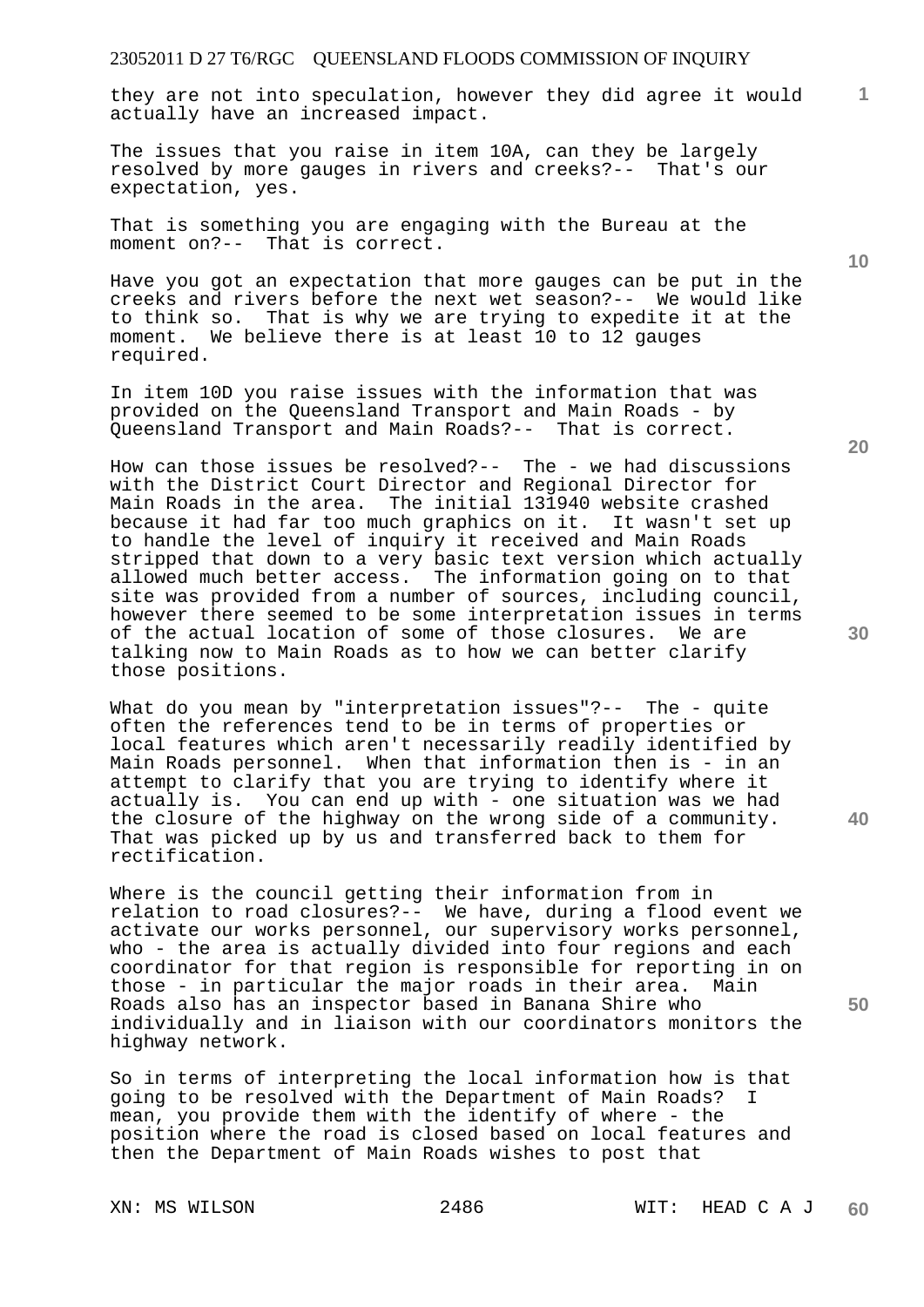they are not into speculation, however they did agree it would actually have an increased impact.

The issues that you raise in item 10A, can they be largely resolved by more gauges in rivers and creeks?-- That's our expectation, yes.

That is something you are engaging with the Bureau at the moment on?-- That is correct.

Have you got an expectation that more gauges can be put in the creeks and rivers before the next wet season?-- We would like to think so. That is why we are trying to expedite it at the moment. We believe there is at least 10 to 12 gauges required.

In item 10D you raise issues with the information that was provided on the Queensland Transport and Main Roads - by Queensland Transport and Main Roads?-- That is correct.

How can those issues be resolved?-- The - we had discussions with the District Court Director and Regional Director for Main Roads in the area. The initial 131940 website crashed because it had far too much graphics on it. It wasn't set up to handle the level of inquiry it received and Main Roads stripped that down to a very basic text version which actually allowed much better access. The information going on to that site was provided from a number of sources, including council, however there seemed to be some interpretation issues in terms of the actual location of some of those closures. We are talking now to Main Roads as to how we can better clarify those positions.

What do you mean by "interpretation issues"?-- The - quite often the references tend to be in terms of properties or local features which aren't necessarily readily identified by Main Roads personnel. When that information then is - in an attempt to clarify that you are trying to identify where it actually is. You can end up with - one situation was we had the closure of the highway on the wrong side of a community. That was picked up by us and transferred back to them for rectification.

Where is the council getting their information from in relation to road closures?-- We have, during a flood event we activate our works personnel, our supervisory works personnel, who - the area is actually divided into four regions and each coordinator for that region is responsible for reporting in on those - in particular the major roads in their area. Main Roads also has an inspector based in Banana Shire who individually and in liaison with our coordinators monitors the highway network.

So in terms of interpreting the local information how is that going to be resolved with the Department of Main Roads? I mean, you provide them with the identify of where - the position where the road is closed based on local features and then the Department of Main Roads wishes to post that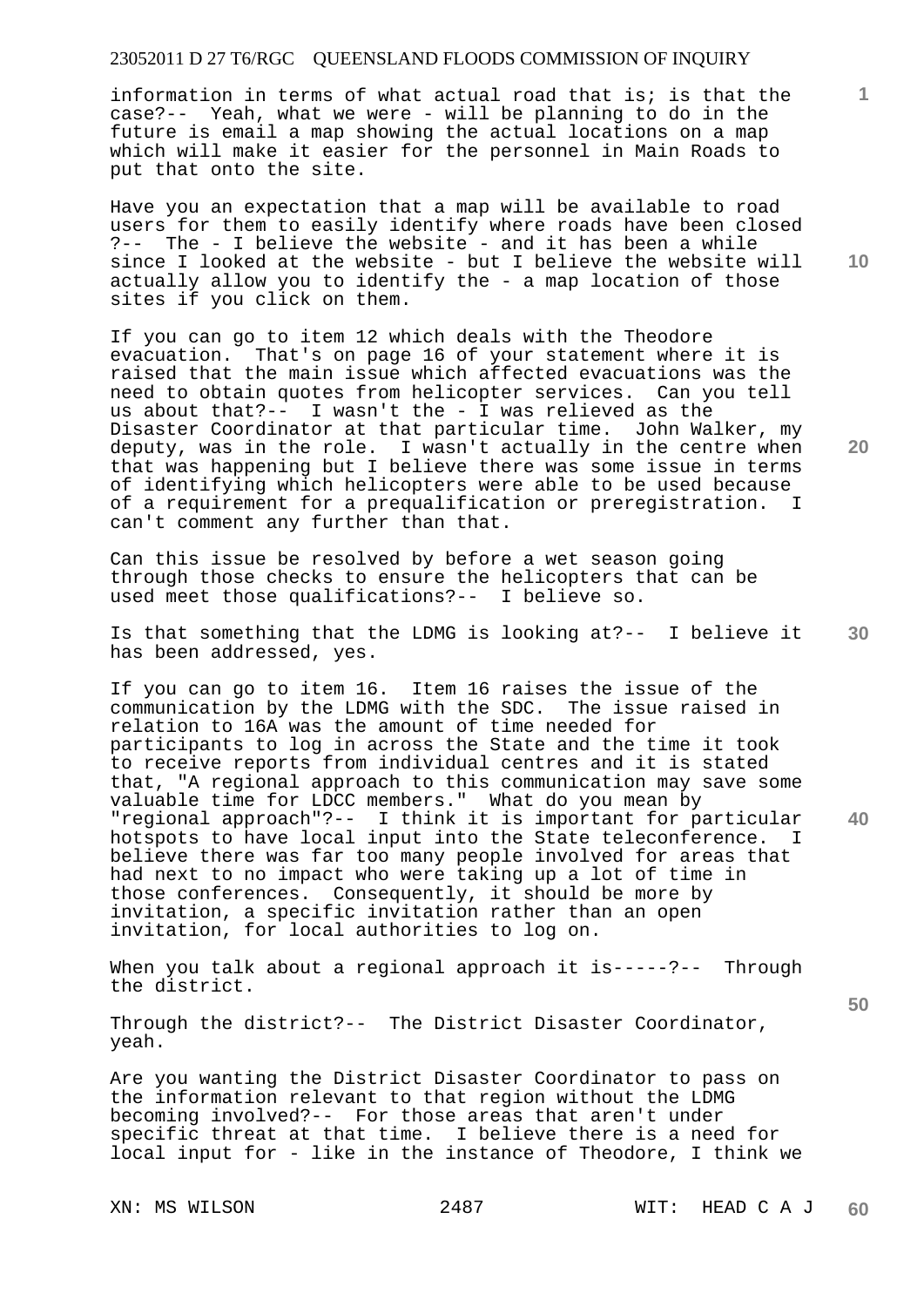information in terms of what actual road that is; is that the case?-- Yeah, what we were - will be planning to do in the future is email a map showing the actual locations on a map which will make it easier for the personnel in Main Roads to put that onto the site.

Have you an expectation that a map will be available to road users for them to easily identify where roads have been closed ?-- The - I believe the website - and it has been a while since I looked at the website - but I believe the website will actually allow you to identify the - a map location of those sites if you click on them.

If you can go to item 12 which deals with the Theodore evacuation. That's on page 16 of your statement where it is raised that the main issue which affected evacuations was the need to obtain quotes from helicopter services. Can you tell us about that?-- I wasn't the - I was relieved as the Disaster Coordinator at that particular time. John Walker, my deputy, was in the role. I wasn't actually in the centre when that was happening but I believe there was some issue in terms of identifying which helicopters were able to be used because of a requirement for a prequalification or preregistration. I can't comment any further than that.

Can this issue be resolved by before a wet season going through those checks to ensure the helicopters that can be used meet those qualifications?-- I believe so.

Is that something that the LDMG is looking at?-- I believe it has been addressed, yes.

If you can go to item 16. Item 16 raises the issue of the communication by the LDMG with the SDC. The issue raised in relation to 16A was the amount of time needed for participants to log in across the State and the time it took to receive reports from individual centres and it is stated that, "A regional approach to this communication may save some valuable time for LDCC members." What do you mean by "regional approach"?-- I think it is important for particular hotspots to have local input into the State teleconference. I believe there was far too many people involved for areas that had next to no impact who were taking up a lot of time in those conferences. Consequently, it should be more by invitation, a specific invitation rather than an open invitation, for local authorities to log on.

When you talk about a regional approach it is-----?-- Through the district.

Through the district?-- The District Disaster Coordinator, yeah.

Are you wanting the District Disaster Coordinator to pass on the information relevant to that region without the LDMG becoming involved?-- For those areas that aren't under specific threat at that time. I believe there is a need for local input for - like in the instance of Theodore, I think we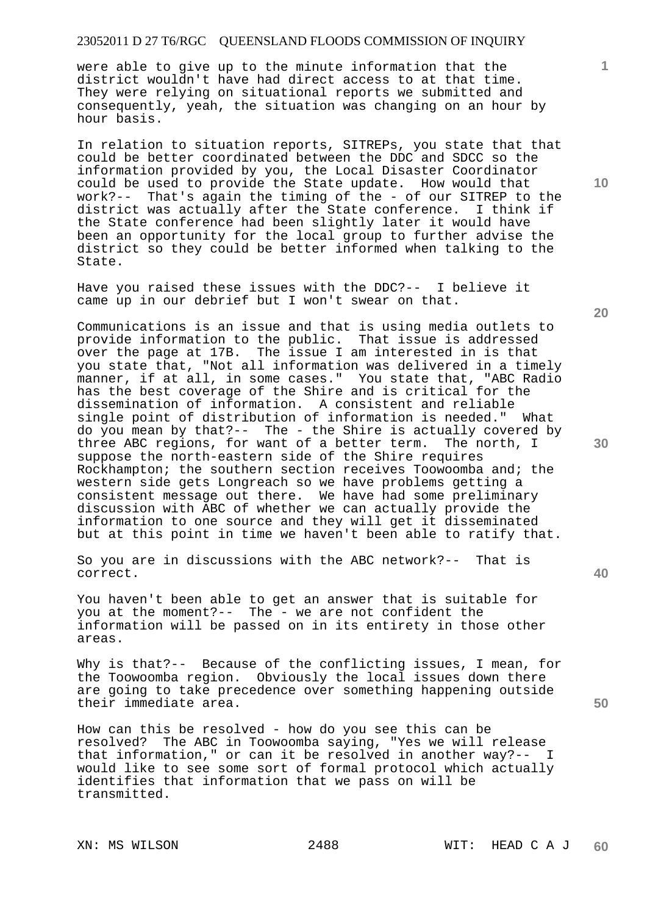were able to give up to the minute information that the district wouldn't have had direct access to at that time. They were relying on situational reports we submitted and consequently, yeah, the situation was changing on an hour by hour basis.

In relation to situation reports, SITREPs, you state that that could be better coordinated between the DDC and SDCC so the information provided by you, the Local Disaster Coordinator could be used to provide the State update. How would that work?-- That's again the timing of the - of our SITREP to the district was actually after the State conference. I think if the State conference had been slightly later it would have been an opportunity for the local group to further advise the district so they could be better informed when talking to the State.

Have you raised these issues with the DDC?-- I believe it came up in our debrief but I won't swear on that.

Communications is an issue and that is using media outlets to provide information to the public. That issue is addressed over the page at 17B. The issue I am interested in is that you state that, "Not all information was delivered in a timely manner, if at all, in some cases." You state that, "ABC Radio has the best coverage of the Shire and is critical for the dissemination of information. A consistent and reliable single point of distribution of information is needed." What do you mean by that?-- The - the Shire is actually covered by three ABC regions, for want of a better term. The north, I suppose the north-eastern side of the Shire requires Rockhampton; the southern section receives Toowoomba and; the western side gets Longreach so we have problems getting a consistent message out there. We have had some preliminary discussion with ABC of whether we can actually provide the information to one source and they will get it disseminated but at this point in time we haven't been able to ratify that.

So you are in discussions with the ABC network?-- That is correct.

You haven't been able to get an answer that is suitable for you at the moment?-- The - we are not confident the information will be passed on in its entirety in those other areas.

Why is that?-- Because of the conflicting issues, I mean, for the Toowoomba region. Obviously the local issues down there are going to take precedence over something happening outside their immediate area.

How can this be resolved - how do you see this can be resolved? The ABC in Toowoomba saying, "Yes we will release that information," or can it be resolved in another way?-- I would like to see some sort of formal protocol which actually identifies that information that we pass on will be transmitted.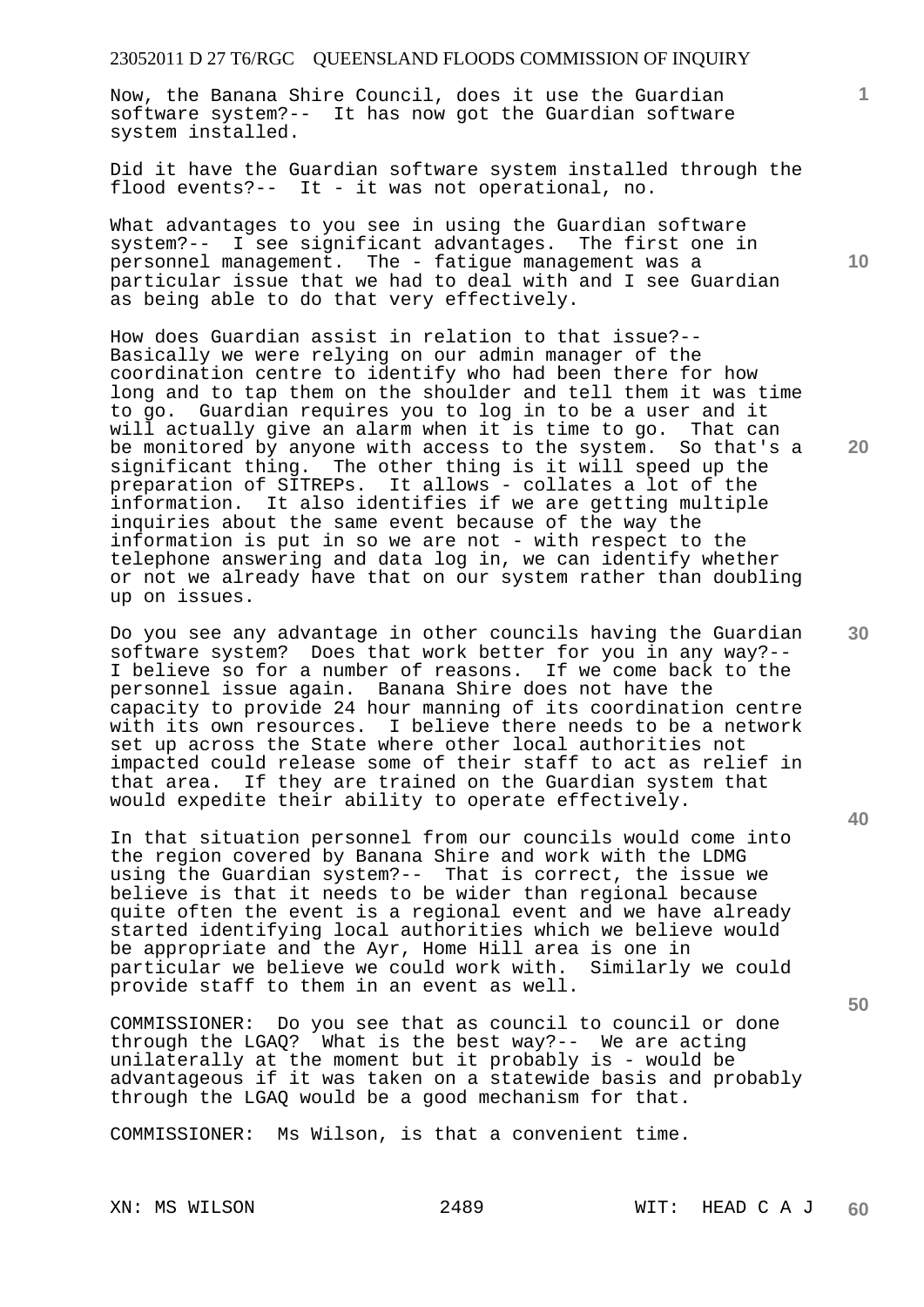Now, the Banana Shire Council, does it use the Guardian software system?-- It has now got the Guardian software system installed.

Did it have the Guardian software system installed through the flood events?-- It - it was not operational, no.

What advantages to you see in using the Guardian software system?-- I see significant advantages. The first one in personnel management. The - fatigue management was a particular issue that we had to deal with and I see Guardian as being able to do that very effectively.

How does Guardian assist in relation to that issue?-- Basically we were relying on our admin manager of the coordination centre to identify who had been there for how long and to tap them on the shoulder and tell them it was time to go. Guardian requires you to log in to be a user and it will actually give an alarm when it is time to go. That can be monitored by anyone with access to the system. So that's a significant thing. The other thing is it will speed up the preparation of SITREPs. It allows - collates a lot of the information. It also identifies if we are getting multiple inquiries about the same event because of the way the information is put in so we are not - with respect to the telephone answering and data log in, we can identify whether or not we already have that on our system rather than doubling up on issues.

Do you see any advantage in other councils having the Guardian software system? Does that work better for you in any way?-- I believe so for a number of reasons. If we come back to the personnel issue again. Banana Shire does not have the capacity to provide 24 hour manning of its coordination centre with its own resources. I believe there needs to be a network set up across the State where other local authorities not impacted could release some of their staff to act as relief in that area. If they are trained on the Guardian system that would expedite their ability to operate effectively.

In that situation personnel from our councils would come into the region covered by Banana Shire and work with the LDMG using the Guardian system?-- That is correct, the issue we believe is that it needs to be wider than regional because quite often the event is a regional event and we have already started identifying local authorities which we believe would be appropriate and the Ayr, Home Hill area is one in particular we believe we could work with. Similarly we could provide staff to them in an event as well.

COMMISSIONER: Do you see that as council to council or done through the LGAQ? What is the best way?-- We are acting unilaterally at the moment but it probably is - would be advantageous if it was taken on a statewide basis and probably through the LGAQ would be a good mechanism for that.

COMMISSIONER: Ms Wilson, is that a convenient time.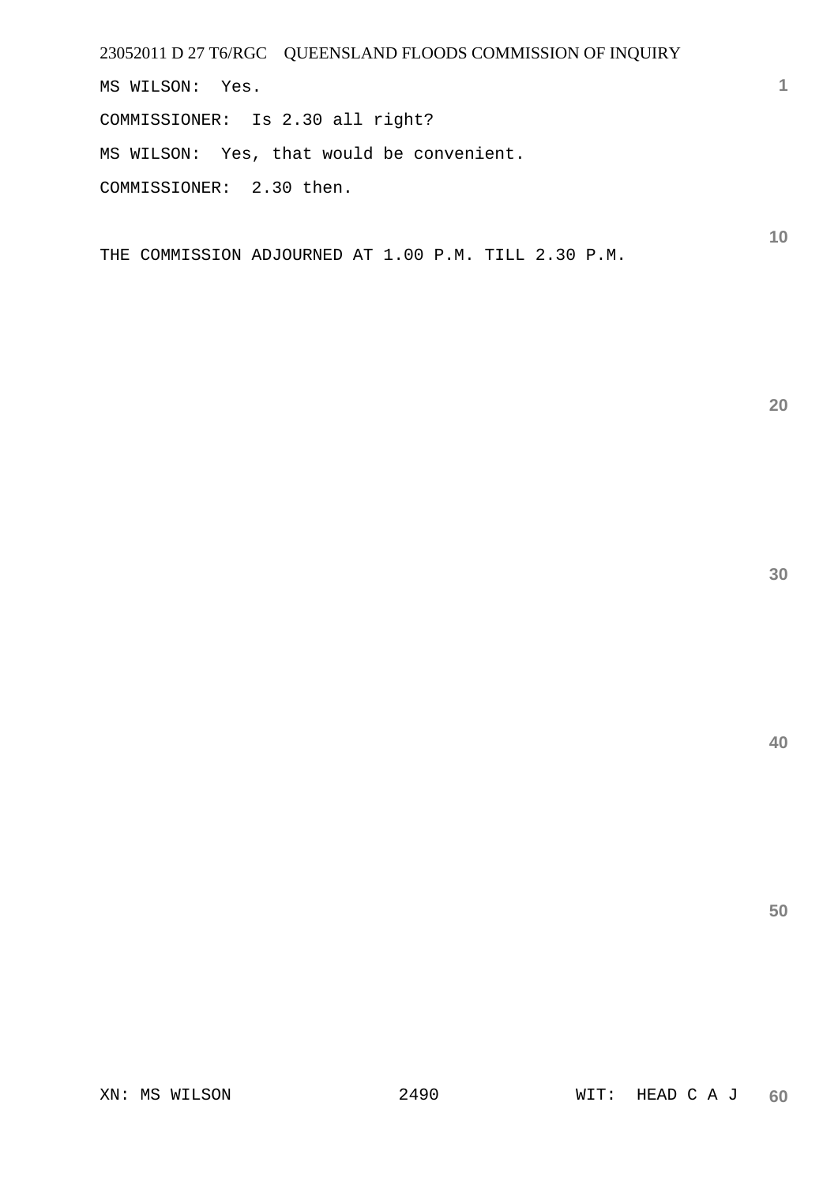MS WILSON: Yes.

COMMISSIONER: Is 2.30 all right?

MS WILSON: Yes, that would be convenient.

COMMISSIONER: 2.30 then.

THE COMMISSION ADJOURNED AT 1.00 P.M. TILL 2.30 P.M.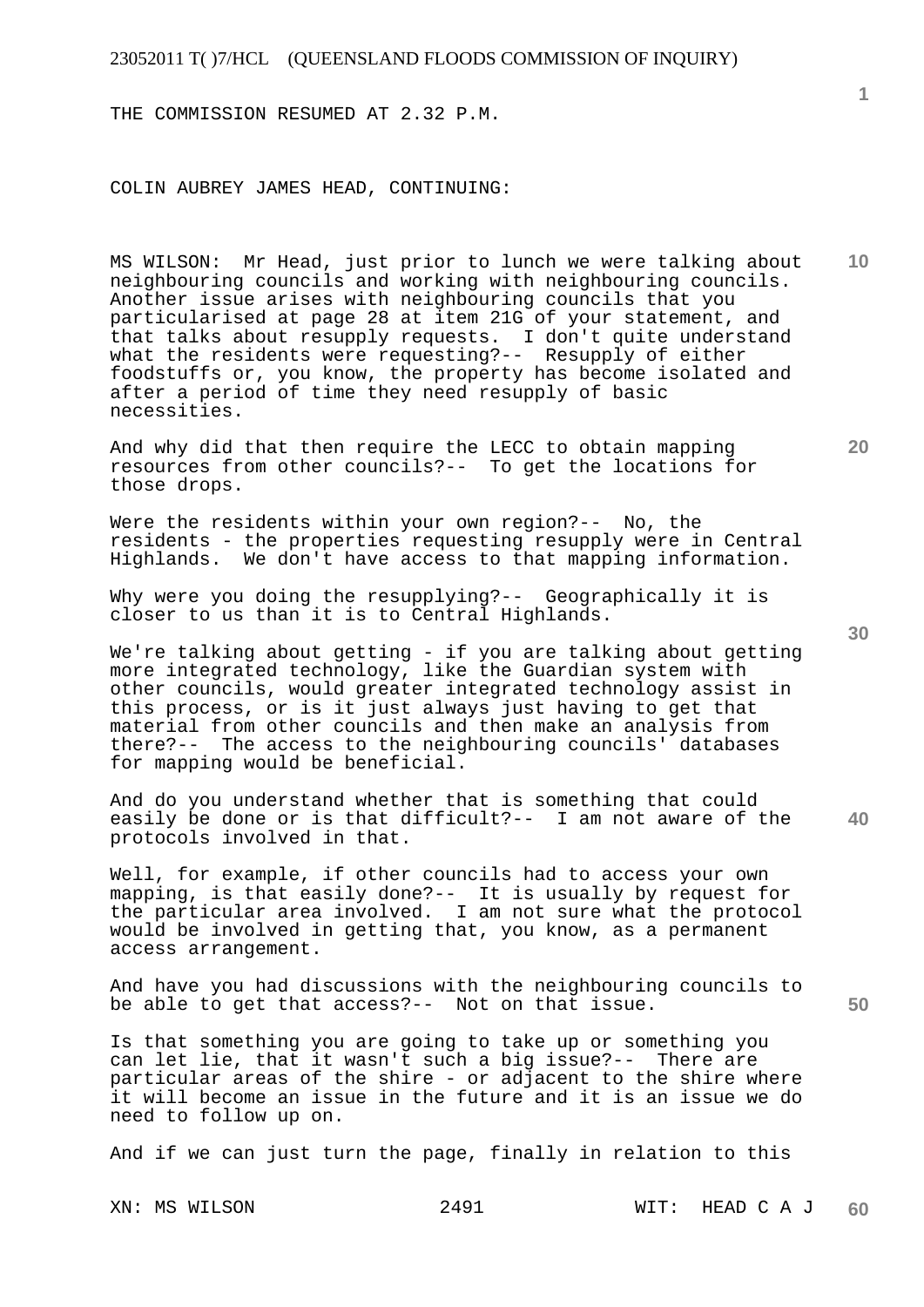THE COMMISSION RESUMED AT 2.32 P.M.

COLIN AUBREY JAMES HEAD, CONTINUING:

MS WILSON: Mr Head, just prior to lunch we were talking about neighbouring councils and working with neighbouring councils. Another issue arises with neighbouring councils that you particularised at page 28 at item 21G of your statement, and that talks about resupply requests. I don't quite understand what the residents were requesting?-- Resupply of either foodstuffs or, you know, the property has become isolated and after a period of time they need resupply of basic necessities.

And why did that then require the LECC to obtain mapping resources from other councils?-- To get the locations for those drops.

Were the residents within your own region?-- No, the residents - the properties requesting resupply were in Central Highlands. We don't have access to that mapping information.

Why were you doing the resupplying?-- Geographically it is closer to us than it is to Central Highlands.

We're talking about getting - if you are talking about getting more integrated technology, like the Guardian system with other councils, would greater integrated technology assist in this process, or is it just always just having to get that material from other councils and then make an analysis from there?-- The access to the neighbouring councils' databases for mapping would be beneficial.

And do you understand whether that is something that could easily be done or is that difficult?-- I am not aware of the protocols involved in that.

Well, for example, if other councils had to access your own mapping, is that easily done?-- It is usually by request for the particular area involved. I am not sure what the protocol would be involved in getting that, you know, as a permanent access arrangement.

And have you had discussions with the neighbouring councils to be able to get that access?-- Not on that issue.

Is that something you are going to take up or something you can let lie, that it wasn't such a big issue?-- There are particular areas of the shire - or adjacent to the shire where it will become an issue in the future and it is an issue we do need to follow up on.

And if we can just turn the page, finally in relation to this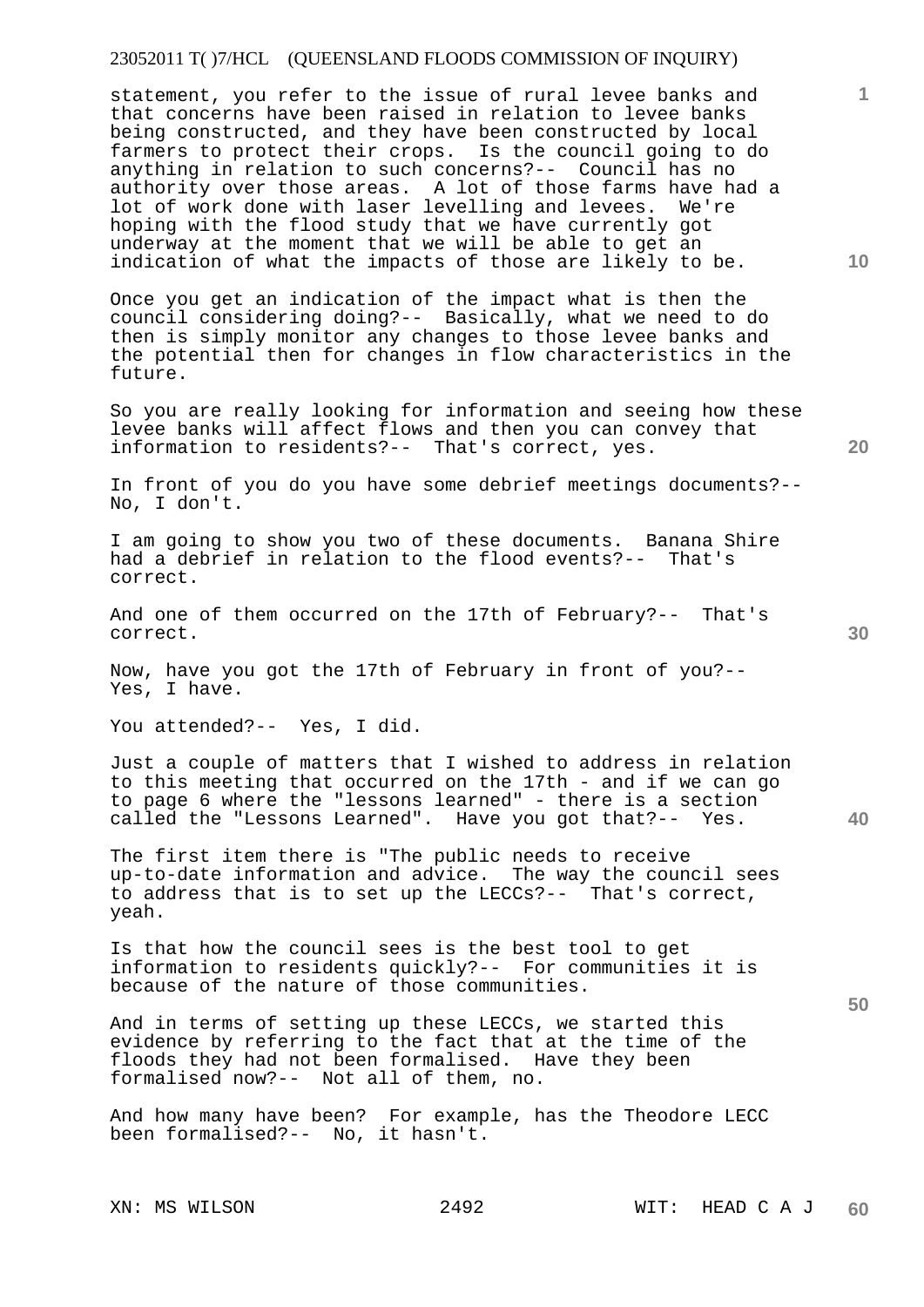statement, you refer to the issue of rural levee banks and that concerns have been raised in relation to levee banks being constructed, and they have been constructed by local farmers to protect their crops. Is the council going to do anything in relation to such concerns?-- Council has no authority over those areas. A lot of those farms have had a lot of work done with laser levelling and levees. We're hoping with the flood study that we have currently got underway at the moment that we will be able to get an indication of what the impacts of those are likely to be.

Once you get an indication of the impact what is then the council considering doing?-- Basically, what we need to do then is simply monitor any changes to those levee banks and the potential then for changes in flow characteristics in the future.

So you are really looking for information and seeing how these levee banks will affect flows and then you can convey that information to residents?-- That's correct, yes.

In front of you do you have some debrief meetings documents?-- No, I don't.

I am going to show you two of these documents. Banana Shire had a debrief in relation to the flood events?-- That's correct.

And one of them occurred on the 17th of February?-- That's correct.

Now, have you got the 17th of February in front of you?-- Yes, I have.

You attended?-- Yes, I did.

Just a couple of matters that I wished to address in relation to this meeting that occurred on the 17th - and if we can go to page 6 where the "lessons learned" - there is a section called the "Lessons Learned". Have you got that?-- Yes.

The first item there is "The public needs to receive up-to-date information and advice. The way the council sees to address that is to set up the LECCs?-- That's correct, yeah.

Is that how the council sees is the best tool to get information to residents quickly?-- For communities it is because of the nature of those communities.

And in terms of setting up these LECCs, we started this evidence by referring to the fact that at the time of the floods they had not been formalised. Have they been formalised now?-- Not all of them, no.

And how many have been? For example, has the Theodore LECC been formalised?-- No, it hasn't.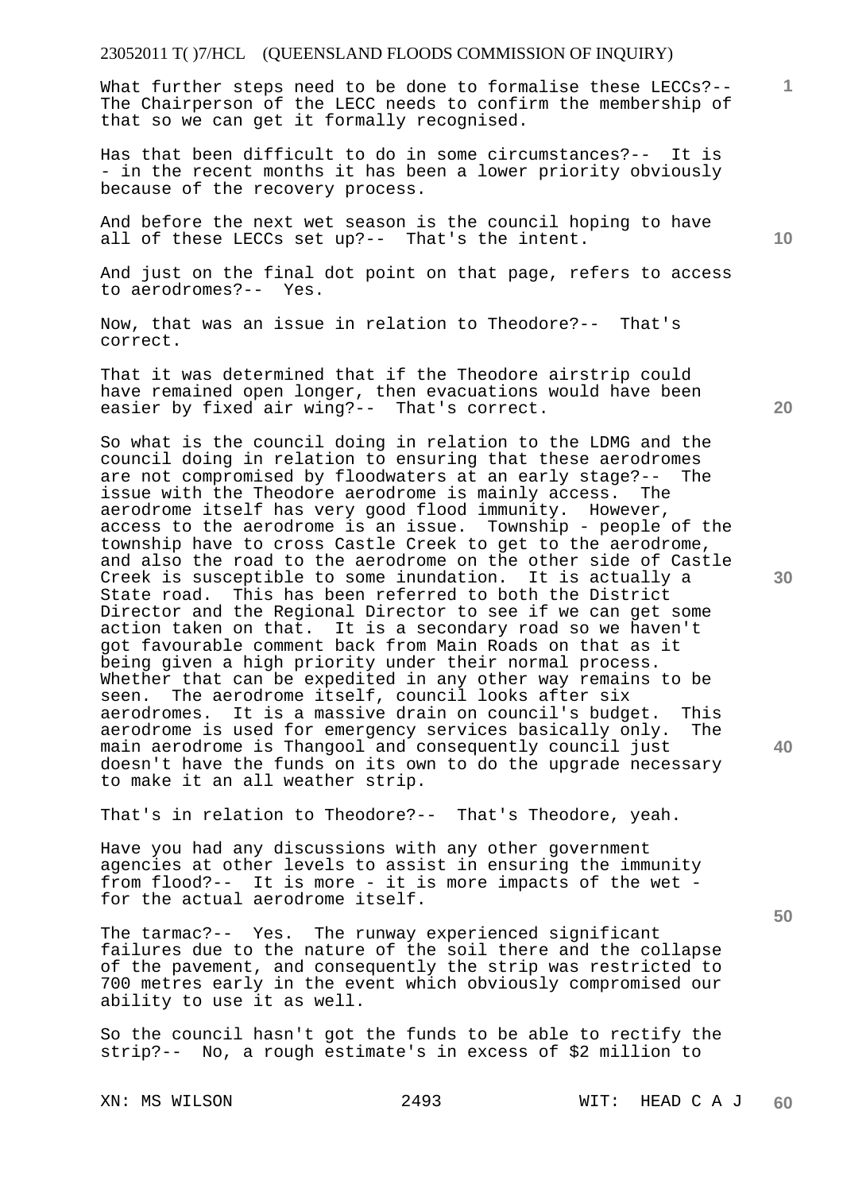What further steps need to be done to formalise these LECCs?-- The Chairperson of the LECC needs to confirm the membership of that so we can get it formally recognised.

Has that been difficult to do in some circumstances?-- It is - in the recent months it has been a lower priority obviously because of the recovery process.

And before the next wet season is the council hoping to have all of these LECCs set up?-- That's the intent.

And just on the final dot point on that page, refers to access to aerodromes?-- Yes.

Now, that was an issue in relation to Theodore?-- That's correct.

That it was determined that if the Theodore airstrip could have remained open longer, then evacuations would have been easier by fixed air wing?-- That's correct.

So what is the council doing in relation to the LDMG and the council doing in relation to ensuring that these aerodromes are not compromised by floodwaters at an early stage?-- The issue with the Theodore aerodrome is mainly access. The aerodrome itself has very good flood immunity. However, access to the aerodrome is an issue. Township - people of the township have to cross Castle Creek to get to the aerodrome, and also the road to the aerodrome on the other side of Castle Creek is susceptible to some inundation. It is actually a State road. This has been referred to both the District Director and the Regional Director to see if we can get some action taken on that. It is a secondary road so we haven't got favourable comment back from Main Roads on that as it being given a high priority under their normal process. Whether that can be expedited in any other way remains to be seen. The aerodrome itself, council looks after six aerodromes. It is a massive drain on council's budget. This aerodrome is used for emergency services basically only. The main aerodrome is Thangool and consequently council just doesn't have the funds on its own to do the upgrade necessary to make it an all weather strip.

That's in relation to Theodore?-- That's Theodore, yeah.

Have you had any discussions with any other government agencies at other levels to assist in ensuring the immunity from flood?-- It is more - it is more impacts of the wet - for the actual aerodrome itself.

The tarmac?-- Yes. The runway experienced significant failures due to the nature of the soil there and the collapse of the pavement, and consequently the strip was restricted to 700 metres early in the event which obviously compromised our ability to use it as well.

So the council hasn't got the funds to be able to rectify the strip?-- No, a rough estimate's in excess of $2 million to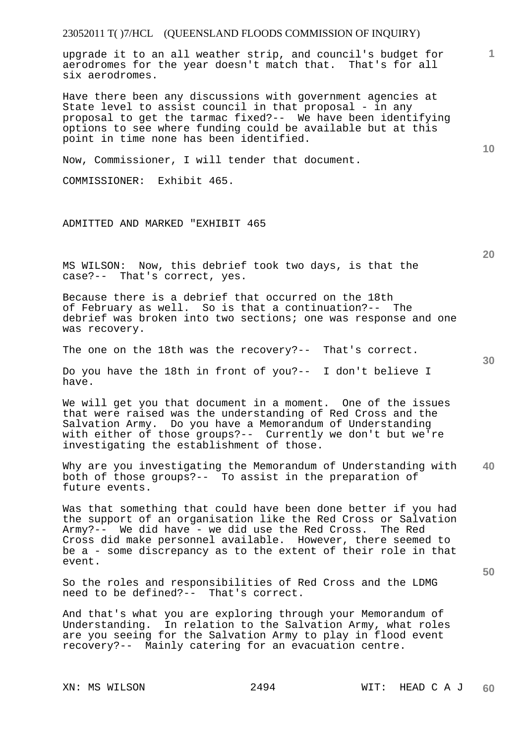upgrade it to an all weather strip, and council's budget for aerodromes for the year doesn't match that. That's for all six aerodromes.

Have there been any discussions with government agencies at State level to assist council in that proposal - in any proposal to get the tarmac fixed?-- We have been identifying options to see where funding could be available but at this point in time none has been identified.

Now, Commissioner, I will tender that document.

COMMISSIONER: Exhibit 465.

ADMITTED AND MARKED "EXHIBIT 465

MS WILSON: Now, this debrief took two days, is that the case?-- That's correct, yes.

Because there is a debrief that occurred on the 18th of February as well. So is that a continuation?-- The debrief was broken into two sections; one was response and one was recovery.

The one on the 18th was the recovery?-- That's correct.

Do you have the 18th in front of you?-- I don't believe I have.

We will get you that document in a moment. One of the issues that were raised was the understanding of Red Cross and the Salvation Army. Do you have a Memorandum of Understanding with either of those groups?-- Currently we don't but we're investigating the establishment of those.

Why are you investigating the Memorandum of Understanding with both of those groups?-- To assist in the preparation of future events.

Was that something that could have been done better if you had the support of an organisation like the Red Cross or Salvation Army?-- We did have - we did use the Red Cross. The Red Cross did make personnel available. However, there seemed to be a - some discrepancy as to the extent of their role in that event.

So the roles and responsibilities of Red Cross and the LDMG need to be defined?-- That's correct.

And that's what you are exploring through your Memorandum of Understanding. In relation to the Salvation Army, what roles are you seeing for the Salvation Army to play in flood event recovery?-- Mainly catering for an evacuation centre.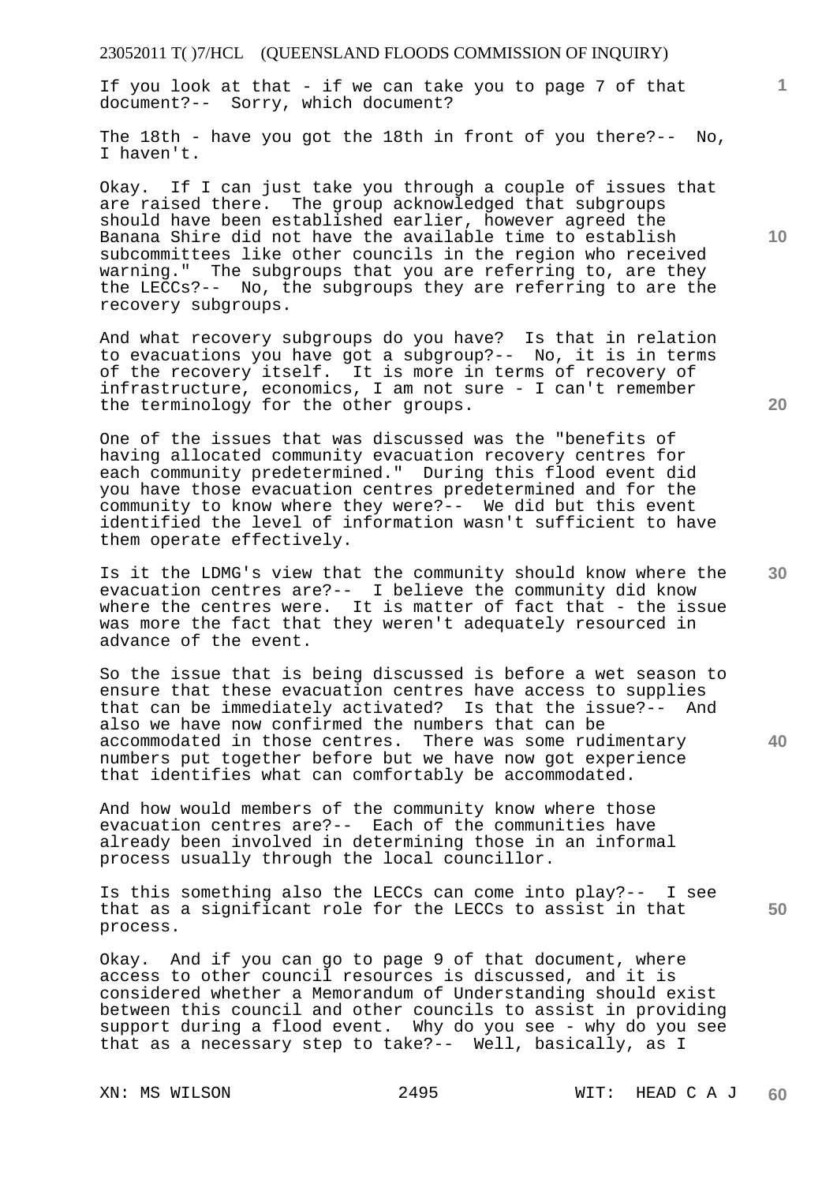If you look at that - if we can take you to page 7 of that document?-- Sorry, which document?

The 18th - have you got the 18th in front of you there?-- No, I haven't.

Okay. If I can just take you through a couple of issues that are raised there. The group acknowledged that subgroups should have been established earlier, however agreed the Banana Shire did not have the available time to establish subcommittees like other councils in the region who received warning." The subgroups that you are referring to, are they the LECCs?-- No, the subgroups they are referring to are the recovery subgroups.

And what recovery subgroups do you have? Is that in relation to evacuations you have got a subgroup?-- No, it is in terms of the recovery itself. It is more in terms of recovery of infrastructure, economics, I am not sure - I can't remember the terminology for the other groups.

One of the issues that was discussed was the "benefits of having allocated community evacuation recovery centres for each community predetermined." During this flood event did you have those evacuation centres predetermined and for the community to know where they were?-- We did but this event identified the level of information wasn't sufficient to have them operate effectively.

Is it the LDMG's view that the community should know where the evacuation centres are?-- I believe the community did know where the centres were. It is matter of fact that - the issue was more the fact that they weren't adequately resourced in advance of the event.

So the issue that is being discussed is before a wet season to ensure that these evacuation centres have access to supplies that can be immediately activated? Is that the issue?-- And also we have now confirmed the numbers that can be accommodated in those centres. There was some rudimentary numbers put together before but we have now got experience that identifies what can comfortably be accommodated.

And how would members of the community know where those evacuation centres are?-- Each of the communities have already been involved in determining those in an informal process usually through the local councillor.

Is this something also the LECCs can come into play?-- I see that as a significant role for the LECCs to assist in that process.

Okay. And if you can go to page 9 of that document, where access to other council resources is discussed, and it is considered whether a Memorandum of Understanding should exist between this council and other councils to assist in providing support during a flood event. Why do you see - why do you see that as a necessary step to take?-- Well, basically, as I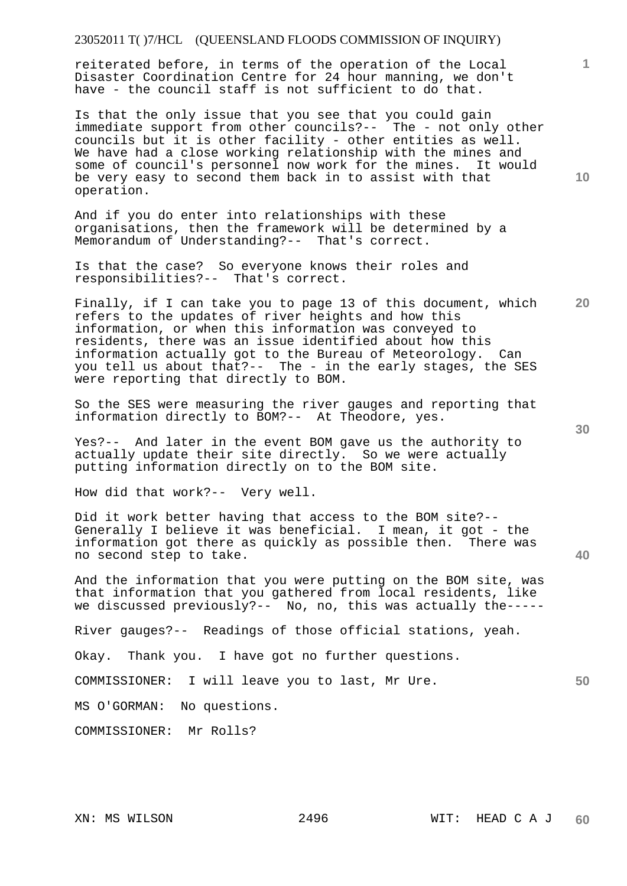reiterated before, in terms of the operation of the Local Disaster Coordination Centre for 24 hour manning, we don't have - the council staff is not sufficient to do that.

Is that the only issue that you see that you could gain immediate support from other councils?-- The - not only other councils but it is other facility - other entities as well. We have had a close working relationship with the mines and some of council's personnel now work for the mines. It would be very easy to second them back in to assist with that operation.

And if you do enter into relationships with these organisations, then the framework will be determined by a Memorandum of Understanding?-- That's correct.

Is that the case? So everyone knows their roles and responsibilities?-- That's correct.

Finally, if I can take you to page 13 of this document, which refers to the updates of river heights and how this information, or when this information was conveyed to residents, there was an issue identified about how this information actually got to the Bureau of Meteorology. Can you tell us about that?-- The - in the early stages, the SES were reporting that directly to BOM.

So the SES were measuring the river gauges and reporting that information directly to BOM?-- At Theodore, yes.

Yes?-- And later in the event BOM gave us the authority to actually update their site directly. So we were actually putting information directly on to the BOM site.

How did that work?-- Very well.

Did it work better having that access to the BOM site?-- Generally I believe it was beneficial. I mean, it got - the information got there as quickly as possible then. There was no second step to take.

And the information that you were putting on the BOM site, was that information that you gathered from local residents, like we discussed previously?-- No, no, this was actually the-----

River gauges?-- Readings of those official stations, yeah.

Okay. Thank you. I have got no further questions.

COMMISSIONER: I will leave you to last, Mr Ure.

MS O'GORMAN: No questions.

COMMISSIONER: Mr Rolls?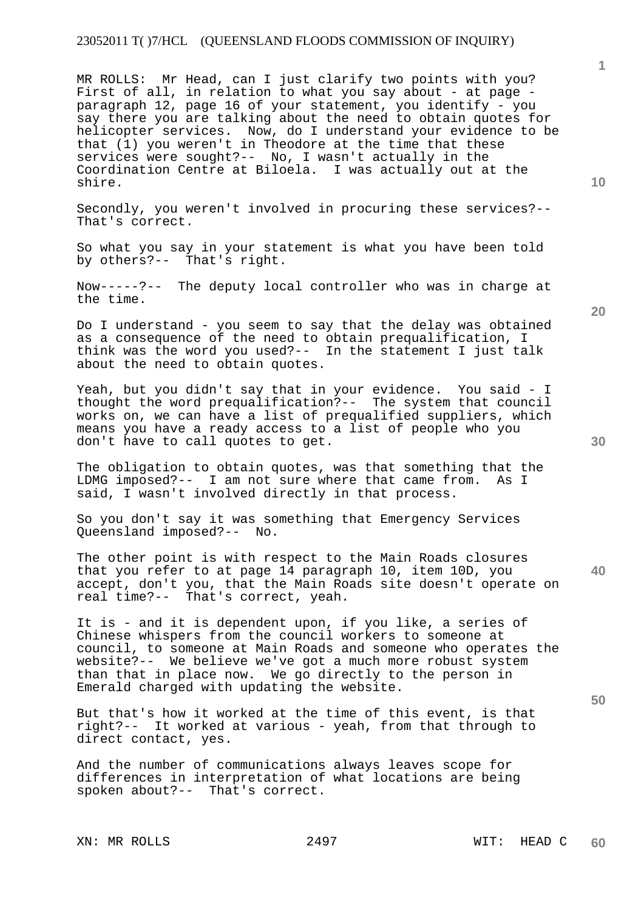MR ROLLS: Mr Head, can I just clarify two points with you? First of all, in relation to what you say about - at page - paragraph 12, page 16 of your statement, you identify - you say there you are talking about the need to obtain quotes for helicopter services. Now, do I understand your evidence to be that (1) you weren't in Theodore at the time that these services were sought?-- No, I wasn't actually in the Coordination Centre at Biloela. I was actually out at the shire.

Secondly, you weren't involved in procuring these services?-- That's correct.

So what you say in your statement is what you have been told by others?-- That's right.

Now-----?-- The deputy local controller who was in charge at the time.

Do I understand - you seem to say that the delay was obtained as a consequence of the need to obtain prequalification, I think was the word you used?-- In the statement I just talk about the need to obtain quotes.

Yeah, but you didn't say that in your evidence. You said - I thought the word prequalification?-- The system that council works on, we can have a list of prequalified suppliers, which means you have a ready access to a list of people who you don't have to call quotes to get.

The obligation to obtain quotes, was that something that the LDMG imposed?-- I am not sure where that came from. As I said, I wasn't involved directly in that process.

So you don't say it was something that Emergency Services Queensland imposed?-- No.

The other point is with respect to the Main Roads closures that you refer to at page 14 paragraph 10, item 10D, you accept, don't you, that the Main Roads site doesn't operate on real time?-- That's correct, yeah.

It is - and it is dependent upon, if you like, a series of Chinese whispers from the council workers to someone at council, to someone at Main Roads and someone who operates the website?-- We believe we've got a much more robust system than that in place now. We go directly to the person in Emerald charged with updating the website.

But that's how it worked at the time of this event, is that right?-- It worked at various - yeah, from that through to direct contact, yes.

And the number of communications always leaves scope for differences in interpretation of what locations are being spoken about?-- That's correct.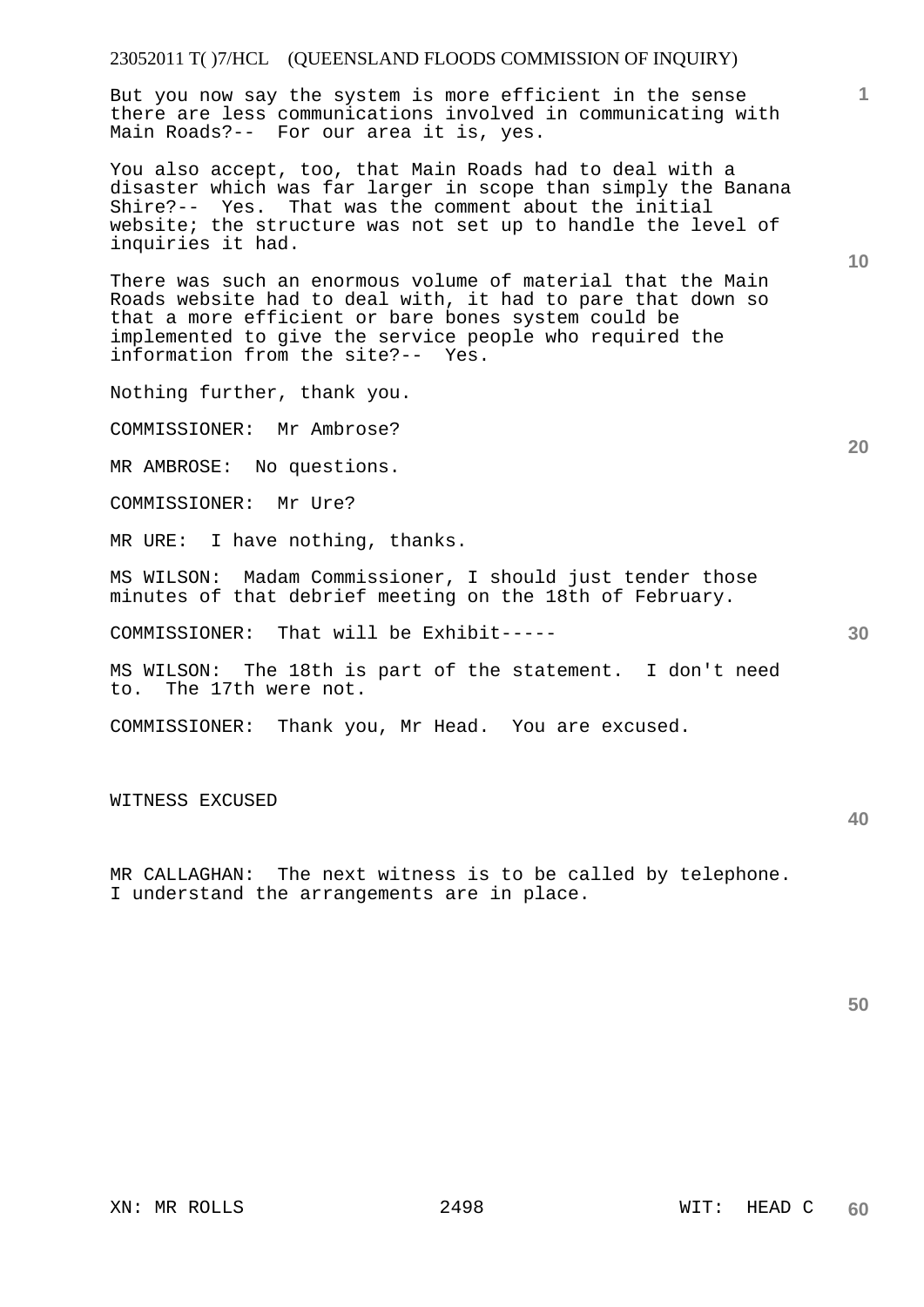But you now say the system is more efficient in the sense there are less communications involved in communicating with Main Roads?-- For our area it is, yes.

You also accept, too, that Main Roads had to deal with a disaster which was far larger in scope than simply the Banana Shire?-- Yes. That was the comment about the initial website; the structure was not set up to handle the level of inquiries it had.

There was such an enormous volume of material that the Main Roads website had to deal with, it had to pare that down so that a more efficient or bare bones system could be implemented to give the service people who required the information from the site?-- Yes.

Nothing further, thank you.

COMMISSIONER: Mr Ambrose?

MR AMBROSE: No questions.

COMMISSIONER: Mr Ure?

MR URE: I have nothing, thanks.

MS WILSON: Madam Commissioner, I should just tender those minutes of that debrief meeting on the 18th of February.

COMMISSIONER: That will be Exhibit-----

MS WILSON: The 18th is part of the statement. I don't need to. The 17th were not.

COMMISSIONER: Thank you, Mr Head. You are excused.

WITNESS EXCUSED

MR CALLAGHAN: The next witness is to be called by telephone. I understand the arrangements are in place.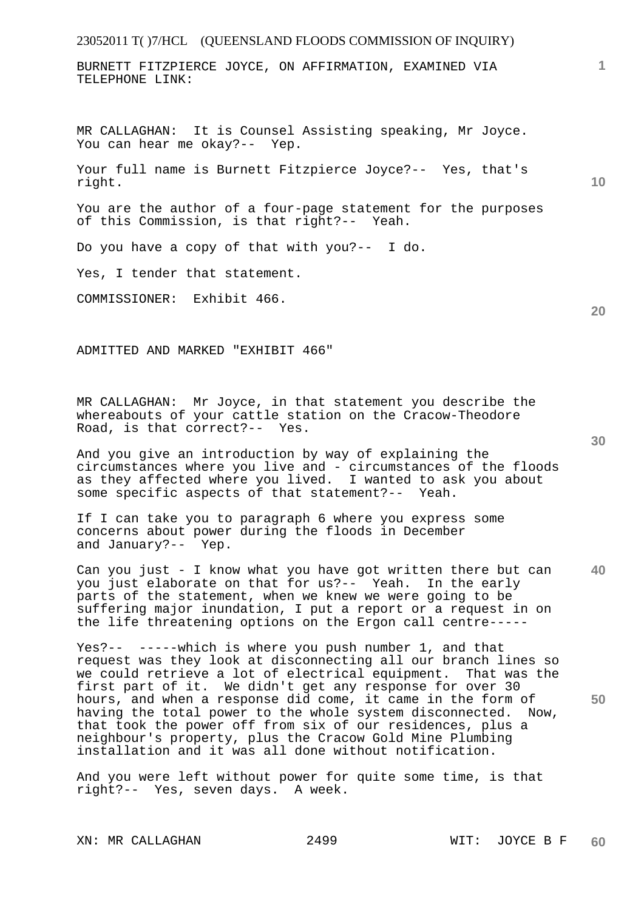BURNETT FITZPIERCE JOYCE, ON AFFIRMATION, EXAMINED VIA TELEPHONE LINK:

MR CALLAGHAN: It is Counsel Assisting speaking, Mr Joyce. You can hear me okay?-- Yep.

Your full name is Burnett Fitzpierce Joyce?-- Yes, that's right.

You are the author of a four-page statement for the purposes of this Commission, is that right?-- Yeah.

Do you have a copy of that with you?-- I do.

Yes, I tender that statement.

COMMISSIONER: Exhibit 466.

ADMITTED AND MARKED "EXHIBIT 466"

MR CALLAGHAN: Mr Joyce, in that statement you describe the whereabouts of your cattle station on the Cracow-Theodore Road, is that correct?-- Yes.

And you give an introduction by way of explaining the circumstances where you live and - circumstances of the floods as they affected where you lived. I wanted to ask you about some specific aspects of that statement?-- Yeah.

If I can take you to paragraph 6 where you express some concerns about power during the floods in December and January?-- Yep.

Can you just - I know what you have got written there but can you just elaborate on that for us?-- Yeah. In the early parts of the statement, when we knew we were going to be suffering major inundation, I put a report or a request in on the life threatening options on the Ergon call centre-----

Yes?-- -----which is where you push number 1, and that request was they look at disconnecting all our branch lines so we could retrieve a lot of electrical equipment. That was the first part of it. We didn't get any response for over 30 hours, and when a response did come, it came in the form of having the total power to the whole system disconnected. Now, that took the power off from six of our residences, plus a neighbour's property, plus the Cracow Gold Mine Plumbing installation and it was all done without notification.

And you were left without power for quite some time, is that right?-- Yes, seven days. A week.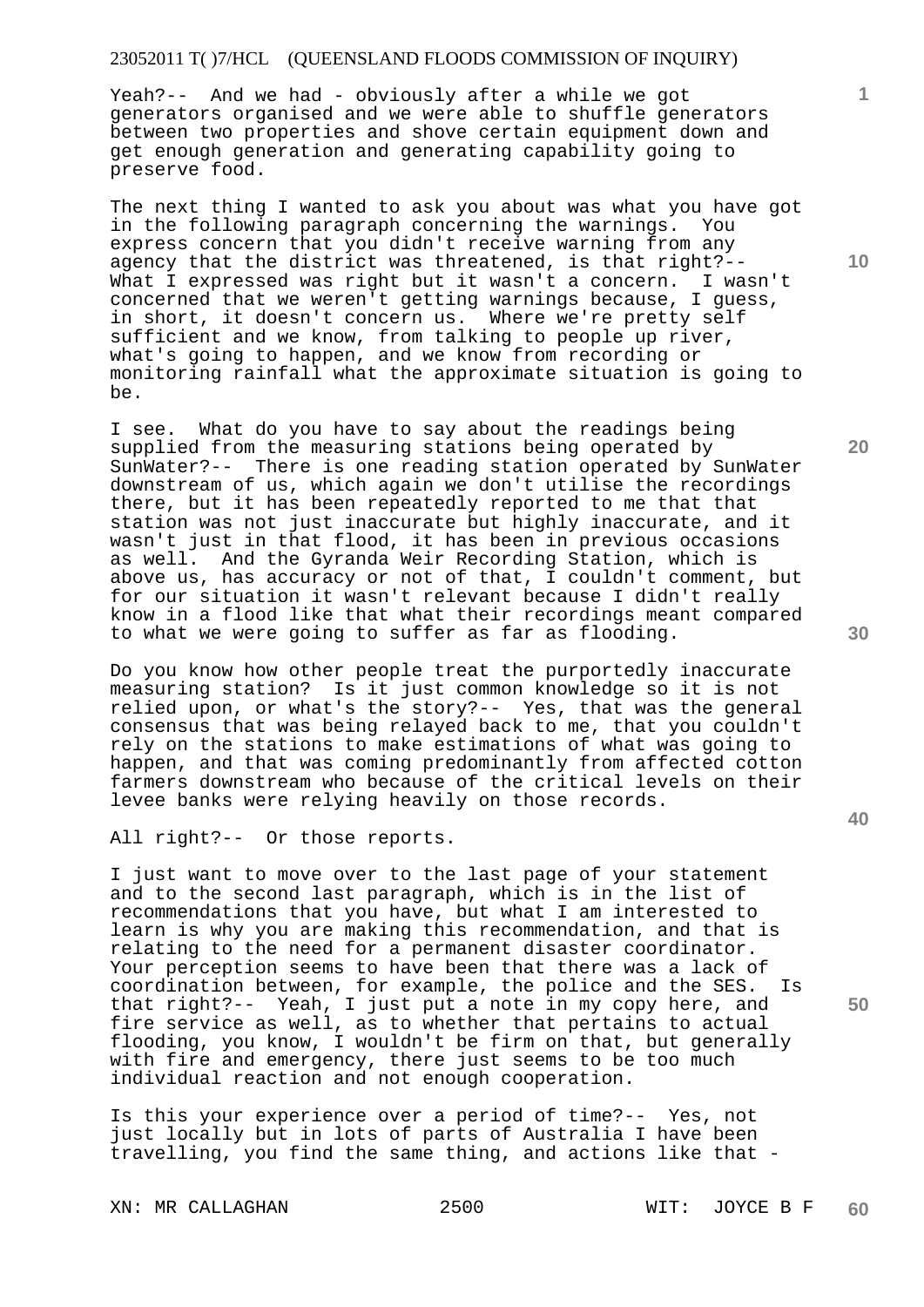Yeah?-- And we had - obviously after a while we got generators organised and we were able to shuffle generators between two properties and shove certain equipment down and get enough generation and generating capability going to preserve food.

The next thing I wanted to ask you about was what you have got in the following paragraph concerning the warnings. You express concern that you didn't receive warning from any agency that the district was threatened, is that right?-- What I expressed was right but it wasn't a concern. I wasn't concerned that we weren't getting warnings because, I guess, in short, it doesn't concern us. Where we're pretty self sufficient and we know, from talking to people up river, what's going to happen, and we know from recording or monitoring rainfall what the approximate situation is going to be.

I see. What do you have to say about the readings being supplied from the measuring stations being operated by SunWater?-- There is one reading station operated by SunWater downstream of us, which again we don't utilise the recordings there, but it has been repeatedly reported to me that that station was not just inaccurate but highly inaccurate, and it wasn't just in that flood, it has been in previous occasions as well. And the Gyranda Weir Recording Station, which is above us, has accuracy or not of that, I couldn't comment, but for our situation it wasn't relevant because I didn't really know in a flood like that what their recordings meant compared to what we were going to suffer as far as flooding.

Do you know how other people treat the purportedly inaccurate measuring station? Is it just common knowledge so it is not relied upon, or what's the story?-- Yes, that was the general consensus that was being relayed back to me, that you couldn't rely on the stations to make estimations of what was going to happen, and that was coming predominantly from affected cotton farmers downstream who because of the critical levels on their levee banks were relying heavily on those records.

All right?-- Or those reports.

I just want to move over to the last page of your statement and to the second last paragraph, which is in the list of recommendations that you have, but what I am interested to learn is why you are making this recommendation, and that is relating to the need for a permanent disaster coordinator. Your perception seems to have been that there was a lack of coordination between, for example, the police and the SES. Is that right?-- Yeah, I just put a note in my copy here, and fire service as well, as to whether that pertains to actual flooding, you know, I wouldn't be firm on that, but generally with fire and emergency, there just seems to be too much individual reaction and not enough cooperation.

Is this your experience over a period of time?-- Yes, not just locally but in lots of parts of Australia I have been travelling, you find the same thing, and actions like that -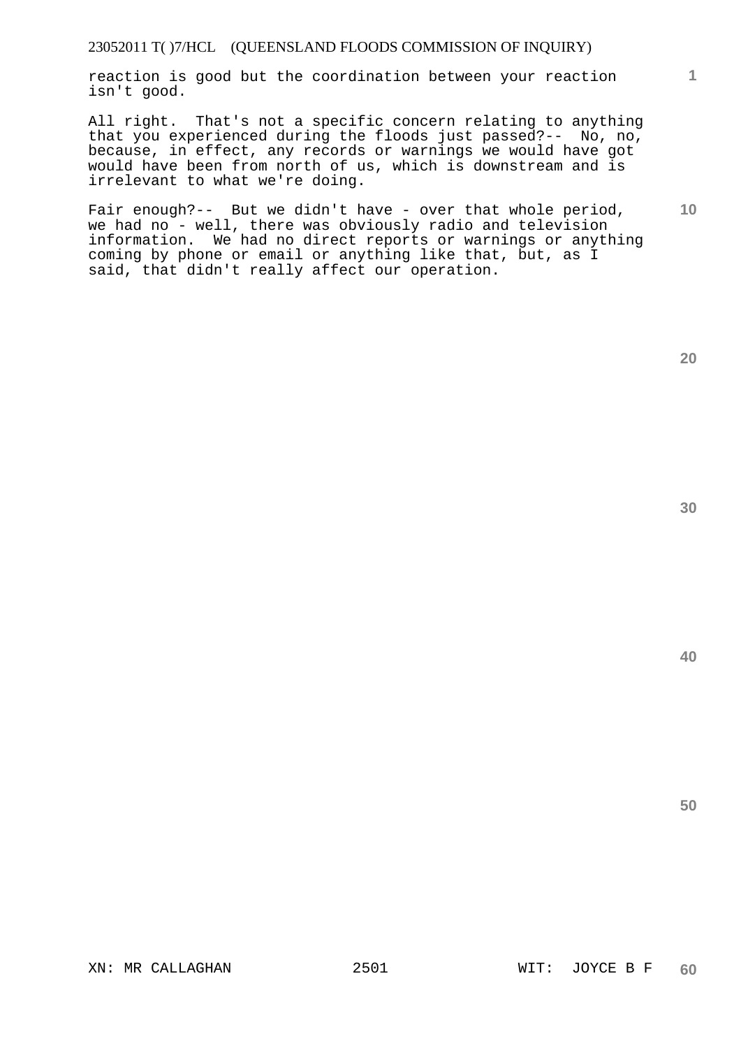reaction is good but the coordination between your reaction isn't good.

All right. That's not a specific concern relating to anything that you experienced during the floods just passed?-- No, no, because, in effect, any records or warnings we would have got would have been from north of us, which is downstream and is irrelevant to what we're doing.

Fair enough?-- But we didn't have - over that whole period, we had no - well, there was obviously radio and television information. We had no direct reports or warnings or anything coming by phone or email or anything like that, but, as I said, that didn't really affect our operation.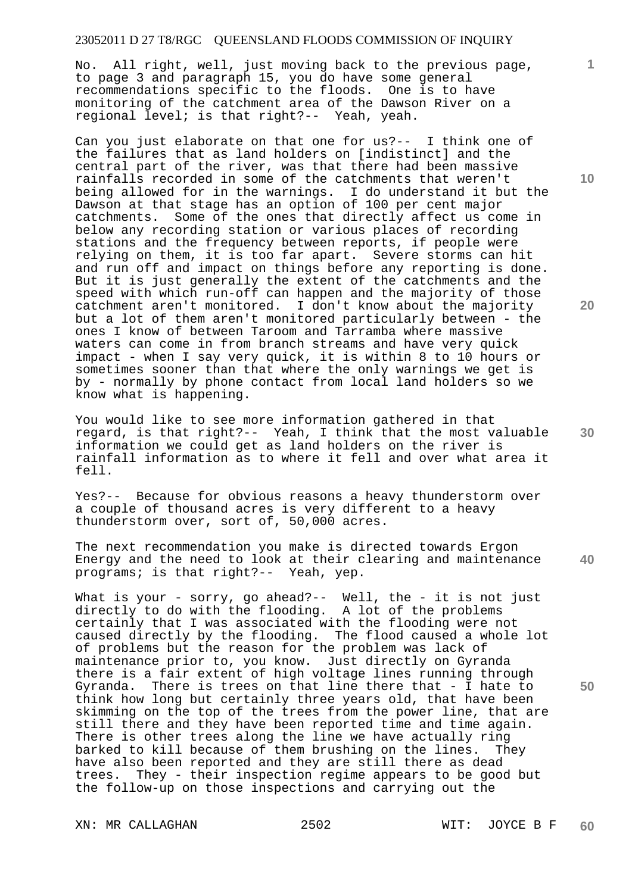No. All right, well, just moving back to the previous page, to page 3 and paragraph 15, you do have some general recommendations specific to the floods. One is to have monitoring of the catchment area of the Dawson River on a regional level; is that right?-- Yeah, yeah.

Can you just elaborate on that one for us?-- I think one of the failures that as land holders on [indistinct] and the central part of the river, was that there had been massive rainfalls recorded in some of the catchments that weren't being allowed for in the warnings. I do understand it but the Dawson at that stage has an option of 100 per cent major catchments. Some of the ones that directly affect us come in below any recording station or various places of recording stations and the frequency between reports, if people were relying on them, it is too far apart. Severe storms can hit and run off and impact on things before any reporting is done. But it is just generally the extent of the catchments and the speed with which run-off can happen and the majority of those catchment aren't monitored. I don't know about the majority but a lot of them aren't monitored particularly between - the ones I know of between Taroom and Tarramba where massive waters can come in from branch streams and have very quick impact - when I say very quick, it is within 8 to 10 hours or sometimes sooner than that where the only warnings we get is by - normally by phone contact from local land holders so we know what is happening.

You would like to see more information gathered in that regard, is that right?-- Yeah, I think that the most valuable information we could get as land holders on the river is rainfall information as to where it fell and over what area it fell.

Yes?-- Because for obvious reasons a heavy thunderstorm over a couple of thousand acres is very different to a heavy thunderstorm over, sort of, 50,000 acres.

The next recommendation you make is directed towards Ergon Energy and the need to look at their clearing and maintenance programs; is that right?-- Yeah, yep.

What is your - sorry, go ahead?-- Well, the - it is not just directly to do with the flooding. A lot of the problems certainly that I was associated with the flooding were not caused directly by the flooding. The flood caused a whole lot of problems but the reason for the problem was lack of maintenance prior to, you know. Just directly on Gyranda there is a fair extent of high voltage lines running through Gyranda. There is trees on that line there that - I hate to think how long but certainly three years old, that have been skimming on the top of the trees from the power line, that are still there and they have been reported time and time again. There is other trees along the line we have actually ring barked to kill because of them brushing on the lines. They have also been reported and they are still there as dead trees. They - their inspection regime appears to be good but the follow-up on those inspections and carrying out the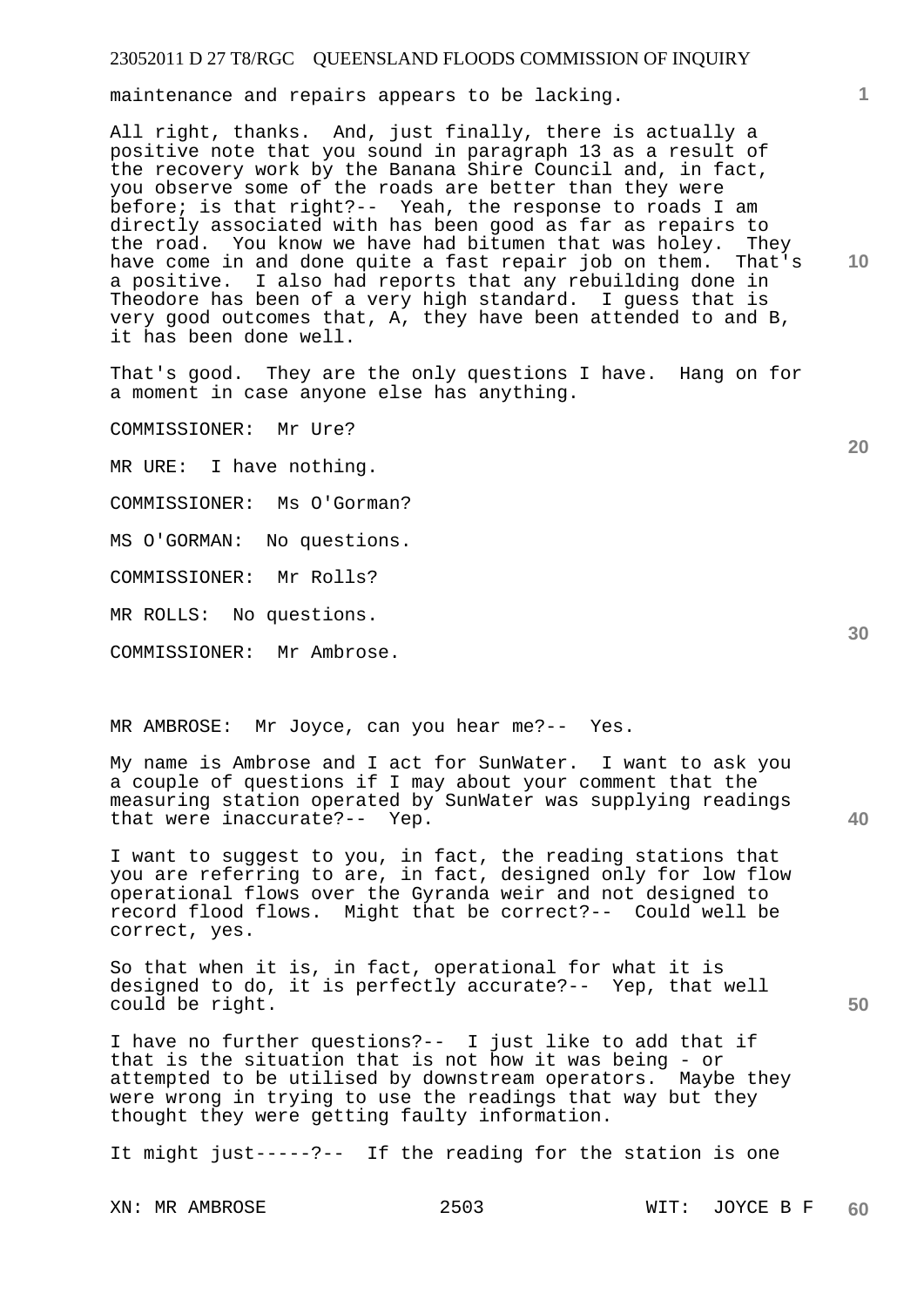maintenance and repairs appears to be lacking.

All right, thanks. And, just finally, there is actually a positive note that you sound in paragraph 13 as a result of the recovery work by the Banana Shire Council and, in fact, you observe some of the roads are better than they were before; is that right?-- Yeah, the response to roads I am directly associated with has been good as far as repairs to the road. You know we have had bitumen that was holey. They have come in and done quite a fast repair job on them. That's a positive. I also had reports that any rebuilding done in Theodore has been of a very high standard. I guess that is very good outcomes that, A, they have been attended to and B, it has been done well.

That's good. They are the only questions I have. Hang on for a moment in case anyone else has anything.

COMMISSIONER: Mr Ure?

MR URE: I have nothing.

COMMISSIONER: Ms O'Gorman?

MS O'GORMAN: No questions.

COMMISSIONER: Mr Rolls?

MR ROLLS: No questions.

COMMISSIONER: Mr Ambrose.

MR AMBROSE: Mr Joyce, can you hear me?-- Yes.

My name is Ambrose and I act for SunWater. I want to ask you a couple of questions if I may about your comment that the measuring station operated by SunWater was supplying readings that were inaccurate?-- Yep.

I want to suggest to you, in fact, the reading stations that you are referring to are, in fact, designed only for low flow operational flows over the Gyranda weir and not designed to record flood flows. Might that be correct?-- Could well be correct, yes.

So that when it is, in fact, operational for what it is designed to do, it is perfectly accurate?-- Yep, that well could be right.

I have no further questions?-- I just like to add that if that is the situation that is not how it was being - or attempted to be utilised by downstream operators. Maybe they were wrong in trying to use the readings that way but they thought they were getting faulty information.

It might just-----?-- If the reading for the station is one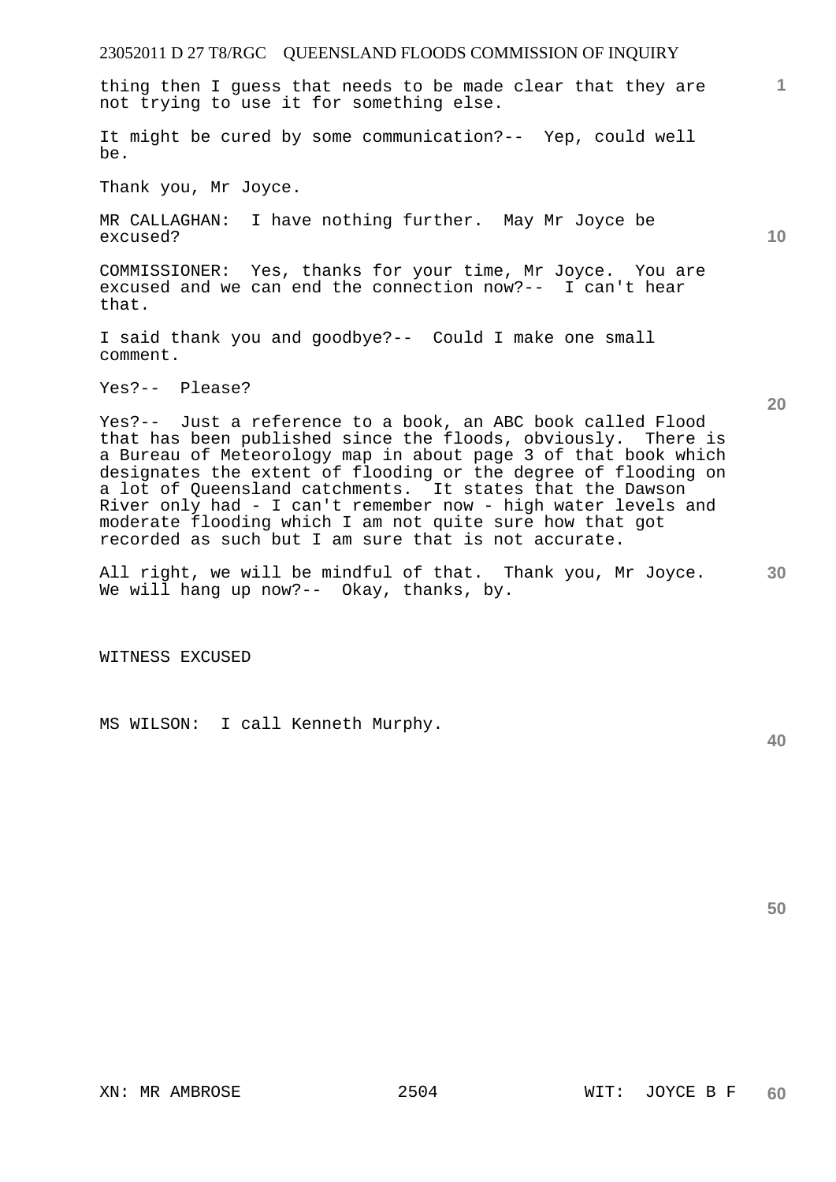thing then I guess that needs to be made clear that they are not trying to use it for something else.

It might be cured by some communication?-- Yep, could well be.

Thank you, Mr Joyce.

MR CALLAGHAN: I have nothing further. May Mr Joyce be excused?

COMMISSIONER: Yes, thanks for your time, Mr Joyce. You are excused and we can end the connection now?-- I can't hear that.

I said thank you and goodbye?-- Could I make one small comment.

Yes?-- Please?

Yes?-- Just a reference to a book, an ABC book called Flood that has been published since the floods, obviously. There is a Bureau of Meteorology map in about page 3 of that book which designates the extent of flooding or the degree of flooding on a lot of Queensland catchments. It states that the Dawson River only had - I can't remember now - high water levels and moderate flooding which I am not quite sure how that got recorded as such but I am sure that is not accurate.

All right, we will be mindful of that. Thank you, Mr Joyce. We will hang up now?-- Okay, thanks, by.

WITNESS EXCUSED

MS WILSON: I call Kenneth Murphy.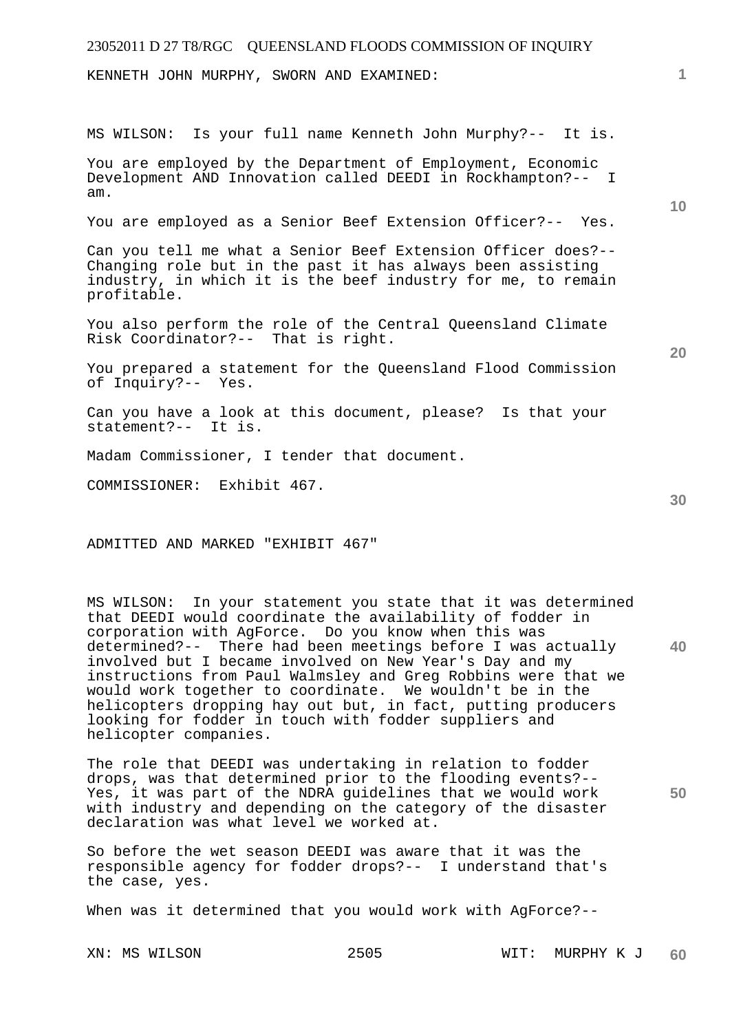KENNETH JOHN MURPHY, SWORN AND EXAMINED:

MS WILSON: Is your full name Kenneth John Murphy?-- It is.

You are employed by the Department of Employment, Economic Development AND Innovation called DEEDI in Rockhampton?-- I am.

You are employed as a Senior Beef Extension Officer?-- Yes.

Can you tell me what a Senior Beef Extension Officer does?-- Changing role but in the past it has always been assisting industry, in which it is the beef industry for me, to remain profitable.

You also perform the role of the Central Queensland Climate Risk Coordinator?-- That is right.

You prepared a statement for the Queensland Flood Commission of Inquiry?-- Yes.

Can you have a look at this document, please? Is that your statement?-- It is.

Madam Commissioner, I tender that document.

COMMISSIONER: Exhibit 467.

ADMITTED AND MARKED "EXHIBIT 467"

MS WILSON: In your statement you state that it was determined that DEEDI would coordinate the availability of fodder in corporation with AgForce. Do you know when this was determined?-- There had been meetings before I was actually involved but I became involved on New Year's Day and my instructions from Paul Walmsley and Greg Robbins were that we would work together to coordinate. We wouldn't be in the helicopters dropping hay out but, in fact, putting producers looking for fodder in touch with fodder suppliers and helicopter companies.

The role that DEEDI was undertaking in relation to fodder drops, was that determined prior to the flooding events?-- Yes, it was part of the NDRA guidelines that we would work with industry and depending on the category of the disaster declaration was what level we worked at.

So before the wet season DEEDI was aware that it was the responsible agency for fodder drops?-- I understand that's the case, yes.

When was it determined that you would work with AgForce?--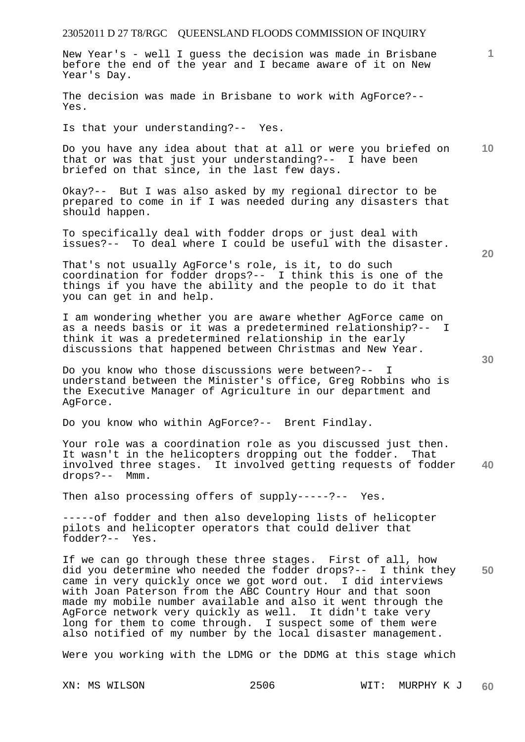New Year's - well I guess the decision was made in Brisbane before the end of the year and I became aware of it on New Year's Day.

The decision was made in Brisbane to work with AgForce?-- Yes.

Is that your understanding?-- Yes.

Do you have any idea about that at all or were you briefed on that or was that just your understanding?-- I have been briefed on that since, in the last few days.

Okay?-- But I was also asked by my regional director to be prepared to come in if I was needed during any disasters that should happen.

To specifically deal with fodder drops or just deal with issues?-- To deal where I could be useful with the disaster.

That's not usually AgForce's role, is it, to do such coordination for fodder drops?-- I think this is one of the things if you have the ability and the people to do it that you can get in and help.

I am wondering whether you are aware whether AgForce came on as a needs basis or it was a predetermined relationship?-- I think it was a predetermined relationship in the early discussions that happened between Christmas and New Year.

Do you know who those discussions were between?-- I understand between the Minister's office, Greg Robbins who is the Executive Manager of Agriculture in our department and AgForce.

Do you know who within AgForce?-- Brent Findlay.

Your role was a coordination role as you discussed just then. It wasn't in the helicopters dropping out the fodder. That involved three stages. It involved getting requests of fodder drops?-- Mmm.

Then also processing offers of supply-----?-- Yes.

-----of fodder and then also developing lists of helicopter pilots and helicopter operators that could deliver that fodder?-- Yes.

If we can go through these three stages. First of all, how did you determine who needed the fodder drops?-- I think they came in very quickly once we got word out. I did interviews with Joan Paterson from the ABC Country Hour and that soon made my mobile number available and also it went through the AgForce network very quickly as well. It didn't take very long for them to come through. I suspect some of them were also notified of my number by the local disaster management.

Were you working with the LDMG or the DDMG at this stage which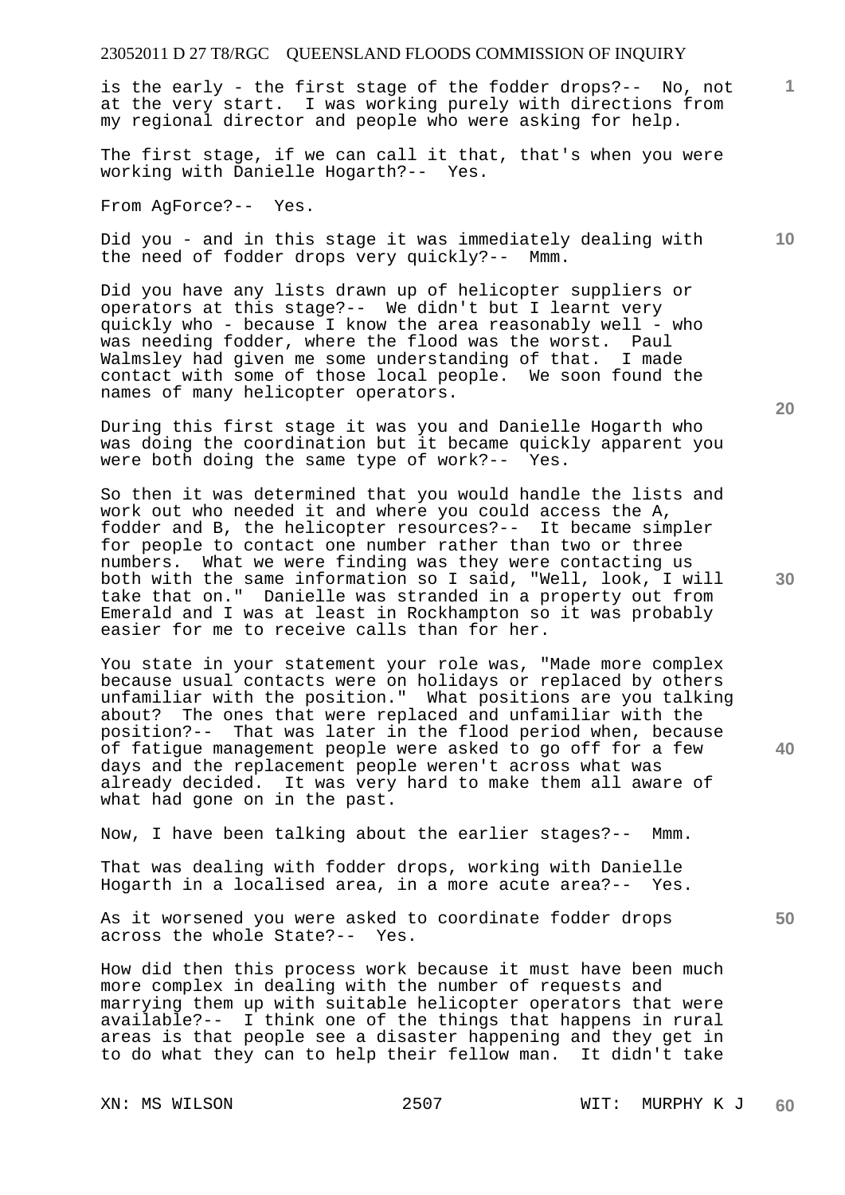is the early - the first stage of the fodder drops?-- No, not at the very start. I was working purely with directions from my regional director and people who were asking for help.

The first stage, if we can call it that, that's when you were working with Danielle Hogarth?-- Yes.

From AgForce?-- Yes.

Did you - and in this stage it was immediately dealing with the need of fodder drops very quickly?-- Mmm.

Did you have any lists drawn up of helicopter suppliers or operators at this stage?-- We didn't but I learnt very quickly who - because I know the area reasonably well - who was needing fodder, where the flood was the worst. Paul Walmsley had given me some understanding of that. I made contact with some of those local people. We soon found the names of many helicopter operators.

During this first stage it was you and Danielle Hogarth who was doing the coordination but it became quickly apparent you were both doing the same type of work?-- Yes.

So then it was determined that you would handle the lists and work out who needed it and where you could access the A, fodder and B, the helicopter resources?-- It became simpler for people to contact one number rather than two or three numbers. What we were finding was they were contacting us both with the same information so I said, "Well, look, I will take that on." Danielle was stranded in a property out from Emerald and I was at least in Rockhampton so it was probably easier for me to receive calls than for her.

You state in your statement your role was, "Made more complex because usual contacts were on holidays or replaced by others unfamiliar with the position." What positions are you talking about? The ones that were replaced and unfamiliar with the position?-- That was later in the flood period when, because of fatigue management people were asked to go off for a few days and the replacement people weren't across what was already decided. It was very hard to make them all aware of what had gone on in the past.

Now, I have been talking about the earlier stages?-- Mmm.

That was dealing with fodder drops, working with Danielle Hogarth in a localised area, in a more acute area?-- Yes.

As it worsened you were asked to coordinate fodder drops across the whole State?-- Yes.

How did then this process work because it must have been much more complex in dealing with the number of requests and marrying them up with suitable helicopter operators that were available?-- I think one of the things that happens in rural areas is that people see a disaster happening and they get in to do what they can to help their fellow man. It didn't take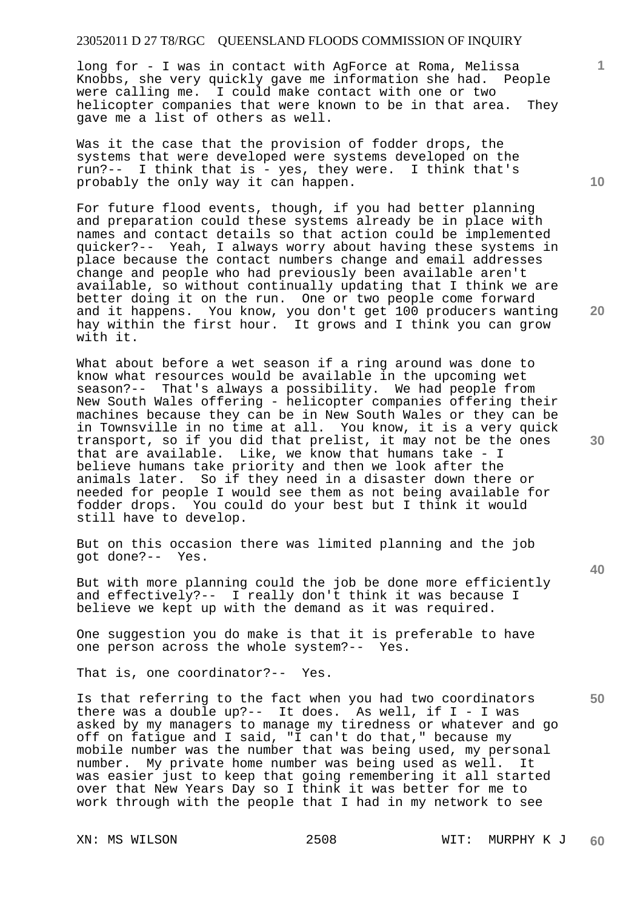long for - I was in contact with AgForce at Roma, Melissa Knobbs, she very quickly gave me information she had. People were calling me. I could make contact with one or two helicopter companies that were known to be in that area. They gave me a list of others as well.

Was it the case that the provision of fodder drops, the systems that were developed were systems developed on the run?-- I think that is - yes, they were. I think that's probably the only way it can happen.

For future flood events, though, if you had better planning and preparation could these systems already be in place with names and contact details so that action could be implemented quicker?-- Yeah, I always worry about having these systems in place because the contact numbers change and email addresses change and people who had previously been available aren't available, so without continually updating that I think we are better doing it on the run. One or two people come forward and it happens. You know, you don't get 100 producers wanting hay within the first hour. It grows and I think you can grow with it.

What about before a wet season if a ring around was done to know what resources would be available in the upcoming wet season?-- That's always a possibility. We had people from New South Wales offering - helicopter companies offering their machines because they can be in New South Wales or they can be in Townsville in no time at all. You know, it is a very quick transport, so if you did that prelist, it may not be the ones that are available. Like, we know that humans take - I believe humans take priority and then we look after the animals later. So if they need in a disaster down there or needed for people I would see them as not being available for fodder drops. You could do your best but I think it would still have to develop.

But on this occasion there was limited planning and the job got done?-- Yes.

But with more planning could the job be done more efficiently and effectively?-- I really don't think it was because I believe we kept up with the demand as it was required.

One suggestion you do make is that it is preferable to have one person across the whole system?-- Yes.

That is, one coordinator?-- Yes.

Is that referring to the fact when you had two coordinators there was a double up?-- It does. As well, if I - I was asked by my managers to manage my tiredness or whatever and go off on fatigue and I said, "I can't do that," because my mobile number was the number that was being used, my personal number. My private home number was being used as well. It was easier just to keep that going remembering it all started over that New Years Day so I think it was better for me to work through with the people that I had in my network to see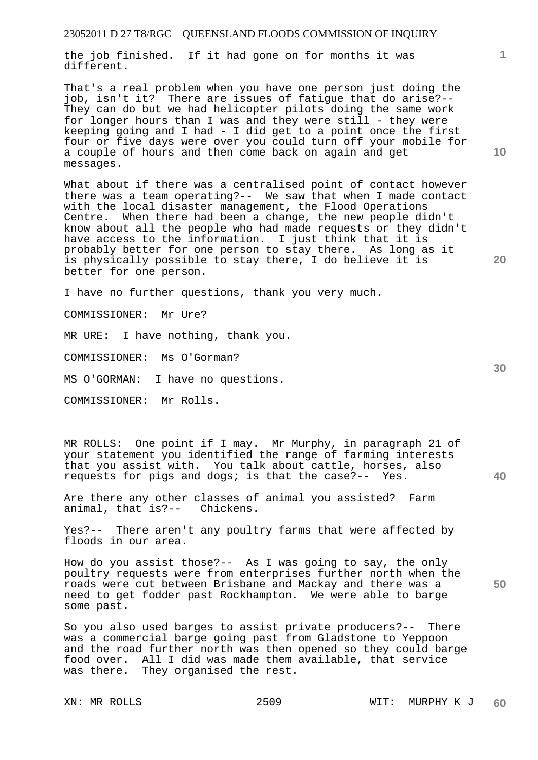the job finished. If it had gone on for months it was different.

That's a real problem when you have one person just doing the job, isn't it? There are issues of fatigue that do arise?-- They can do but we had helicopter pilots doing the same work for longer hours than I was and they were still - they were keeping going and I had - I did get to a point once the first four or five days were over you could turn off your mobile for a couple of hours and then come back on again and get messages.

What about if there was a centralised point of contact however there was a team operating?-- We saw that when I made contact with the local disaster management, the Flood Operations Centre. When there had been a change, the new people didn't know about all the people who had made requests or they didn't have access to the information. I just think that it is probably better for one person to stay there. As long as it is physically possible to stay there, I do believe it is better for one person.

I have no further questions, thank you very much.

COMMISSIONER: Mr Ure?

MR URE: I have nothing, thank you.

COMMISSIONER: Ms O'Gorman?

MS O'GORMAN: I have no questions.

COMMISSIONER: Mr Rolls.

MR ROLLS: One point if I may. Mr Murphy, in paragraph 21 of your statement you identified the range of farming interests that you assist with. You talk about cattle, horses, also requests for pigs and dogs; is that the case?-- Yes.

Are there any other classes of animal you assisted? Farm animal, that is?-- Chickens.

Yes?-- There aren't any poultry farms that were affected by floods in our area.

How do you assist those?-- As I was going to say, the only poultry requests were from enterprises further north when the roads were cut between Brisbane and Mackay and there was a need to get fodder past Rockhampton. We were able to barge some past.

So you also used barges to assist private producers?-- There was a commercial barge going past from Gladstone to Yeppoon and the road further north was then opened so they could barge food over. All I did was made them available, that service was there. They organised the rest.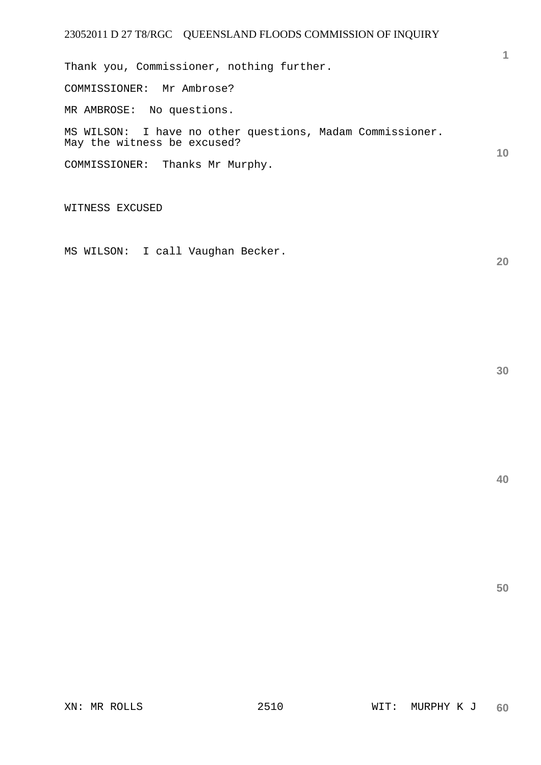Thank you, Commissioner, nothing further.

COMMISSIONER: Mr Ambrose?

MR AMBROSE: No questions.

MS WILSON: I have no other questions, Madam Commissioner. May the witness be excused?

COMMISSIONER: Thanks Mr Murphy.

WITNESS EXCUSED

MS WILSON: I call Vaughan Becker.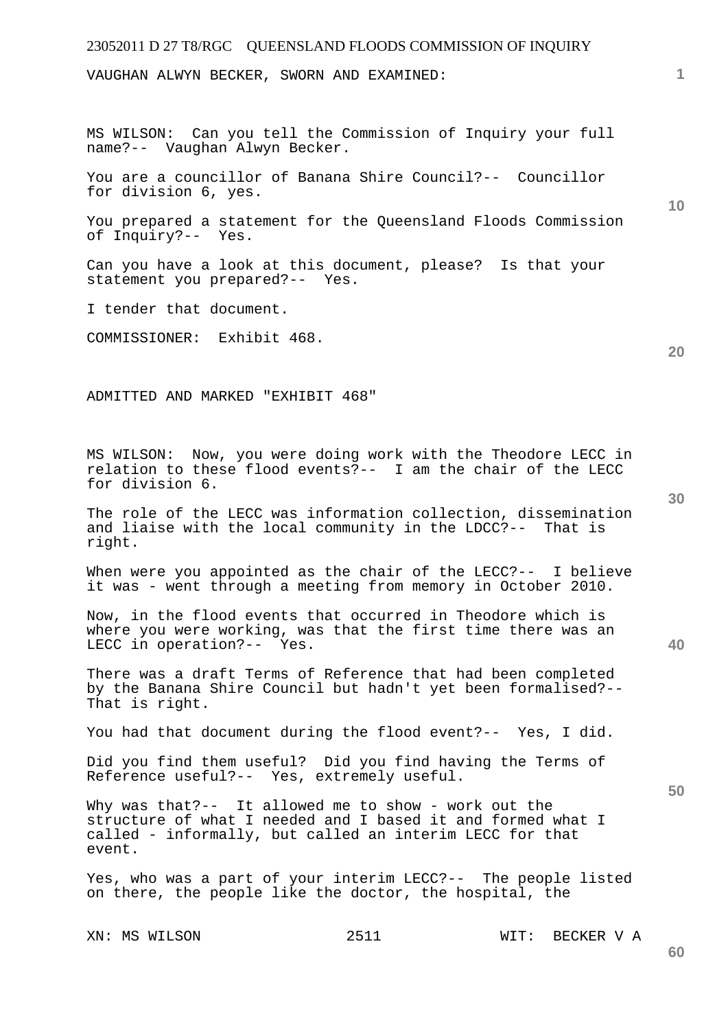VAUGHAN ALWYN BECKER, SWORN AND EXAMINED:

MS WILSON: Can you tell the Commission of Inquiry your full name?-- Vaughan Alwyn Becker.

You are a councillor of Banana Shire Council?-- Councillor for division 6, yes.

You prepared a statement for the Queensland Floods Commission of Inquiry?-- Yes.

Can you have a look at this document, please? Is that your statement you prepared?-- Yes.

I tender that document.

COMMISSIONER: Exhibit 468.

ADMITTED AND MARKED "EXHIBIT 468"

MS WILSON: Now, you were doing work with the Theodore LECC in relation to these flood events?-- I am the chair of the LECC for division 6.

The role of the LECC was information collection, dissemination and liaise with the local community in the LDCC?-- That is right.

When were you appointed as the chair of the LECC?-- I believe it was - went through a meeting from memory in October 2010.

Now, in the flood events that occurred in Theodore which is where you were working, was that the first time there was an LECC in operation?-- Yes.

There was a draft Terms of Reference that had been completed by the Banana Shire Council but hadn't yet been formalised?-- That is right.

You had that document during the flood event?-- Yes, I did.

Did you find them useful? Did you find having the Terms of Reference useful?-- Yes, extremely useful.

Why was that?-- It allowed me to show - work out the structure of what I needed and I based it and formed what I called - informally, but called an interim LECC for that event.

Yes, who was a part of your interim LECC?-- The people listed on there, the people like the doctor, the hospital, the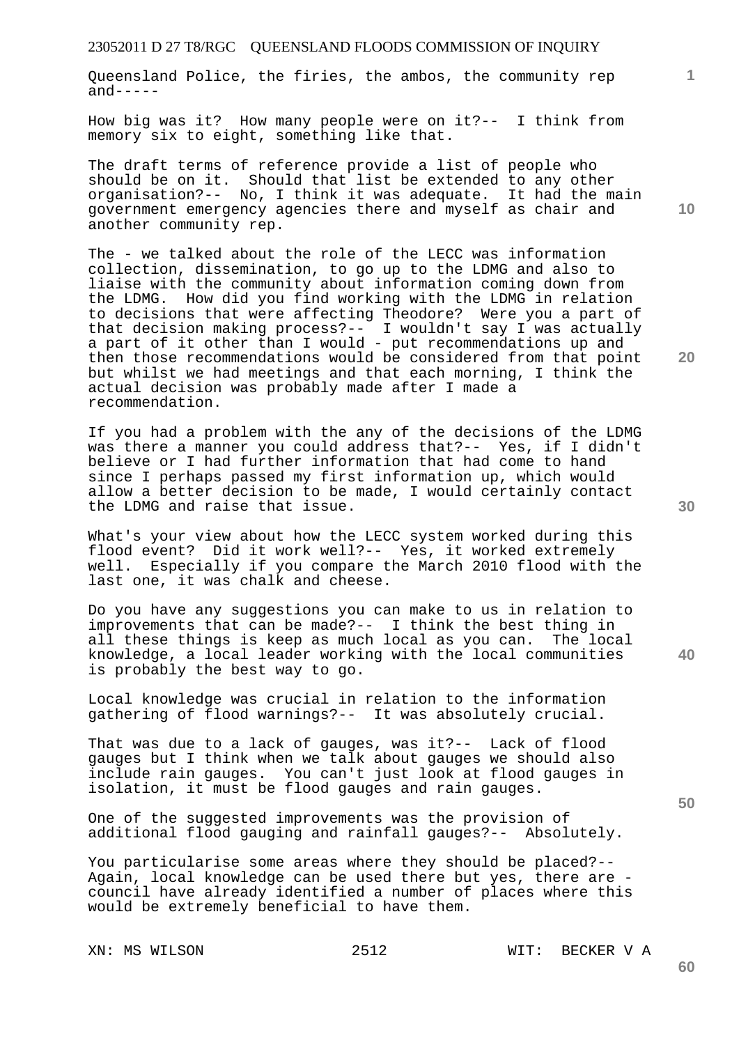Queensland Police, the firies, the ambos, the community rep and-----

How big was it? How many people were on it?-- I think from memory six to eight, something like that.

The draft terms of reference provide a list of people who should be on it. Should that list be extended to any other organisation?-- No, I think it was adequate. It had the main government emergency agencies there and myself as chair and another community rep.

The - we talked about the role of the LECC was information collection, dissemination, to go up to the LDMG and also to liaise with the community about information coming down from the LDMG. How did you find working with the LDMG in relation to decisions that were affecting Theodore? Were you a part of that decision making process?-- I wouldn't say I was actually a part of it other than I would - put recommendations up and then those recommendations would be considered from that point but whilst we had meetings and that each morning, I think the actual decision was probably made after I made a recommendation.

If you had a problem with the any of the decisions of the LDMG was there a manner you could address that?-- Yes, if I didn't believe or I had further information that had come to hand since I perhaps passed my first information up, which would allow a better decision to be made, I would certainly contact the LDMG and raise that issue.

What's your view about how the LECC system worked during this flood event? Did it work well?-- Yes, it worked extremely well. Especially if you compare the March 2010 flood with the last one, it was chalk and cheese.

Do you have any suggestions you can make to us in relation to improvements that can be made?-- I think the best thing in all these things is keep as much local as you can. The local knowledge, a local leader working with the local communities is probably the best way to go.

Local knowledge was crucial in relation to the information gathering of flood warnings?-- It was absolutely crucial.

That was due to a lack of gauges, was it?-- Lack of flood gauges but I think when we talk about gauges we should also include rain gauges. You can't just look at flood gauges in isolation, it must be flood gauges and rain gauges.

One of the suggested improvements was the provision of additional flood gauging and rainfall gauges?-- Absolutely.

You particularise some areas where they should be placed?-- Again, local knowledge can be used there but yes, there are - council have already identified a number of places where this would be extremely beneficial to have them.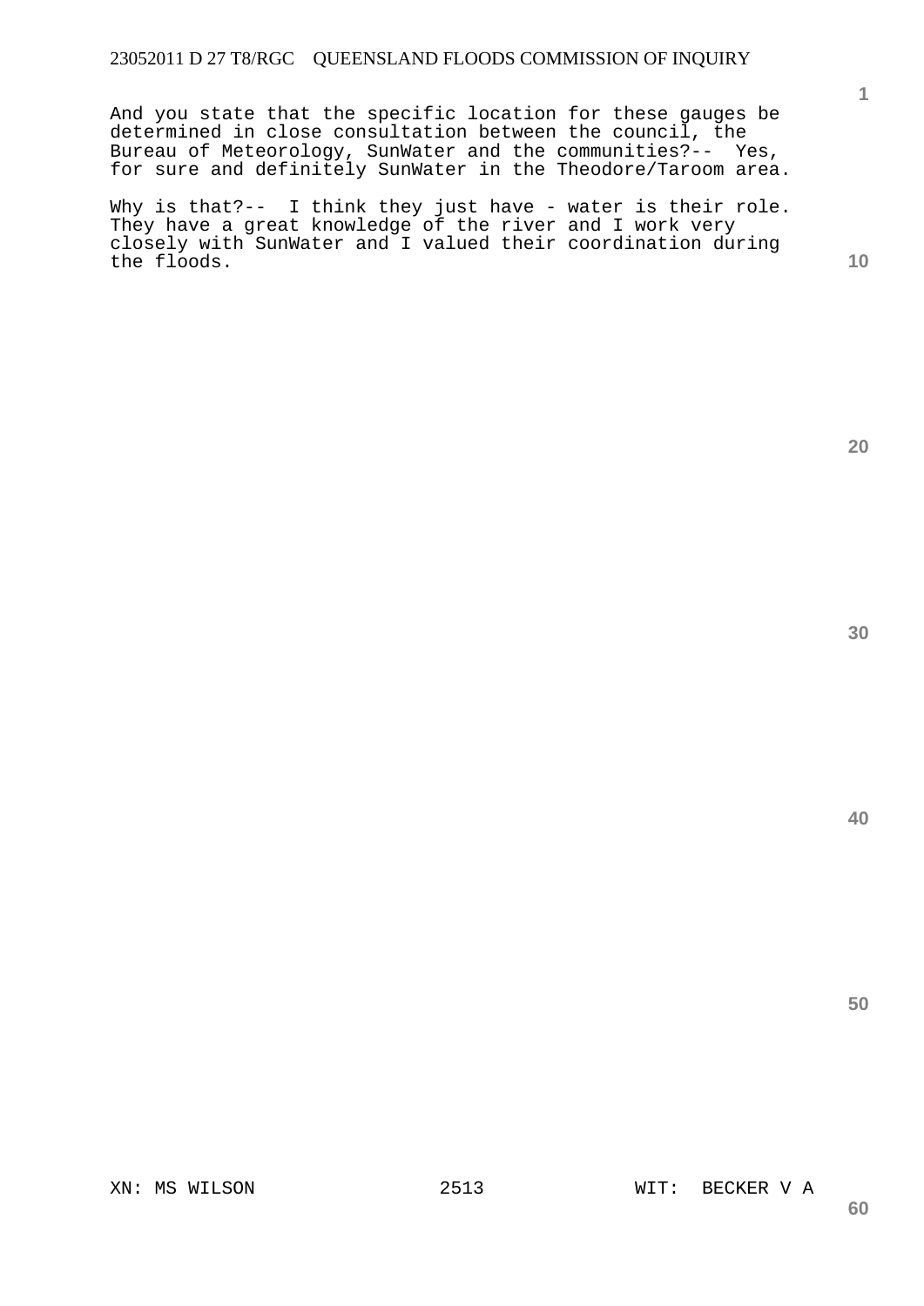And you state that the specific location for these gauges be determined in close consultation between the council, the Bureau of Meteorology, SunWater and the communities?-- Yes, for sure and definitely SunWater in the Theodore/Taroom area.

Why is that?-- I think they just have - water is their role. They have a great knowledge of the river and I work very closely with SunWater and I valued their coordination during the floods.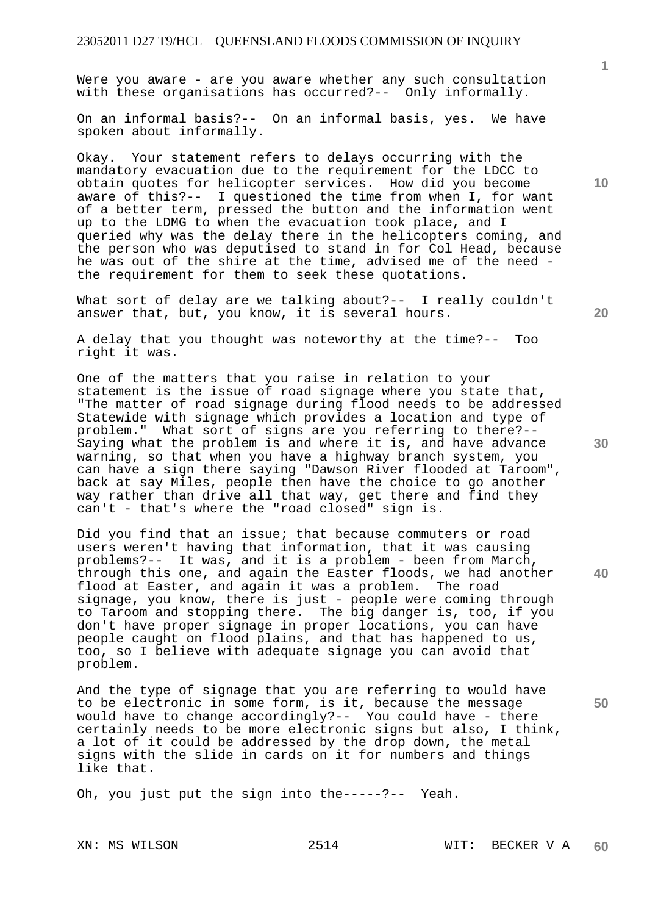Were you aware - are you aware whether any such consultation with these organisations has occurred?-- Only informally.

On an informal basis?-- On an informal basis, yes. We have spoken about informally.

Okay. Your statement refers to delays occurring with the mandatory evacuation due to the requirement for the LDCC to obtain quotes for helicopter services. How did you become aware of this?-- I questioned the time from when I, for want of a better term, pressed the button and the information went up to the LDMG to when the evacuation took place, and I queried why was the delay there in the helicopters coming, and the person who was deputised to stand in for Col Head, because he was out of the shire at the time, advised me of the need - the requirement for them to seek these quotations.

What sort of delay are we talking about?-- I really couldn't answer that, but, you know, it is several hours.

A delay that you thought was noteworthy at the time?-- Too right it was.

One of the matters that you raise in relation to your statement is the issue of road signage where you state that, "The matter of road signage during flood needs to be addressed Statewide with signage which provides a location and type of problem." What sort of signs are you referring to there?-- Saying what the problem is and where it is, and have advance warning, so that when you have a highway branch system, you can have a sign there saying "Dawson River flooded at Taroom", back at say Miles, people then have the choice to go another way rather than drive all that way, get there and find they can't - that's where the "road closed" sign is.

Did you find that an issue; that because commuters or road users weren't having that information, that it was causing problems?-- It was, and it is a problem - been from March, through this one, and again the Easter floods, we had another flood at Easter, and again it was a problem. The road signage, you know, there is just - people were coming through to Taroom and stopping there. The big danger is, too, if you don't have proper signage in proper locations, you can have people caught on flood plains, and that has happened to us, too, so I believe with adequate signage you can avoid that problem.

And the type of signage that you are referring to would have to be electronic in some form, is it, because the message would have to change accordingly?-- You could have - there certainly needs to be more electronic signs but also, I think, a lot of it could be addressed by the drop down, the metal signs with the slide in cards on it for numbers and things like that.

Oh, you just put the sign into the-----?-- Yeah.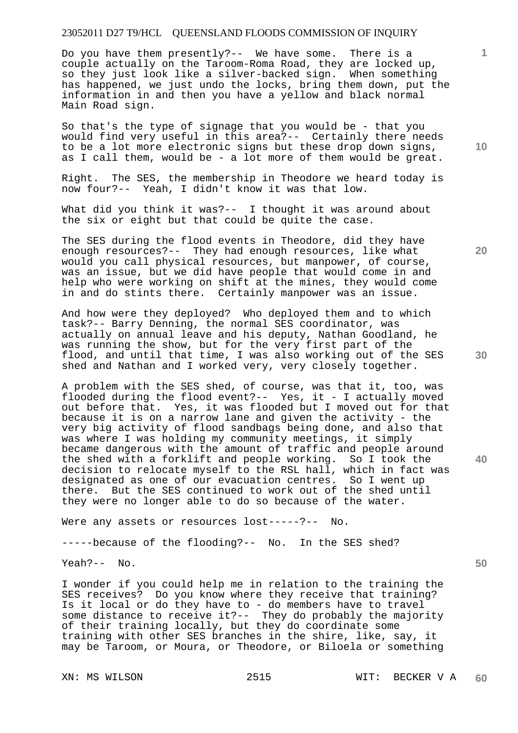Do you have them presently?-- We have some. There is a couple actually on the Taroom-Roma Road, they are locked up, so they just look like a silver-backed sign. When something has happened, we just undo the locks, bring them down, put the information in and then you have a yellow and black normal Main Road sign.

So that's the type of signage that you would be - that you would find very useful in this area?-- Certainly there needs to be a lot more electronic signs but these drop down signs, as I call them, would be - a lot more of them would be great.

Right. The SES, the membership in Theodore we heard today is now four?-- Yeah, I didn't know it was that low.

What did you think it was?-- I thought it was around about the six or eight but that could be quite the case.

The SES during the flood events in Theodore, did they have enough resources?-- They had enough resources, like what would you call physical resources, but manpower, of course, was an issue, but we did have people that would come in and help who were working on shift at the mines, they would come in and do stints there. Certainly manpower was an issue.

And how were they deployed? Who deployed them and to which task?-- Barry Denning, the normal SES coordinator, was actually on annual leave and his deputy, Nathan Goodland, he was running the show, but for the very first part of the flood, and until that time, I was also working out of the SES shed and Nathan and I worked very, very closely together.

A problem with the SES shed, of course, was that it, too, was flooded during the flood event?-- Yes, it - I actually moved out before that. Yes, it was flooded but I moved out for that because it is on a narrow lane and given the activity - the very big activity of flood sandbags being done, and also that was where I was holding my community meetings, it simply became dangerous with the amount of traffic and people around the shed with a forklift and people working. So I took the decision to relocate myself to the RSL hall, which in fact was designated as one of our evacuation centres. So I went up there. But the SES continued to work out of the shed until they were no longer able to do so because of the water.

Were any assets or resources lost-----?-- No.

-----because of the flooding?-- No. In the SES shed?

Yeah?-- No.

I wonder if you could help me in relation to the training the SES receives? Do you know where they receive that training? Is it local or do they have to - do members have to travel some distance to receive it?-- They do probably the majority of their training locally, but they do coordinate some training with other SES branches in the shire, like, say, it may be Taroom, or Moura, or Theodore, or Biloela or something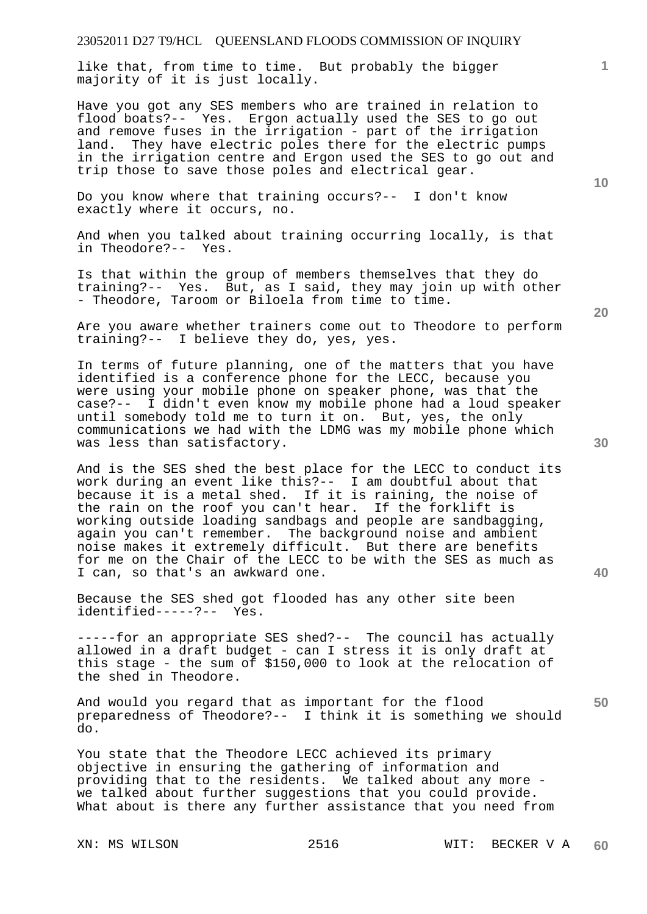like that, from time to time. But probably the bigger majority of it is just locally.

Have you got any SES members who are trained in relation to flood boats?-- Yes. Ergon actually used the SES to go out and remove fuses in the irrigation - part of the irrigation land. They have electric poles there for the electric pumps in the irrigation centre and Ergon used the SES to go out and trip those to save those poles and electrical gear.

Do you know where that training occurs?-- I don't know exactly where it occurs, no.

And when you talked about training occurring locally, is that in Theodore?-- Yes.

Is that within the group of members themselves that they do training?-- Yes. But, as I said, they may join up with other - Theodore, Taroom or Biloela from time to time.

Are you aware whether trainers come out to Theodore to perform training?-- I believe they do, yes, yes.

In terms of future planning, one of the matters that you have identified is a conference phone for the LECC, because you were using your mobile phone on speaker phone, was that the case?-- I didn't even know my mobile phone had a loud speaker until somebody told me to turn it on. But, yes, the only communications we had with the LDMG was my mobile phone which was less than satisfactory.

And is the SES shed the best place for the LECC to conduct its work during an event like this?-- I am doubtful about that because it is a metal shed. If it is raining, the noise of the rain on the roof you can't hear. If the forklift is working outside loading sandbags and people are sandbagging, again you can't remember. The background noise and ambient noise makes it extremely difficult. But there are benefits for me on the Chair of the LECC to be with the SES as much as I can, so that's an awkward one.

Because the SES shed got flooded has any other site been identified-----?-- Yes.

-----for an appropriate SES shed?-- The council has actually allowed in a draft budget - can I stress it is only draft at this stage - the sum of $150,000 to look at the relocation of the shed in Theodore.

And would you regard that as important for the flood preparedness of Theodore?-- I think it is something we should do.

You state that the Theodore LECC achieved its primary objective in ensuring the gathering of information and providing that to the residents. We talked about any more - we talked about further suggestions that you could provide. What about is there any further assistance that you need from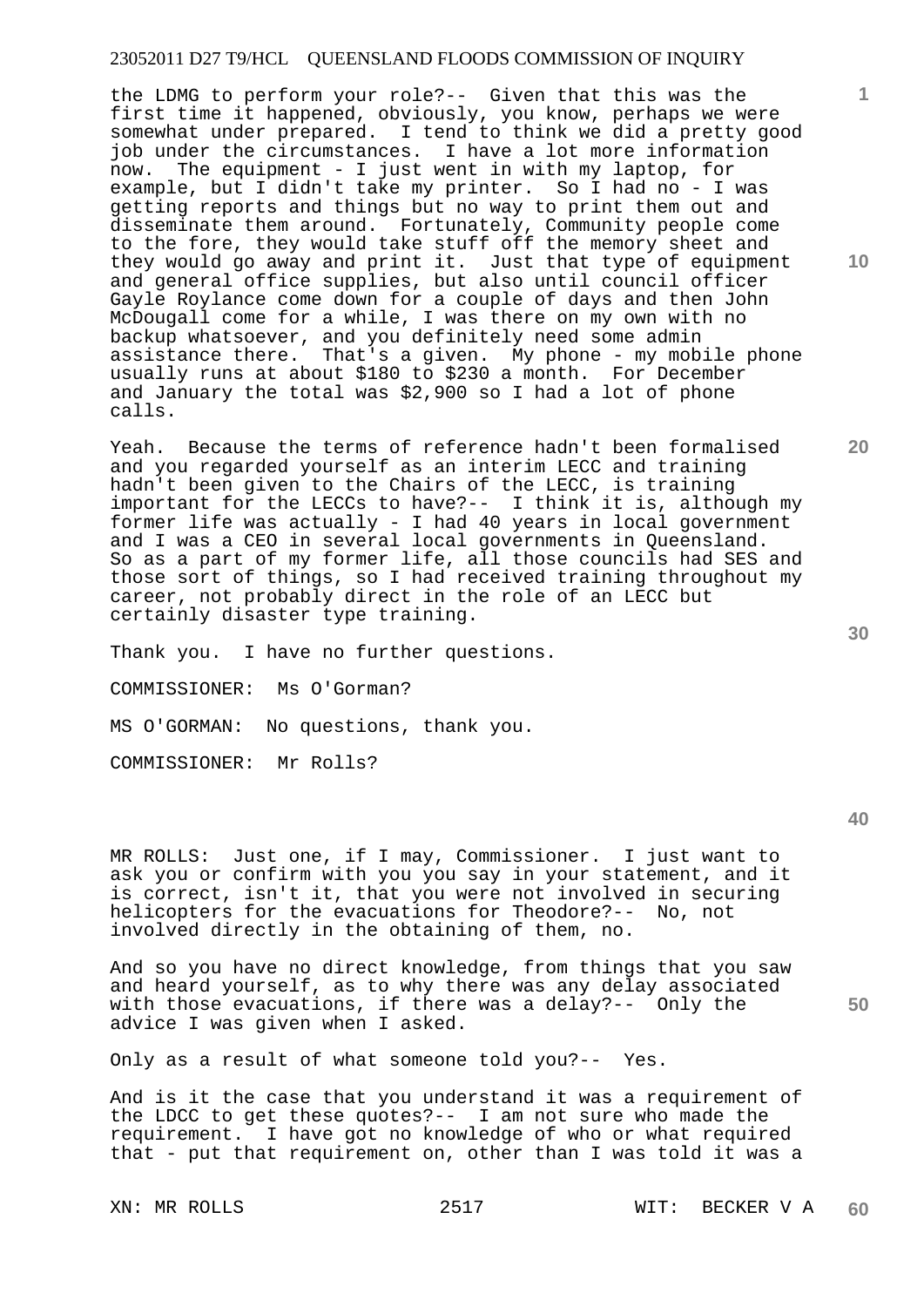the LDMG to perform your role?-- Given that this was the first time it happened, obviously, you know, perhaps we were somewhat under prepared. I tend to think we did a pretty good job under the circumstances. I have a lot more information now. The equipment - I just went in with my laptop, for example, but I didn't take my printer. So I had no - I was getting reports and things but no way to print them out and disseminate them around. Fortunately, Community people come to the fore, they would take stuff off the memory sheet and they would go away and print it. Just that type of equipment and general office supplies, but also until council officer Gayle Roylance come down for a couple of days and then John McDougall come for a while, I was there on my own with no backup whatsoever, and you definitely need some admin assistance there. That's a given. My phone - my mobile phone usually runs at about $180 to $230 a month. For December and January the total was $2,900 so I had a lot of phone calls.

Yeah. Because the terms of reference hadn't been formalised and you regarded yourself as an interim LECC and training hadn't been given to the Chairs of the LECC, is training important for the LECCs to have?-- I think it is, although my former life was actually - I had 40 years in local government and I was a CEO in several local governments in Queensland. So as a part of my former life, all those councils had SES and those sort of things, so I had received training throughout my career, not probably direct in the role of an LECC but certainly disaster type training.

Thank you. I have no further questions.

COMMISSIONER: Ms O'Gorman?

MS O'GORMAN: No questions, thank you.

COMMISSIONER: Mr Rolls?

MR ROLLS: Just one, if I may, Commissioner. I just want to ask you or confirm with you you say in your statement, and it is correct, isn't it, that you were not involved in securing helicopters for the evacuations for Theodore?-- No, not involved directly in the obtaining of them, no.

And so you have no direct knowledge, from things that you saw and heard yourself, as to why there was any delay associated with those evacuations, if there was a delay?-- Only the advice I was given when I asked.

Only as a result of what someone told you?-- Yes.

And is it the case that you understand it was a requirement of the LDCC to get these quotes?-- I am not sure who made the requirement. I have got no knowledge of who or what required that - put that requirement on, other than I was told it was a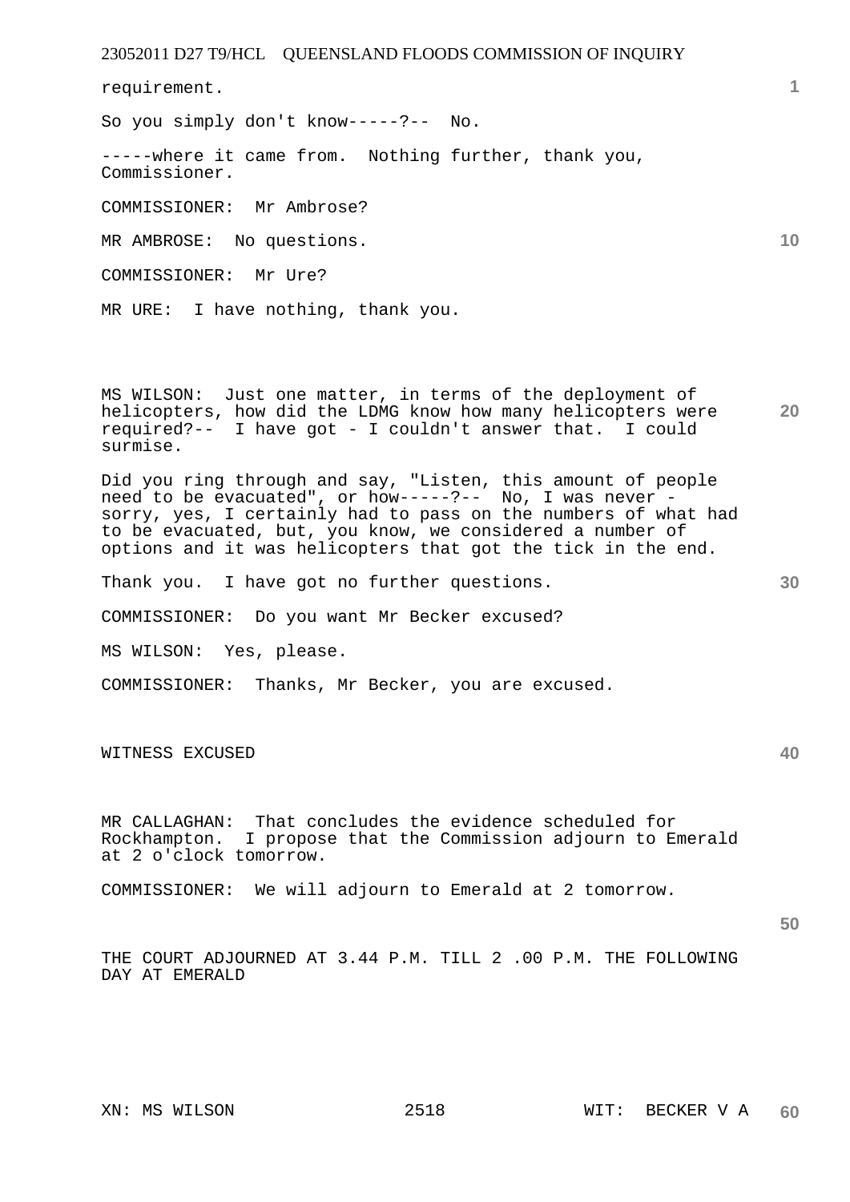requirement.

So you simply don't know-----?-- No.

-----where it came from. Nothing further, thank you, Commissioner.

COMMISSIONER: Mr Ambrose?

MR AMBROSE: No questions.

COMMISSIONER: Mr Ure?

MR URE: I have nothing, thank you.

MS WILSON: Just one matter, in terms of the deployment of helicopters, how did the LDMG know how many helicopters were required?-- I have got - I couldn't answer that. I could surmise.

Did you ring through and say, "Listen, this amount of people need to be evacuated", or how-----?-- No, I was never - sorry, yes, I certainly had to pass on the numbers of what had to be evacuated, but, you know, we considered a number of options and it was helicopters that got the tick in the end.

Thank you. I have got no further questions.

COMMISSIONER: Do you want Mr Becker excused?

MS WILSON: Yes, please.

COMMISSIONER: Thanks, Mr Becker, you are excused.

WITNESS EXCUSED

MR CALLAGHAN: That concludes the evidence scheduled for Rockhampton. I propose that the Commission adjourn to Emerald at 2 o'clock tomorrow.

COMMISSIONER: We will adjourn to Emerald at 2 tomorrow.

THE COURT ADJOURNED AT 3.44 P.M. TILL 2 .00 P.M. THE FOLLOWING DAY AT EMERALD